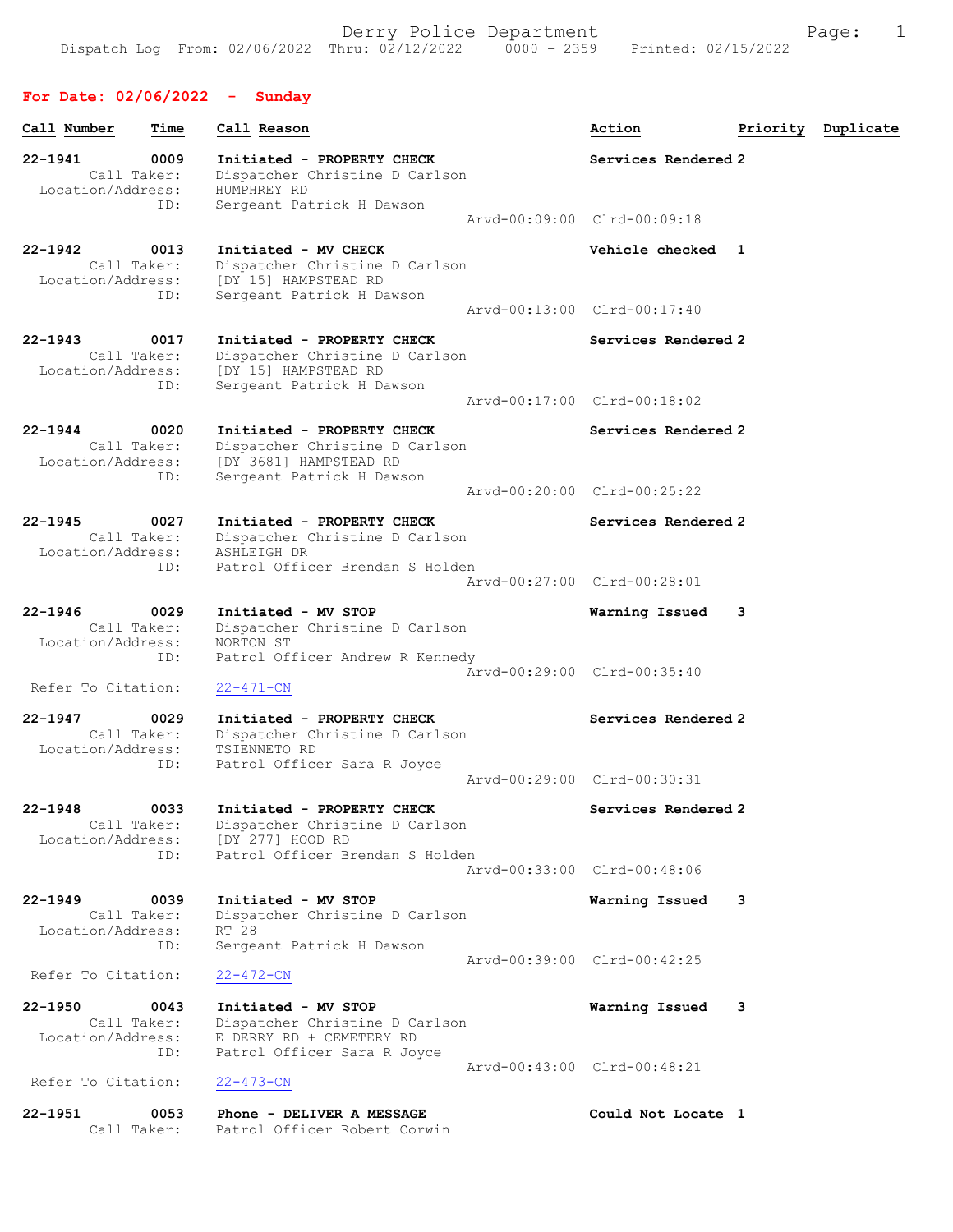# Derry Police Department

Dispatch Log From: 02/06/2022 Thru: 02/12/2022 0000 - 2359 Printed: 02/15/2022

## For Date: 02/06/2022 - Sunday

| Call Number | Time | Call Reason | Action | Priority | Duplicate |
|---|---|---|---|---|---|

**22-1941** 0009 Initiated - PROPERTY CHECK — Services Rendered 2
Call Taker: Dispatcher Christine D Carlson
Location/Address: HUMPHREY RD
ID: Sergeant Patrick H Dawson
Arvd-00:09:00 Clrd-00:09:18

**22-1942** 0013 Initiated - MV CHECK — Vehicle checked 1
Call Taker: Dispatcher Christine D Carlson
Location/Address: [DY 15] HAMPSTEAD RD
ID: Sergeant Patrick H Dawson
Arvd-00:13:00 Clrd-00:17:40

**22-1943** 0017 Initiated - PROPERTY CHECK — Services Rendered 2
Call Taker: Dispatcher Christine D Carlson
Location/Address: [DY 15] HAMPSTEAD RD
ID: Sergeant Patrick H Dawson
Arvd-00:17:00 Clrd-00:18:02

**22-1944** 0020 Initiated - PROPERTY CHECK — Services Rendered 2
Call Taker: Dispatcher Christine D Carlson
Location/Address: [DY 3681] HAMPSTEAD RD
ID: Sergeant Patrick H Dawson
Arvd-00:20:00 Clrd-00:25:22

**22-1945** 0027 Initiated - PROPERTY CHECK — Services Rendered 2
Call Taker: Dispatcher Christine D Carlson
Location/Address: ASHLEIGH DR
ID: Patrol Officer Brendan S Holden
Arvd-00:27:00 Clrd-00:28:01

**22-1946** 0029 Initiated - MV STOP — Warning Issued 3
Call Taker: Dispatcher Christine D Carlson
Location/Address: NORTON ST
ID: Patrol Officer Andrew R Kennedy
Arvd-00:29:00 Clrd-00:35:40
Refer To Citation: 22-471-CN

**22-1947** 0029 Initiated - PROPERTY CHECK — Services Rendered 2
Call Taker: Dispatcher Christine D Carlson
Location/Address: TSIENNETO RD
ID: Patrol Officer Sara R Joyce
Arvd-00:29:00 Clrd-00:30:31

**22-1948** 0033 Initiated - PROPERTY CHECK — Services Rendered 2
Call Taker: Dispatcher Christine D Carlson
Location/Address: [DY 277] HOOD RD
ID: Patrol Officer Brendan S Holden
Arvd-00:33:00 Clrd-00:48:06

**22-1949** 0039 Initiated - MV STOP — Warning Issued 3
Call Taker: Dispatcher Christine D Carlson
Location/Address: RT 28
ID: Sergeant Patrick H Dawson
Arvd-00:39:00 Clrd-00:42:25
Refer To Citation: 22-472-CN

**22-1950** 0043 Initiated - MV STOP — Warning Issued 3
Call Taker: Dispatcher Christine D Carlson
Location/Address: E DERRY RD + CEMETERY RD
ID: Patrol Officer Sara R Joyce
Arvd-00:43:00 Clrd-00:48:21
Refer To Citation: 22-473-CN

**22-1951** 0053 Phone - DELIVER A MESSAGE — Could Not Locate 1
Call Taker: Patrol Officer Robert Corwin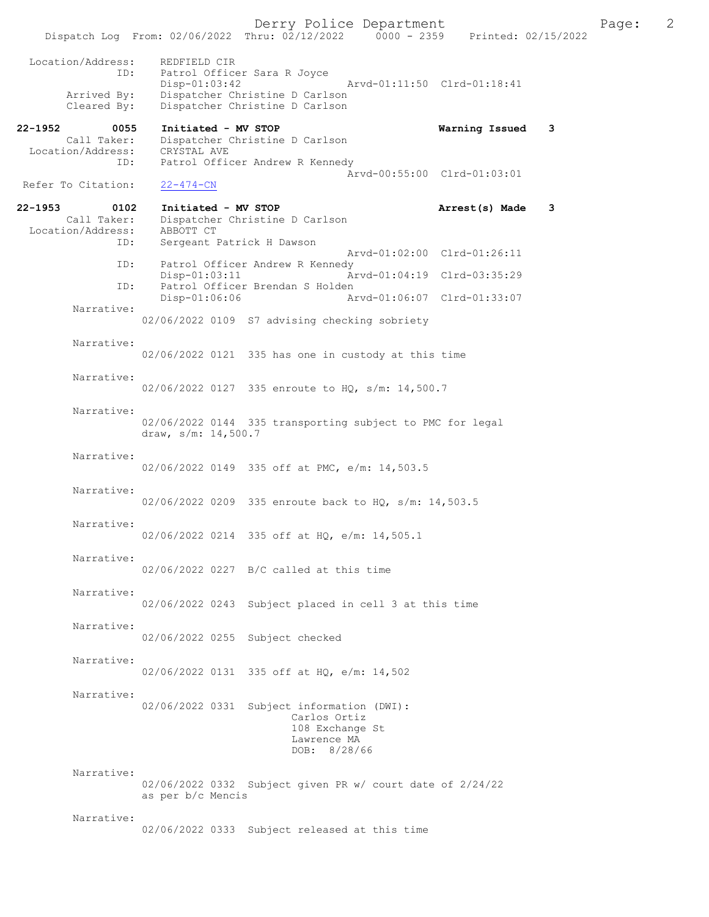Location/Address: REDFIELD CIR
ID: Patrol Officer Sara R Joyce
Disp-01:03:42 Arvd-01:11:50 Clrd-01:18:41
Arrived By: Dispatcher Christine D Carlson
Cleared By: Dispatcher Christine D Carlson

**22-1952 0055 Initiated - MV STOP Warning Issued 3**
Call Taker: Dispatcher Christine D Carlson
Location/Address: CRYSTAL AVE
ID: Patrol Officer Andrew R Kennedy
Arvd-00:55:00 Clrd-01:03:01
Refer To Citation: 22-474-CN

**22-1953 0102 Initiated - MV STOP Arrest(s) Made 3**
Call Taker: Dispatcher Christine D Carlson
Location/Address: ABBOTT CT
ID: Sergeant Patrick H Dawson
Arvd-01:02:00 Clrd-01:26:11
ID: Patrol Officer Andrew R Kennedy
Disp-01:03:11 Arvd-01:04:19 Clrd-03:35:29
ID: Patrol Officer Brendan S Holden
Disp-01:06:06 Arvd-01:06:07 Clrd-01:33:07

Narrative:
02/06/2022 0109 S7 advising checking sobriety

Narrative:
02/06/2022 0121 335 has one in custody at this time

Narrative:
02/06/2022 0127 335 enroute to HQ, s/m: 14,500.7

Narrative:
02/06/2022 0144 335 transporting subject to PMC for legal draw, s/m: 14,500.7

Narrative:
02/06/2022 0149 335 off at PMC, e/m: 14,503.5

Narrative:
02/06/2022 0209 335 enroute back to HQ, s/m: 14,503.5

Narrative:
02/06/2022 0214 335 off at HQ, e/m: 14,505.1

Narrative:
02/06/2022 0227 B/C called at this time

Narrative:
02/06/2022 0243 Subject placed in cell 3 at this time

Narrative:
02/06/2022 0255 Subject checked

Narrative:
02/06/2022 0131 335 off at HQ, e/m: 14,502

Narrative:
02/06/2022 0331 Subject information (DWI):
Carlos Ortiz
108 Exchange St
Lawrence MA
DOB: 8/28/66

Narrative:
02/06/2022 0332 Subject given PR w/ court date of 2/24/22 as per b/c Mencis

Narrative:
02/06/2022 0333 Subject released at this time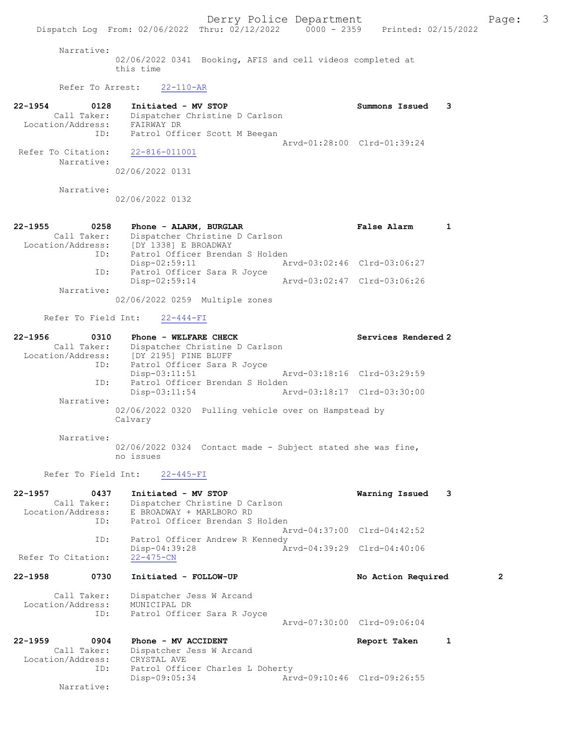Narrative:
02/06/2022 0341 Booking, AFIS and cell videos completed at this time

Refer To Arrest: 22-110-AR

**22-1954** 0128 Initiated - MV STOP — Summons Issued 3
Call Taker: Dispatcher Christine D Carlson
Location/Address: FAIRWAY DR
ID: Patrol Officer Scott M Beegan
Arvd-01:28:00 Clrd-01:39:24
Refer To Citation: 22-816-011001
Narrative:
02/06/2022 0131

Narrative:
02/06/2022 0132

**22-1955** 0258 Phone - ALARM, BURGLAR — False Alarm 1
Call Taker: Dispatcher Christine D Carlson
Location/Address: [DY 1338] E BROADWAY
ID: Patrol Officer Brendan S Holden
Disp-02:59:11 Arvd-03:02:46 Clrd-03:06:27
ID: Patrol Officer Sara R Joyce
Disp-02:59:14 Arvd-03:02:47 Clrd-03:06:26
Narrative:
02/06/2022 0259 Multiple zones

Refer To Field Int: 22-444-FI

**22-1956** 0310 Phone - WELFARE CHECK — Services Rendered 2
Call Taker: Dispatcher Christine D Carlson
Location/Address: [DY 2195] PINE BLUFF
ID: Patrol Officer Sara R Joyce
Disp-03:11:51 Arvd-03:18:16 Clrd-03:29:59
ID: Patrol Officer Brendan S Holden
Disp-03:11:54 Arvd-03:18:17 Clrd-03:30:00
Narrative:
02/06/2022 0320 Pulling vehicle over on Hampstead by Calvary

Narrative:
02/06/2022 0324 Contact made - Subject stated she was fine, no issues

Refer To Field Int: 22-445-FI

**22-1957** 0437 Initiated - MV STOP — Warning Issued 3
Call Taker: Dispatcher Christine D Carlson
Location/Address: E BROADWAY + MARLBORO RD
ID: Patrol Officer Brendan S Holden
Arvd-04:37:00 Clrd-04:42:52
ID: Patrol Officer Andrew R Kennedy
Disp-04:39:28 Arvd-04:39:29 Clrd-04:40:06
Refer To Citation: 22-475-CN

**22-1958** 0730 Initiated - FOLLOW-UP — No Action Required 2
Call Taker: Dispatcher Jess W Arcand
Location/Address: MUNICIPAL DR
ID: Patrol Officer Sara R Joyce
Arvd-07:30:00 Clrd-09:06:04

**22-1959** 0904 Phone - MV ACCIDENT — Report Taken 1
Call Taker: Dispatcher Jess W Arcand
Location/Address: CRYSTAL AVE
ID: Patrol Officer Charles L Doherty
Disp-09:05:34 Arvd-09:10:46 Clrd-09:26:55
Narrative: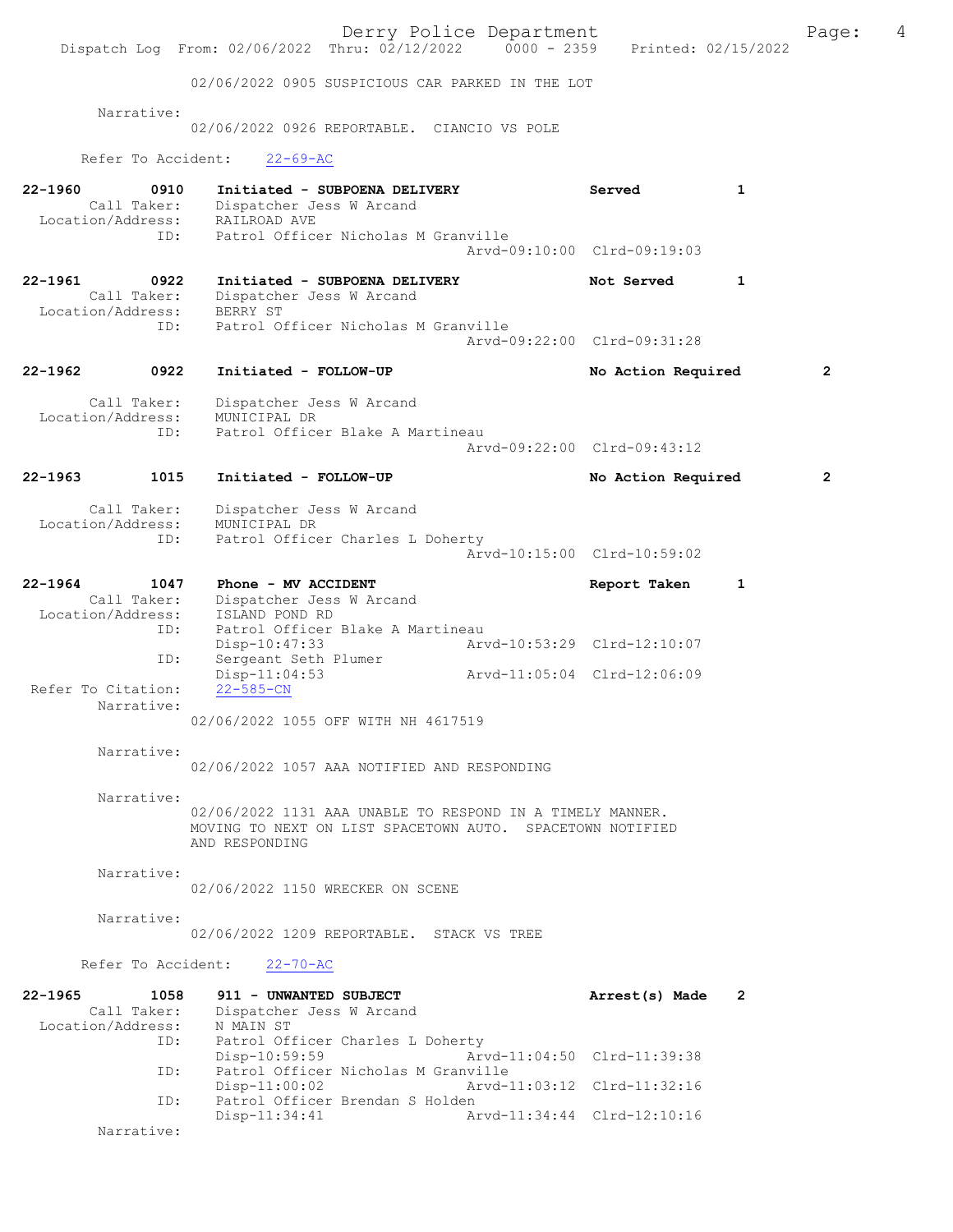Dispatch Log From: 02/06/2022 Thru: 02/12/2022 0000 - 2359 Printed: 02/15/2022

02/06/2022 0905 SUSPICIOUS CAR PARKED IN THE LOT

Narrative:
02/06/2022 0926 REPORTABLE. CIANCIO VS POLE

Refer To Accident: 22-69-AC

**22-1960 0910 Initiated - SUBPOENA DELIVERY** Served 1
Call Taker: Dispatcher Jess W Arcand
Location/Address: RAILROAD AVE
ID: Patrol Officer Nicholas M Granville
Arvd-09:10:00 Clrd-09:19:03

**22-1961 0922 Initiated - SUBPOENA DELIVERY** Not Served 1
Call Taker: Dispatcher Jess W Arcand
Location/Address: BERRY ST
ID: Patrol Officer Nicholas M Granville
Arvd-09:22:00 Clrd-09:31:28

**22-1962 0922 Initiated - FOLLOW-UP** No Action Required 2
Call Taker: Dispatcher Jess W Arcand
Location/Address: MUNICIPAL DR
ID: Patrol Officer Blake A Martineau
Arvd-09:22:00 Clrd-09:43:12

**22-1963 1015 Initiated - FOLLOW-UP** No Action Required 2
Call Taker: Dispatcher Jess W Arcand
Location/Address: MUNICIPAL DR
ID: Patrol Officer Charles L Doherty
Arvd-10:15:00 Clrd-10:59:02

**22-1964 1047 Phone - MV ACCIDENT** Report Taken 1
Call Taker: Dispatcher Jess W Arcand
Location/Address: ISLAND POND RD
ID: Patrol Officer Blake A Martineau
Disp-10:47:33 Arvd-10:53:29 Clrd-12:10:07
ID: Sergeant Seth Plumer
Disp-11:04:53 Arvd-11:05:04 Clrd-12:06:09
Refer To Citation: 22-585-CN
Narrative:
02/06/2022 1055 OFF WITH NH 4617519

Narrative:
02/06/2022 1057 AAA NOTIFIED AND RESPONDING

Narrative:
02/06/2022 1131 AAA UNABLE TO RESPOND IN A TIMELY MANNER. MOVING TO NEXT ON LIST SPACETOWN AUTO. SPACETOWN NOTIFIED AND RESPONDING

Narrative:
02/06/2022 1150 WRECKER ON SCENE

Narrative:
02/06/2022 1209 REPORTABLE. STACK VS TREE

Refer To Accident: 22-70-AC

**22-1965 1058 911 - UNWANTED SUBJECT** Arrest(s) Made 2
Call Taker: Dispatcher Jess W Arcand
Location/Address: N MAIN ST
ID: Patrol Officer Charles L Doherty
Disp-10:59:59 Arvd-11:04:50 Clrd-11:39:38
ID: Patrol Officer Nicholas M Granville
Disp-11:00:02 Arvd-11:03:12 Clrd-11:32:16
ID: Patrol Officer Brendan S Holden
Disp-11:34:41 Arvd-11:34:44 Clrd-12:10:16
Narrative: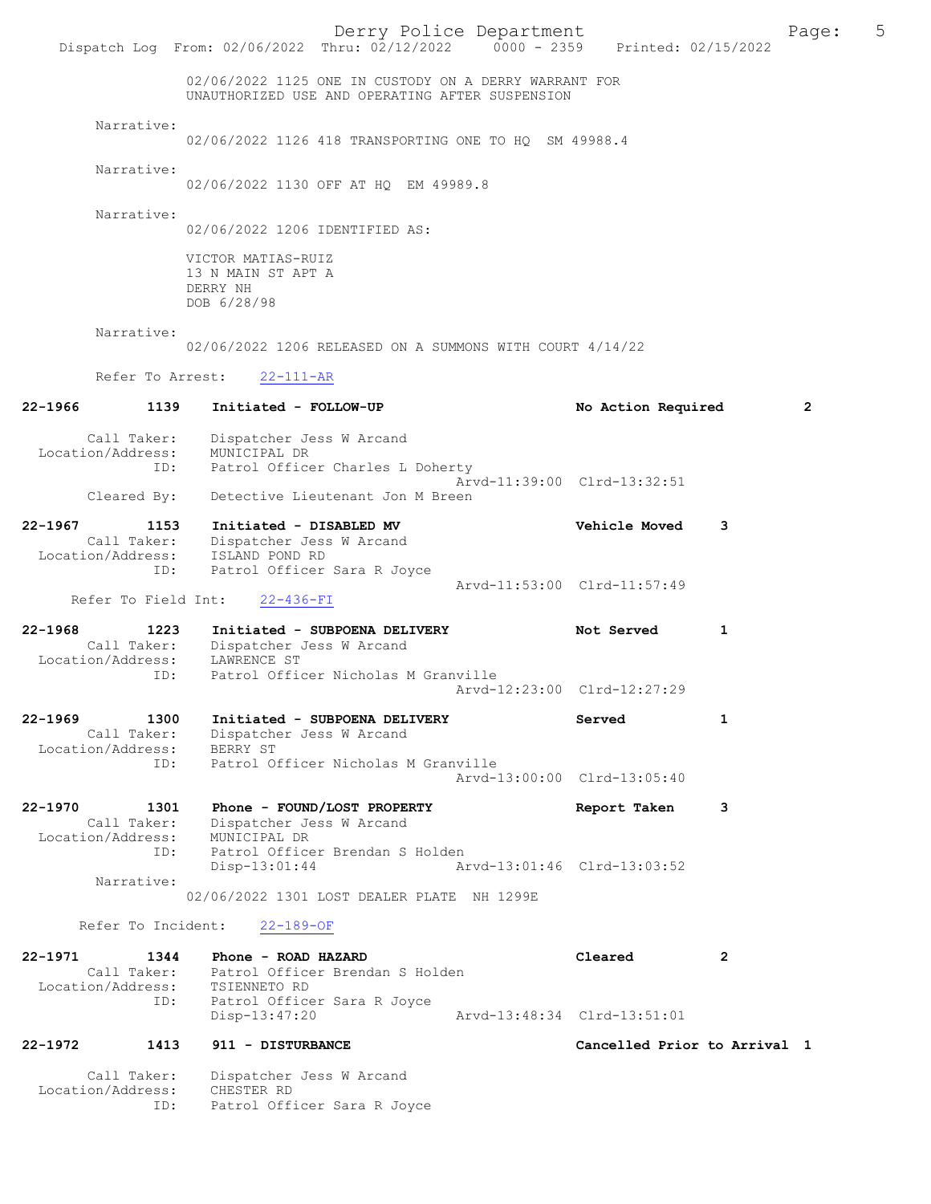02/06/2022 1125 ONE IN CUSTODY ON A DERRY WARRANT FOR UNAUTHORIZED USE AND OPERATING AFTER SUSPENSION

Narrative:
02/06/2022 1126 418 TRANSPORTING ONE TO HQ SM 49988.4

Narrative:
02/06/2022 1130 OFF AT HQ EM 49989.8

Narrative:
02/06/2022 1206 IDENTIFIED AS:

VICTOR MATIAS-RUIZ
13 N MAIN ST APT A
DERRY NH
DOB 6/28/98

Narrative:
02/06/2022 1206 RELEASED ON A SUMMONS WITH COURT 4/14/22

Refer To Arrest: 22-111-AR

**22-1966 1139 Initiated - FOLLOW-UP — No Action Required 2**

Call Taker: Dispatcher Jess W Arcand
Location/Address: MUNICIPAL DR
ID: Patrol Officer Charles L Doherty
Arvd-11:39:00 Clrd-13:32:51
Cleared By: Detective Lieutenant Jon M Breen

**22-1967 1153 Initiated - DISABLED MV — Vehicle Moved 3**

Call Taker: Dispatcher Jess W Arcand
Location/Address: ISLAND POND RD
ID: Patrol Officer Sara R Joyce
Arvd-11:53:00 Clrd-11:57:49
Refer To Field Int: 22-436-FI

**22-1968 1223 Initiated - SUBPOENA DELIVERY — Not Served 1**

Call Taker: Dispatcher Jess W Arcand
Location/Address: LAWRENCE ST
ID: Patrol Officer Nicholas M Granville
Arvd-12:23:00 Clrd-12:27:29

**22-1969 1300 Initiated - SUBPOENA DELIVERY — Served 1**

Call Taker: Dispatcher Jess W Arcand
Location/Address: BERRY ST
ID: Patrol Officer Nicholas M Granville
Arvd-13:00:00 Clrd-13:05:40

**22-1970 1301 Phone - FOUND/LOST PROPERTY — Report Taken 3**

Call Taker: Dispatcher Jess W Arcand
Location/Address: MUNICIPAL DR
ID: Patrol Officer Brendan S Holden
Disp-13:01:44 Arvd-13:01:46 Clrd-13:03:52

Narrative:
02/06/2022 1301 LOST DEALER PLATE NH 1299E

Refer To Incident: 22-189-OF

**22-1971 1344 Phone - ROAD HAZARD — Cleared 2**

Call Taker: Patrol Officer Brendan S Holden
Location/Address: TSIENNETO RD
ID: Patrol Officer Sara R Joyce
Disp-13:47:20 Arvd-13:48:34 Clrd-13:51:01

**22-1972 1413 911 - DISTURBANCE — Cancelled Prior to Arrival 1**

Call Taker: Dispatcher Jess W Arcand
Location/Address: CHESTER RD
ID: Patrol Officer Sara R Joyce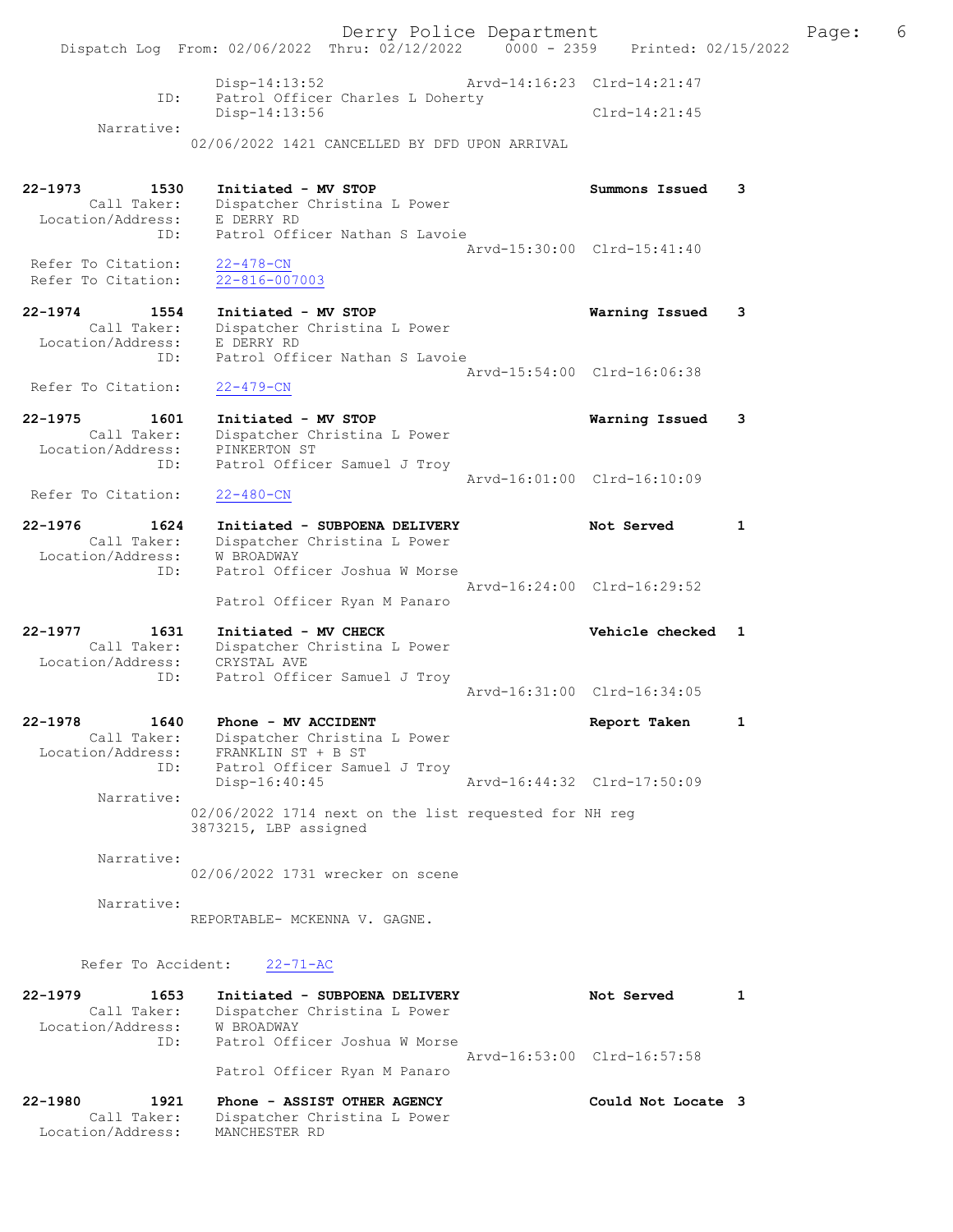Disp-14:13:52 Arvd-14:16:23 Clrd-14:21:47
ID: Patrol Officer Charles L Doherty
Disp-14:13:56 Clrd-14:21:45
Narrative:
02/06/2022 1421 CANCELLED BY DFD UPON ARRIVAL

22-1973 1530 Initiated - MV STOP Summons Issued 3
Call Taker: Dispatcher Christina L Power
Location/Address: E DERRY RD
ID: Patrol Officer Nathan S Lavoie
Arvd-15:30:00 Clrd-15:41:40
Refer To Citation: 22-478-CN
Refer To Citation: 22-816-007003

22-1974 1554 Initiated - MV STOP Warning Issued 3
Call Taker: Dispatcher Christina L Power
Location/Address: E DERRY RD
ID: Patrol Officer Nathan S Lavoie
Arvd-15:54:00 Clrd-16:06:38
Refer To Citation: 22-479-CN

22-1975 1601 Initiated - MV STOP Warning Issued 3
Call Taker: Dispatcher Christina L Power
Location/Address: PINKERTON ST
ID: Patrol Officer Samuel J Troy
Arvd-16:01:00 Clrd-16:10:09
Refer To Citation: 22-480-CN

22-1976 1624 Initiated - SUBPOENA DELIVERY Not Served 1
Call Taker: Dispatcher Christina L Power
Location/Address: W BROADWAY
ID: Patrol Officer Joshua W Morse
Arvd-16:24:00 Clrd-16:29:52
Patrol Officer Ryan M Panaro

22-1977 1631 Initiated - MV CHECK Vehicle checked 1
Call Taker: Dispatcher Christina L Power
Location/Address: CRYSTAL AVE
ID: Patrol Officer Samuel J Troy
Arvd-16:31:00 Clrd-16:34:05

22-1978 1640 Phone - MV ACCIDENT Report Taken 1
Call Taker: Dispatcher Christina L Power
Location/Address: FRANKLIN ST + B ST
ID: Patrol Officer Samuel J Troy
Disp-16:40:45 Arvd-16:44:32 Clrd-17:50:09
Narrative:
02/06/2022 1714 next on the list requested for NH reg 3873215, LBP assigned

Narrative:
02/06/2022 1731 wrecker on scene

Narrative:
REPORTABLE- MCKENNA V. GAGNE.

Refer To Accident: 22-71-AC

22-1979 1653 Initiated - SUBPOENA DELIVERY Not Served 1
Call Taker: Dispatcher Christina L Power
Location/Address: W BROADWAY
ID: Patrol Officer Joshua W Morse
Arvd-16:53:00 Clrd-16:57:58
Patrol Officer Ryan M Panaro

22-1980 1921 Phone - ASSIST OTHER AGENCY Could Not Locate 3
Call Taker: Dispatcher Christina L Power
Location/Address: MANCHESTER RD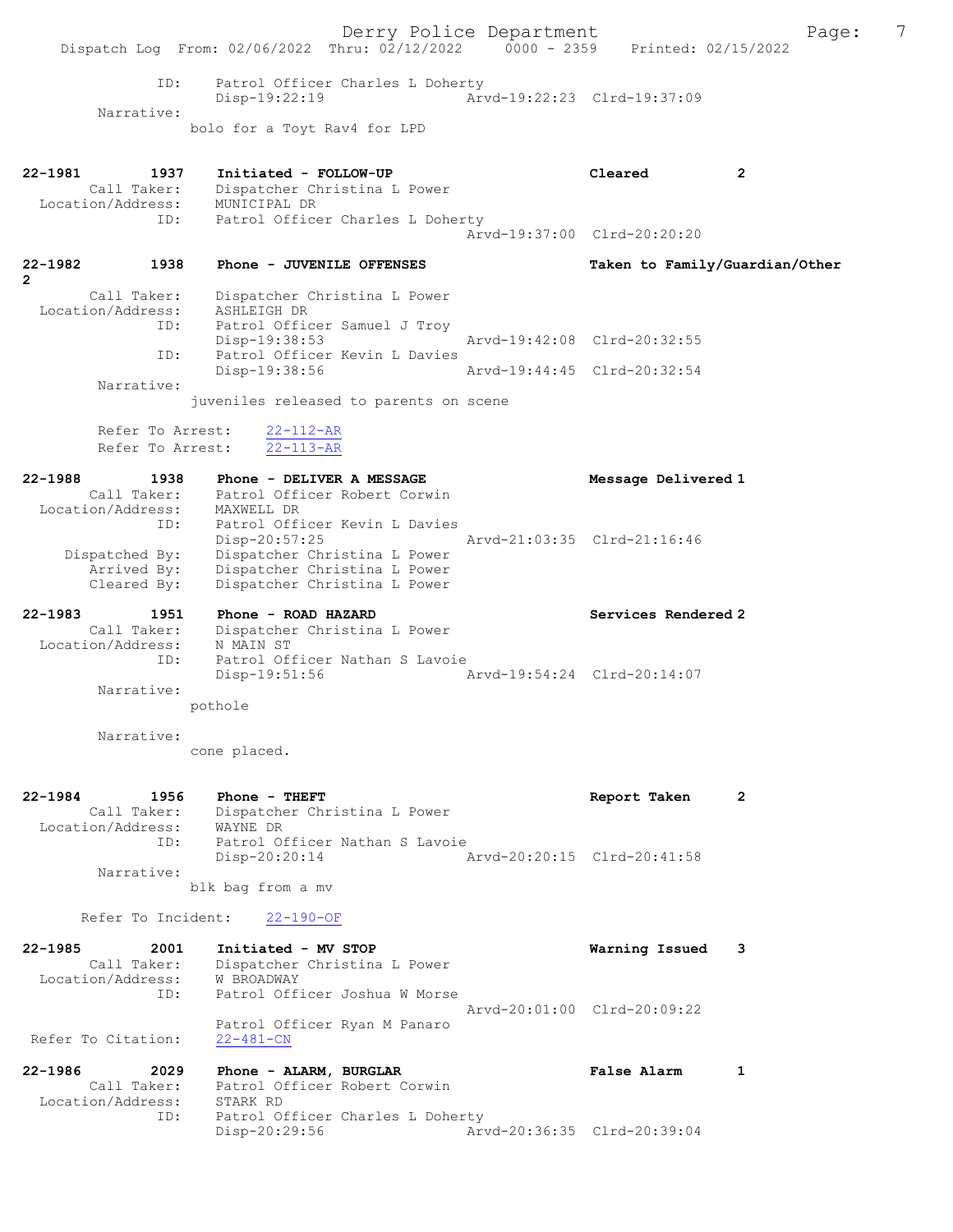ID: Patrol Officer Charles L Doherty
Disp-19:22:19 Arvd-19:22:23 Clrd-19:37:09
Narrative:
bolo for a Toyt Rav4 for LPD

22-1981 1937 Initiated - FOLLOW-UP Cleared 2
Call Taker: Dispatcher Christina L Power
Location/Address: MUNICIPAL DR
ID: Patrol Officer Charles L Doherty
Arvd-19:37:00 Clrd-20:20:20

22-1982 1938 Phone - JUVENILE OFFENSES Taken to Family/Guardian/Other 2
Call Taker: Dispatcher Christina L Power
Location/Address: ASHLEIGH DR
ID: Patrol Officer Samuel J Troy
Disp-19:38:53 Arvd-19:42:08 Clrd-20:32:55
ID: Patrol Officer Kevin L Davies
Disp-19:38:56 Arvd-19:44:45 Clrd-20:32:54
Narrative:
juveniles released to parents on scene

Refer To Arrest: 22-112-AR
Refer To Arrest: 22-113-AR

22-1988 1938 Phone - DELIVER A MESSAGE Message Delivered 1
Call Taker: Patrol Officer Robert Corwin
Location/Address: MAXWELL DR
ID: Patrol Officer Kevin L Davies
Disp-20:57:25 Arvd-21:03:35 Clrd-21:16:46
Dispatched By: Dispatcher Christina L Power
Arrived By: Dispatcher Christina L Power
Cleared By: Dispatcher Christina L Power

22-1983 1951 Phone - ROAD HAZARD Services Rendered 2
Call Taker: Dispatcher Christina L Power
Location/Address: N MAIN ST
ID: Patrol Officer Nathan S Lavoie
Disp-19:51:56 Arvd-19:54:24 Clrd-20:14:07
Narrative:
pothole

Narrative:
cone placed.

22-1984 1956 Phone - THEFT Report Taken 2
Call Taker: Dispatcher Christina L Power
Location/Address: WAYNE DR
ID: Patrol Officer Nathan S Lavoie
Disp-20:20:14 Arvd-20:20:15 Clrd-20:41:58
Narrative:
blk bag from a mv

Refer To Incident: 22-190-OF

22-1985 2001 Initiated - MV STOP Warning Issued 3
Call Taker: Dispatcher Christina L Power
Location/Address: W BROADWAY
ID: Patrol Officer Joshua W Morse
Arvd-20:01:00 Clrd-20:09:22
Patrol Officer Ryan M Panaro
Refer To Citation: 22-481-CN

22-1986 2029 Phone - ALARM, BURGLAR False Alarm 1
Call Taker: Patrol Officer Robert Corwin
Location/Address: STARK RD
ID: Patrol Officer Charles L Doherty
Disp-20:29:56 Arvd-20:36:35 Clrd-20:39:04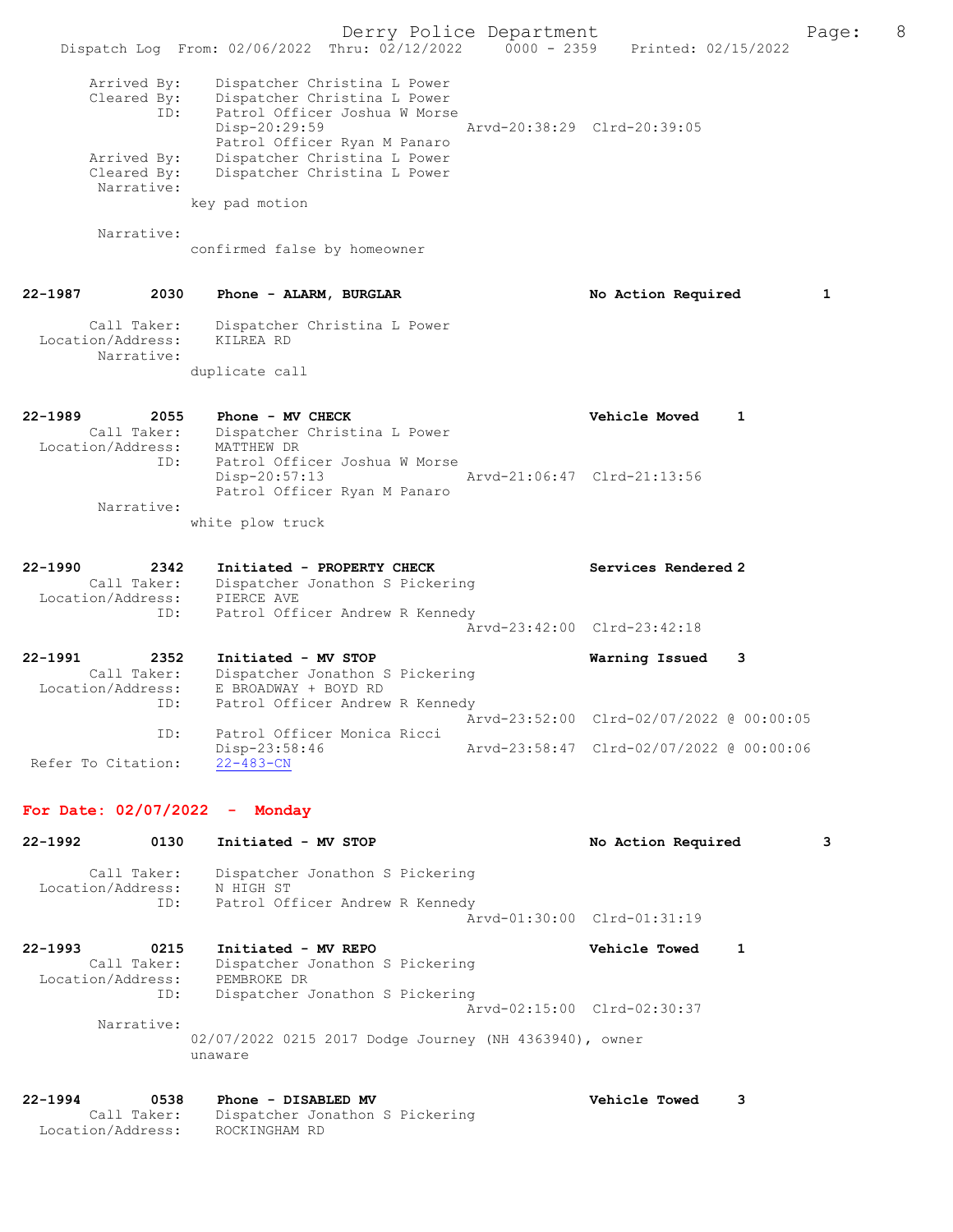Arrived By: Dispatcher Christina L Power
Cleared By: Dispatcher Christina L Power
ID: Patrol Officer Joshua W Morse
Disp-20:29:59 Arvd-20:38:29 Clrd-20:39:05
Patrol Officer Ryan M Panaro
Arrived By: Dispatcher Christina L Power
Cleared By: Dispatcher Christina L Power
Narrative:
key pad motion

Narrative:
confirmed false by homeowner

**22-1987 2030 Phone - ALARM, BURGLAR No Action Required 1**

Call Taker: Dispatcher Christina L Power
Location/Address: KILREA RD
Narrative:
duplicate call

**22-1989 2055 Phone - MV CHECK Vehicle Moved 1**

Call Taker: Dispatcher Christina L Power
Location/Address: MATTHEW DR
ID: Patrol Officer Joshua W Morse
Disp-20:57:13 Arvd-21:06:47 Clrd-21:13:56
Patrol Officer Ryan M Panaro
Narrative:
white plow truck

**22-1990 2342 Initiated - PROPERTY CHECK Services Rendered 2**

Call Taker: Dispatcher Jonathon S Pickering
Location/Address: PIERCE AVE
ID: Patrol Officer Andrew R Kennedy
Arvd-23:42:00 Clrd-23:42:18

**22-1991 2352 Initiated - MV STOP Warning Issued 3**

Call Taker: Dispatcher Jonathon S Pickering
Location/Address: E BROADWAY + BOYD RD
ID: Patrol Officer Andrew R Kennedy
Arvd-23:52:00 Clrd-02/07/2022 @ 00:00:05
ID: Patrol Officer Monica Ricci
Disp-23:58:46 Arvd-23:58:47 Clrd-02/07/2022 @ 00:00:06
Refer To Citation: 22-483-CN

## For Date: 02/07/2022 - Monday

**22-1992 0130 Initiated - MV STOP No Action Required 3**

Call Taker: Dispatcher Jonathon S Pickering
Location/Address: N HIGH ST
ID: Patrol Officer Andrew R Kennedy
Arvd-01:30:00 Clrd-01:31:19

**22-1993 0215 Initiated - MV REPO Vehicle Towed 1**

Call Taker: Dispatcher Jonathon S Pickering
Location/Address: PEMBROKE DR
ID: Dispatcher Jonathon S Pickering
Arvd-02:15:00 Clrd-02:30:37
Narrative:
02/07/2022 0215 2017 Dodge Journey (NH 4363940), owner unaware

**22-1994 0538 Phone - DISABLED MV Vehicle Towed 3**

Call Taker: Dispatcher Jonathon S Pickering
Location/Address: ROCKINGHAM RD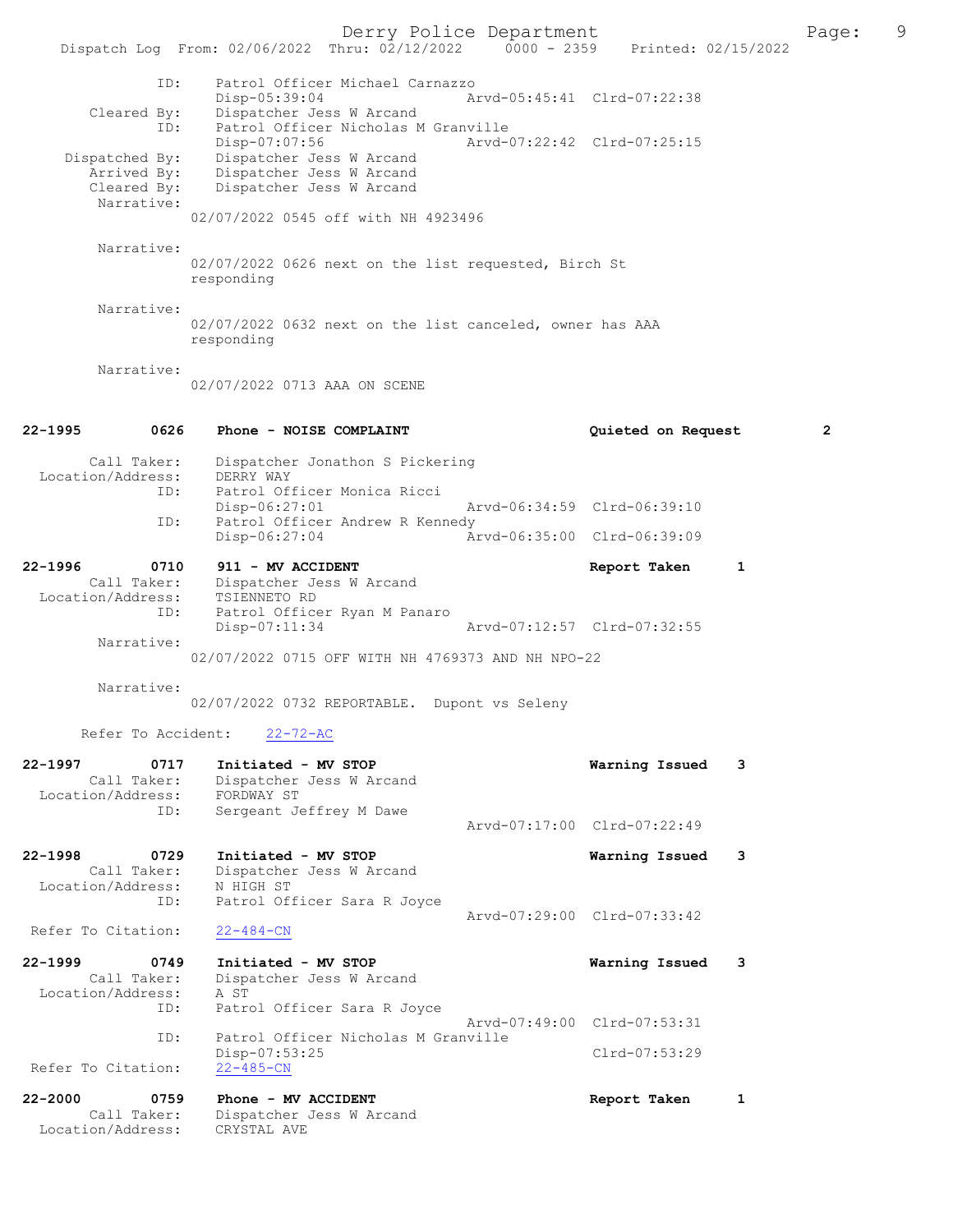```
            ID:     Patrol Officer Michael Carnazzo
                    Disp-05:39:04                Arvd-05:45:41  Clrd-07:22:38
    Cleared By:     Dispatcher Jess W Arcand
            ID:     Patrol Officer Nicholas M Granville
                    Disp-07:07:56                Arvd-07:22:42  Clrd-07:25:15
 Dispatched By:     Dispatcher Jess W Arcand
    Arrived By:     Dispatcher Jess W Arcand
    Cleared By:     Dispatcher Jess W Arcand
     Narrative:
                  02/07/2022 0545 off with NH 4923496

     Narrative:
                  02/07/2022 0626 next on the list requested, Birch St
                  responding

     Narrative:
                  02/07/2022 0632 next on the list canceled, owner has AAA
                  responding

     Narrative:
                  02/07/2022 0713 AAA ON SCENE

22-1995         0626    Phone - NOISE COMPLAINT                Quieted on Request      2

       Call Taker:      Dispatcher Jonathon S Pickering
 Location/Address:      DERRY WAY
              ID:       Patrol Officer Monica Ricci
                        Disp-06:27:01            Arvd-06:34:59  Clrd-06:39:10
              ID:       Patrol Officer Andrew R Kennedy
                        Disp-06:27:04            Arvd-06:35:00  Clrd-06:39:09

22-1996         0710    911 - MV ACCIDENT                      Report Taken    1
       Call Taker:      Dispatcher Jess W Arcand
 Location/Address:      TSIENNETO RD
              ID:       Patrol Officer Ryan M Panaro
                        Disp-07:11:34            Arvd-07:12:57  Clrd-07:32:55
        Narrative:
                  02/07/2022 0715 OFF WITH NH 4769373 AND NH NPO-22

        Narrative:
                  02/07/2022 0732 REPORTABLE.  Dupont vs Seleny

      Refer To Accident:    22-72-AC

22-1997         0717    Initiated - MV STOP                    Warning Issued   3
       Call Taker:      Dispatcher Jess W Arcand
 Location/Address:      FORDWAY ST
              ID:       Sergeant Jeffrey M Dawe
                                                 Arvd-07:17:00  Clrd-07:22:49

22-1998         0729    Initiated - MV STOP                    Warning Issued   3
       Call Taker:      Dispatcher Jess W Arcand
 Location/Address:      N HIGH ST
              ID:       Patrol Officer Sara R Joyce
                                                 Arvd-07:29:00  Clrd-07:33:42
 Refer To Citation:     22-484-CN

22-1999         0749    Initiated - MV STOP                    Warning Issued   3
       Call Taker:      Dispatcher Jess W Arcand
 Location/Address:      A ST
              ID:       Patrol Officer Sara R Joyce
                                                 Arvd-07:49:00  Clrd-07:53:31
              ID:       Patrol Officer Nicholas M Granville
                        Disp-07:53:25                           Clrd-07:53:29
 Refer To Citation:     22-485-CN

22-2000         0759    Phone - MV ACCIDENT                    Report Taken    1
       Call Taker:      Dispatcher Jess W Arcand
 Location/Address:      CRYSTAL AVE
```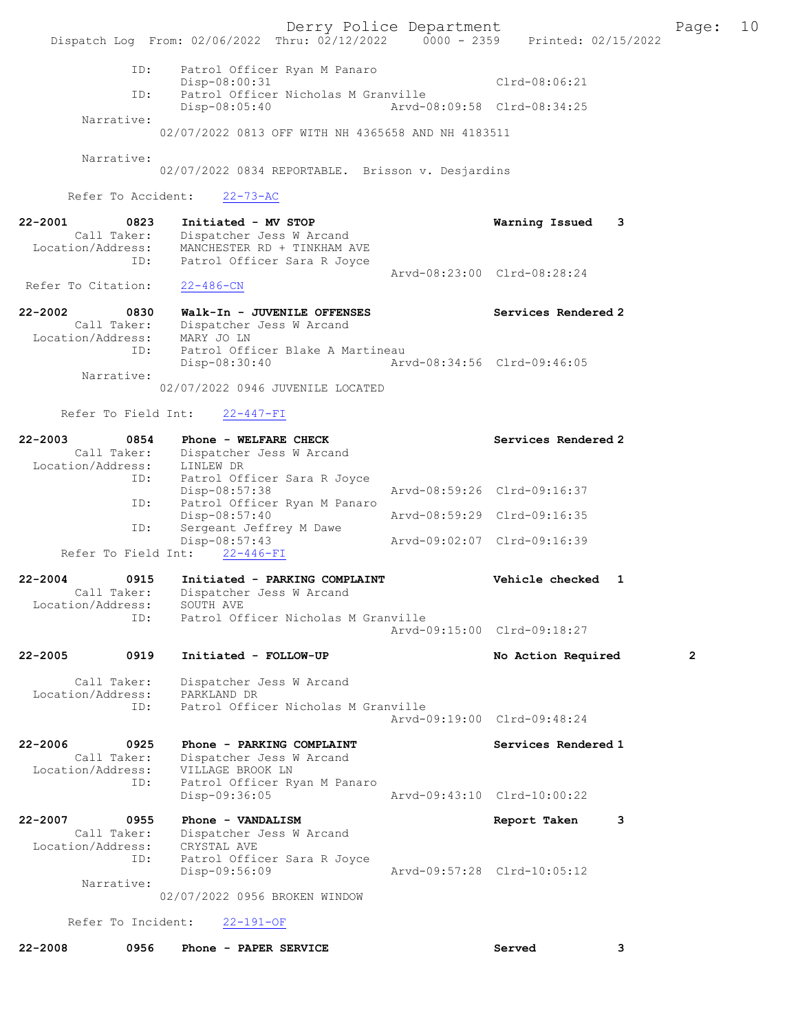ID: Patrol Officer Ryan M Panaro
Disp-08:00:31 Clrd-08:06:21
ID: Patrol Officer Nicholas M Granville
Disp-08:05:40 Arvd-08:09:58 Clrd-08:34:25
Narrative:
02/07/2022 0813 OFF WITH NH 4365658 AND NH 4183511

Narrative:
02/07/2022 0834 REPORTABLE. Brisson v. Desjardins

Refer To Accident: 22-73-AC

22-2001 0823 Initiated - MV STOP Warning Issued 3
Call Taker: Dispatcher Jess W Arcand
Location/Address: MANCHESTER RD + TINKHAM AVE
ID: Patrol Officer Sara R Joyce
Arvd-08:23:00 Clrd-08:28:24
Refer To Citation: 22-486-CN

22-2002 0830 Walk-In - JUVENILE OFFENSES Services Rendered 2
Call Taker: Dispatcher Jess W Arcand
Location/Address: MARY JO LN
ID: Patrol Officer Blake A Martineau
Disp-08:30:40 Arvd-08:34:56 Clrd-09:46:05
Narrative:
02/07/2022 0946 JUVENILE LOCATED

Refer To Field Int: 22-447-FI

22-2003 0854 Phone - WELFARE CHECK Services Rendered 2
Call Taker: Dispatcher Jess W Arcand
Location/Address: LINLEW DR
ID: Patrol Officer Sara R Joyce
Disp-08:57:38 Arvd-08:59:26 Clrd-09:16:37
ID: Patrol Officer Ryan M Panaro
Disp-08:57:40 Arvd-08:59:29 Clrd-09:16:35
ID: Sergeant Jeffrey M Dawe
Disp-08:57:43 Arvd-09:02:07 Clrd-09:16:39
Refer To Field Int: 22-446-FI

22-2004 0915 Initiated - PARKING COMPLAINT Vehicle checked 1
Call Taker: Dispatcher Jess W Arcand
Location/Address: SOUTH AVE
ID: Patrol Officer Nicholas M Granville
Arvd-09:15:00 Clrd-09:18:27

22-2005 0919 Initiated - FOLLOW-UP No Action Required 2
Call Taker: Dispatcher Jess W Arcand
Location/Address: PARKLAND DR
ID: Patrol Officer Nicholas M Granville
Arvd-09:19:00 Clrd-09:48:24

22-2006 0925 Phone - PARKING COMPLAINT Services Rendered 1
Call Taker: Dispatcher Jess W Arcand
Location/Address: VILLAGE BROOK LN
ID: Patrol Officer Ryan M Panaro
Disp-09:36:05 Arvd-09:43:10 Clrd-10:00:22

22-2007 0955 Phone - VANDALISM Report Taken 3
Call Taker: Dispatcher Jess W Arcand
Location/Address: CRYSTAL AVE
ID: Patrol Officer Sara R Joyce
Disp-09:56:09 Arvd-09:57:28 Clrd-10:05:12
Narrative:
02/07/2022 0956 BROKEN WINDOW

Refer To Incident: 22-191-OF

22-2008 0956 Phone - PAPER SERVICE Served 3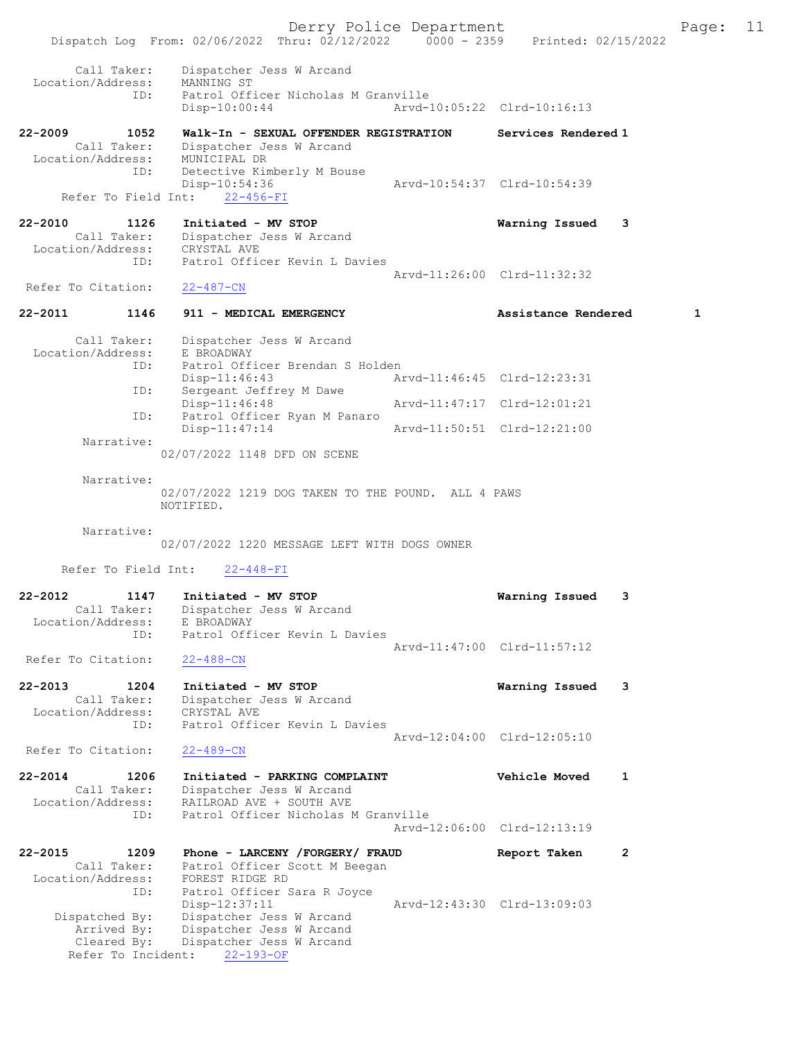Call Taker: Dispatcher Jess W Arcand
Location/Address: MANNING ST
ID: Patrol Officer Nicholas M Granville
Disp-10:00:44 Arvd-10:05:22 Clrd-10:16:13

**22-2009 1052 Walk-In - SEXUAL OFFENDER REGISTRATION Services Rendered 1**
Call Taker: Dispatcher Jess W Arcand
Location/Address: MUNICIPAL DR
ID: Detective Kimberly M Bouse
Disp-10:54:36 Arvd-10:54:37 Clrd-10:54:39
Refer To Field Int: 22-456-FI

**22-2010 1126 Initiated - MV STOP Warning Issued 3**
Call Taker: Dispatcher Jess W Arcand
Location/Address: CRYSTAL AVE
ID: Patrol Officer Kevin L Davies
Arvd-11:26:00 Clrd-11:32:32
Refer To Citation: 22-487-CN

**22-2011 1146 911 - MEDICAL EMERGENCY Assistance Rendered 1**
Call Taker: Dispatcher Jess W Arcand
Location/Address: E BROADWAY
ID: Patrol Officer Brendan S Holden
Disp-11:46:43 Arvd-11:46:45 Clrd-12:23:31
ID: Sergeant Jeffrey M Dawe
Disp-11:46:48 Arvd-11:47:17 Clrd-12:01:21
ID: Patrol Officer Ryan M Panaro
Disp-11:47:14 Arvd-11:50:51 Clrd-12:21:00
Narrative:
02/07/2022 1148 DFD ON SCENE

Narrative:
02/07/2022 1219 DOG TAKEN TO THE POUND. ALL 4 PAWS NOTIFIED.

Narrative:
02/07/2022 1220 MESSAGE LEFT WITH DOGS OWNER

Refer To Field Int: 22-448-FI

**22-2012 1147 Initiated - MV STOP Warning Issued 3**
Call Taker: Dispatcher Jess W Arcand
Location/Address: E BROADWAY
ID: Patrol Officer Kevin L Davies
Arvd-11:47:00 Clrd-11:57:12
Refer To Citation: 22-488-CN

**22-2013 1204 Initiated - MV STOP Warning Issued 3**
Call Taker: Dispatcher Jess W Arcand
Location/Address: CRYSTAL AVE
ID: Patrol Officer Kevin L Davies
Arvd-12:04:00 Clrd-12:05:10
Refer To Citation: 22-489-CN

**22-2014 1206 Initiated - PARKING COMPLAINT Vehicle Moved 1**
Call Taker: Dispatcher Jess W Arcand
Location/Address: RAILROAD AVE + SOUTH AVE
ID: Patrol Officer Nicholas M Granville
Arvd-12:06:00 Clrd-12:13:19

**22-2015 1209 Phone - LARCENY /FORGERY/ FRAUD Report Taken 2**
Call Taker: Patrol Officer Scott M Beegan
Location/Address: FOREST RIDGE RD
ID: Patrol Officer Sara R Joyce
Disp-12:37:11 Arvd-12:43:30 Clrd-13:09:03
Dispatched By: Dispatcher Jess W Arcand
Arrived By: Dispatcher Jess W Arcand
Cleared By: Dispatcher Jess W Arcand
Refer To Incident: 22-193-OF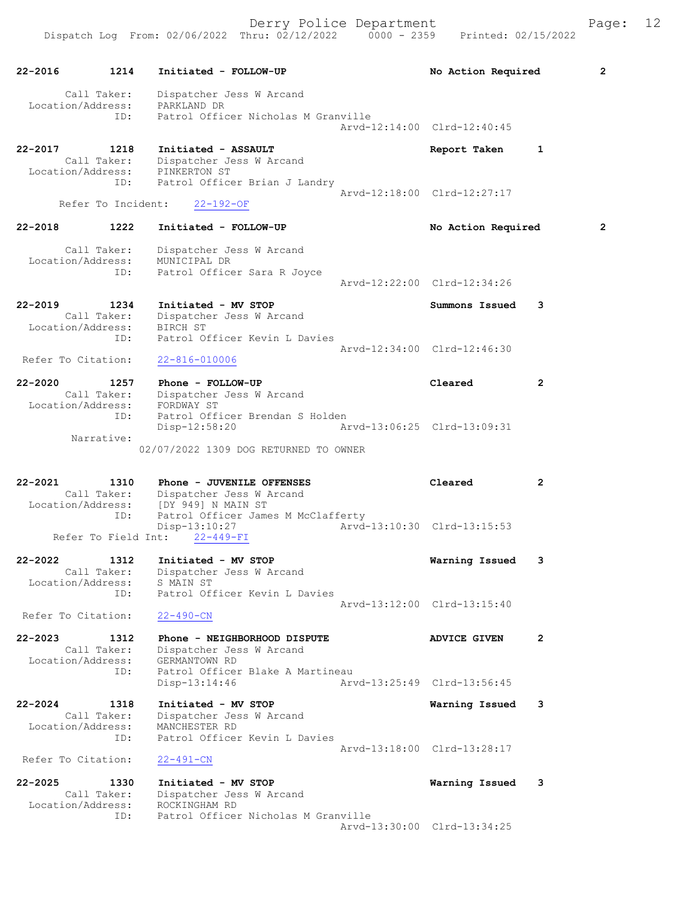22-2016 1214 Initiated - FOLLOW-UP No Action Required 2

Call Taker: Dispatcher Jess W Arcand
Location/Address: PARKLAND DR
ID: Patrol Officer Nicholas M Granville
Arvd-12:14:00 Clrd-12:40:45

22-2017 1218 Initiated - ASSAULT Report Taken 1
Call Taker: Dispatcher Jess W Arcand
Location/Address: PINKERTON ST
ID: Patrol Officer Brian J Landry
Arvd-12:18:00 Clrd-12:27:17
Refer To Incident: 22-192-OF

22-2018 1222 Initiated - FOLLOW-UP No Action Required 2

Call Taker: Dispatcher Jess W Arcand
Location/Address: MUNICIPAL DR
ID: Patrol Officer Sara R Joyce
Arvd-12:22:00 Clrd-12:34:26

22-2019 1234 Initiated - MV STOP Summons Issued 3
Call Taker: Dispatcher Jess W Arcand
Location/Address: BIRCH ST
ID: Patrol Officer Kevin L Davies
Arvd-12:34:00 Clrd-12:46:30
Refer To Citation: 22-816-010006

22-2020 1257 Phone - FOLLOW-UP Cleared 2
Call Taker: Dispatcher Jess W Arcand
Location/Address: FORDWAY ST
ID: Patrol Officer Brendan S Holden
Disp-12:58:20 Arvd-13:06:25 Clrd-13:09:31
Narrative:
02/07/2022 1309 DOG RETURNED TO OWNER

22-2021 1310 Phone - JUVENILE OFFENSES Cleared 2
Call Taker: Dispatcher Jess W Arcand
Location/Address: [DY 949] N MAIN ST
ID: Patrol Officer James M McClafferty
Disp-13:10:27 Arvd-13:10:30 Clrd-13:15:53
Refer To Field Int: 22-449-FI

22-2022 1312 Initiated - MV STOP Warning Issued 3
Call Taker: Dispatcher Jess W Arcand
Location/Address: S MAIN ST
ID: Patrol Officer Kevin L Davies
Arvd-13:12:00 Clrd-13:15:40
Refer To Citation: 22-490-CN

22-2023 1312 Phone - NEIGHBORHOOD DISPUTE ADVICE GIVEN 2
Call Taker: Dispatcher Jess W Arcand
Location/Address: GERMANTOWN RD
ID: Patrol Officer Blake A Martineau
Disp-13:14:46 Arvd-13:25:49 Clrd-13:56:45

22-2024 1318 Initiated - MV STOP Warning Issued 3
Call Taker: Dispatcher Jess W Arcand
Location/Address: MANCHESTER RD
ID: Patrol Officer Kevin L Davies
Arvd-13:18:00 Clrd-13:28:17
Refer To Citation: 22-491-CN

22-2025 1330 Initiated - MV STOP Warning Issued 3
Call Taker: Dispatcher Jess W Arcand
Location/Address: ROCKINGHAM RD
ID: Patrol Officer Nicholas M Granville
Arvd-13:30:00 Clrd-13:34:25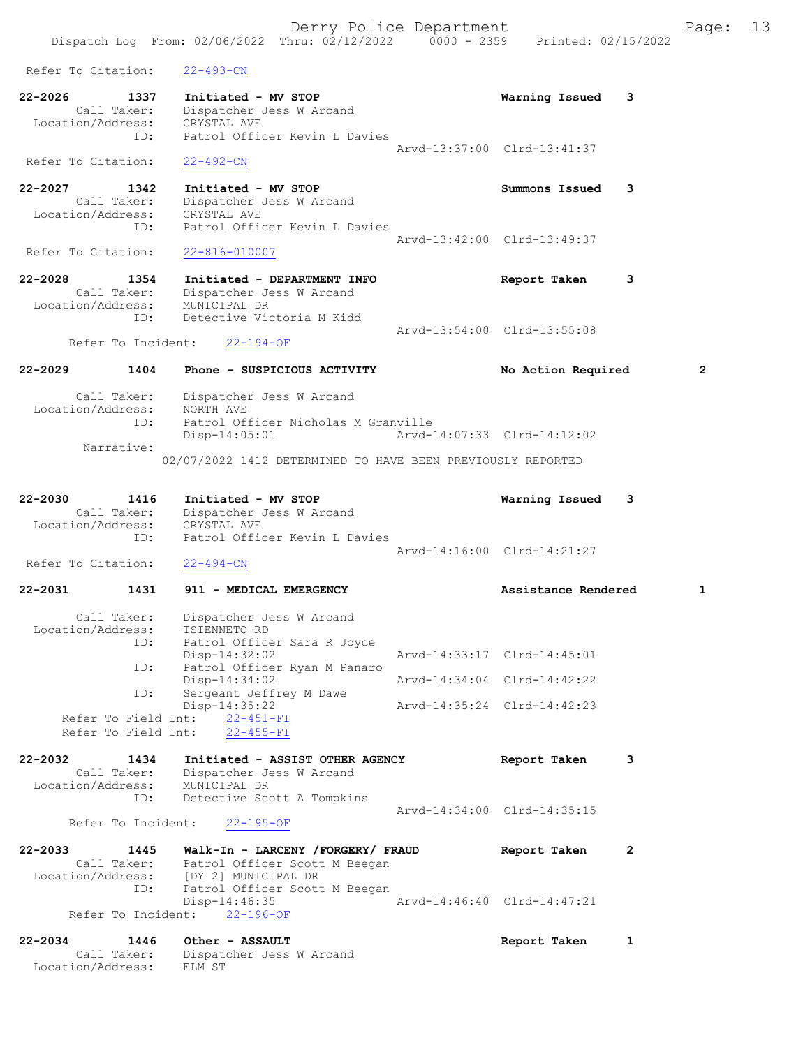Refer To Citation: 22-493-CN

```
22-2026        1337    Initiated - MV STOP                          Warning Issued    3
        Call Taker:    Dispatcher Jess W Arcand
  Location/Address:    CRYSTAL AVE
                ID:    Patrol Officer Kevin L Davies
                                                   Arvd-13:37:00  Clrd-13:41:37
 Refer To Citation:    22-492-CN

22-2027        1342    Initiated - MV STOP                          Summons Issued    3
        Call Taker:    Dispatcher Jess W Arcand
  Location/Address:    CRYSTAL AVE
                ID:    Patrol Officer Kevin L Davies
                                                   Arvd-13:42:00  Clrd-13:49:37
 Refer To Citation:    22-816-010007

22-2028        1354    Initiated - DEPARTMENT INFO                  Report Taken      3
        Call Taker:    Dispatcher Jess W Arcand
  Location/Address:    MUNICIPAL DR
                ID:    Detective Victoria M Kidd
                                                   Arvd-13:54:00  Clrd-13:55:08
      Refer To Incident:    22-194-OF

22-2029        1404    Phone - SUSPICIOUS ACTIVITY                  No Action Required        2

        Call Taker:    Dispatcher Jess W Arcand
  Location/Address:    NORTH AVE
                ID:    Patrol Officer Nicholas M Granville
                       Disp-14:05:01               Arvd-14:07:33  Clrd-14:12:02
         Narrative:
               02/07/2022 1412 DETERMINED TO HAVE BEEN PREVIOUSLY REPORTED

22-2030        1416    Initiated - MV STOP                          Warning Issued    3
        Call Taker:    Dispatcher Jess W Arcand
  Location/Address:    CRYSTAL AVE
                ID:    Patrol Officer Kevin L Davies
                                                   Arvd-14:16:00  Clrd-14:21:27
 Refer To Citation:    22-494-CN

22-2031        1431    911 - MEDICAL EMERGENCY                      Assistance Rendered       1

        Call Taker:    Dispatcher Jess W Arcand
  Location/Address:    TSIENNETO RD
                ID:    Patrol Officer Sara R Joyce
                       Disp-14:32:02               Arvd-14:33:17  Clrd-14:45:01
                ID:    Patrol Officer Ryan M Panaro
                       Disp-14:34:02               Arvd-14:34:04  Clrd-14:42:22
                ID:    Sergeant Jeffrey M Dawe
                       Disp-14:35:22               Arvd-14:35:24  Clrd-14:42:23
     Refer To Field Int:    22-451-FI
     Refer To Field Int:    22-455-FI

22-2032        1434    Initiated - ASSIST OTHER AGENCY              Report Taken      3
        Call Taker:    Dispatcher Jess W Arcand
  Location/Address:    MUNICIPAL DR
                ID:    Detective Scott A Tompkins
                                                   Arvd-14:34:00  Clrd-14:35:15
      Refer To Incident:    22-195-OF

22-2033        1445    Walk-In - LARCENY /FORGERY/ FRAUD            Report Taken      2
        Call Taker:    Patrol Officer Scott M Beegan
  Location/Address:    [DY 2] MUNICIPAL DR
                ID:    Patrol Officer Scott M Beegan
                       Disp-14:46:35               Arvd-14:46:40  Clrd-14:47:21
      Refer To Incident:    22-196-OF

22-2034        1446    Other - ASSAULT                              Report Taken      1
        Call Taker:    Dispatcher Jess W Arcand
  Location/Address:    ELM ST
```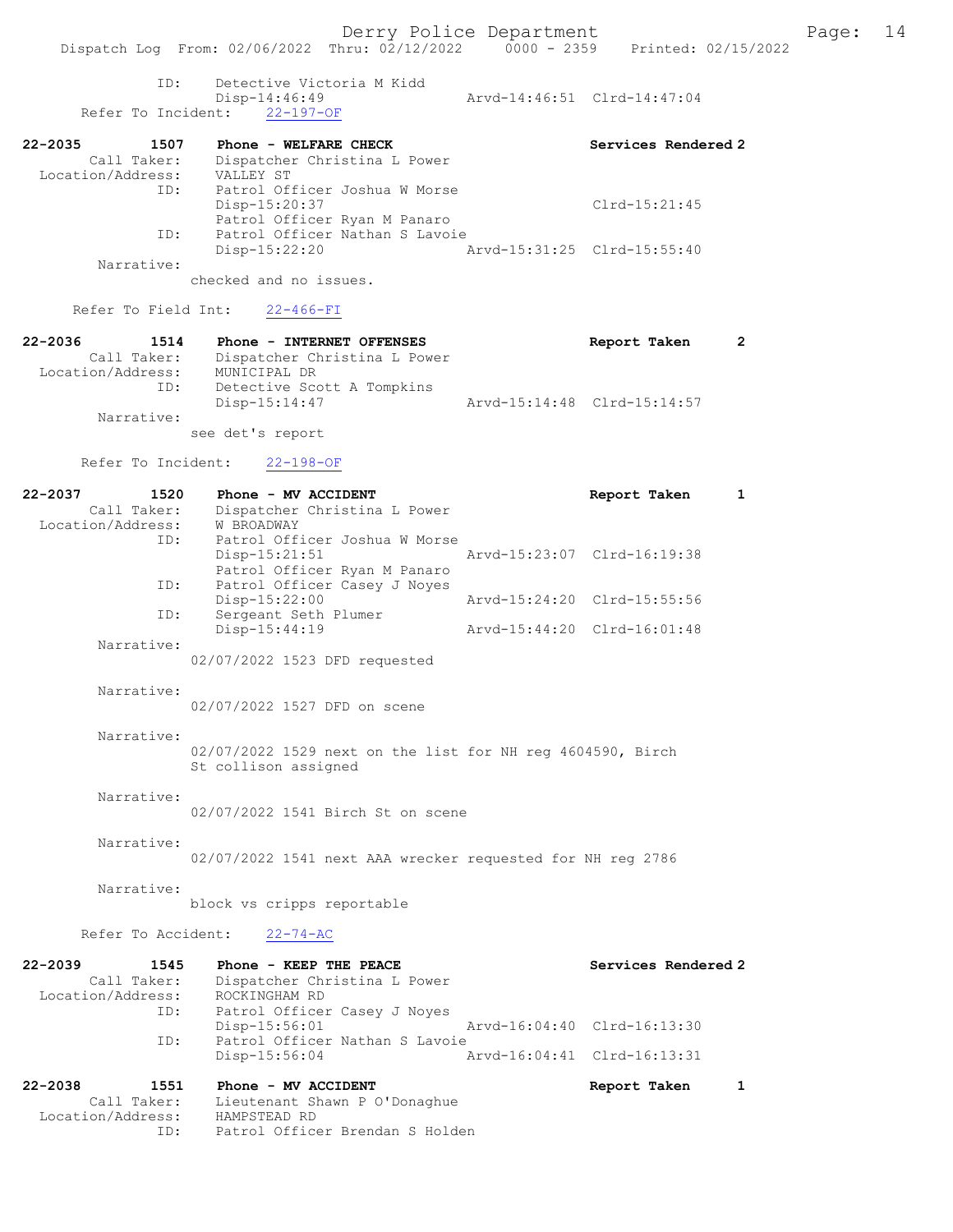```
            ID:     Detective Victoria M Kidd
                    Disp-14:46:49                Arvd-14:46:51  Clrd-14:47:04
      Refer To Incident:   22-197-OF

22-2035        1507    Phone - WELFARE CHECK                    Services Rendered 2
         Call Taker:    Dispatcher Christina L Power
   Location/Address:    VALLEY ST
                ID:     Patrol Officer Joshua W Morse
                        Disp-15:20:37                               Clrd-15:21:45
                        Patrol Officer Ryan M Panaro
                ID:     Patrol Officer Nathan S Lavoie
                        Disp-15:22:20                Arvd-15:31:25  Clrd-15:55:40
          Narrative:
                    checked and no issues.

       Refer To Field Int:    22-466-FI

22-2036        1514    Phone - INTERNET OFFENSES                Report Taken      2
         Call Taker:    Dispatcher Christina L Power
   Location/Address:    MUNICIPAL DR
                ID:     Detective Scott A Tompkins
                        Disp-15:14:47                Arvd-15:14:48  Clrd-15:14:57
          Narrative:
                    see det's report

       Refer To Incident:   22-198-OF

22-2037        1520    Phone - MV ACCIDENT                      Report Taken      1
         Call Taker:    Dispatcher Christina L Power
   Location/Address:    W BROADWAY
                ID:     Patrol Officer Joshua W Morse
                        Disp-15:21:51                Arvd-15:23:07  Clrd-16:19:38
                        Patrol Officer Ryan M Panaro
                ID:     Patrol Officer Casey J Noyes
                        Disp-15:22:00                Arvd-15:24:20  Clrd-15:55:56
                ID:     Sergeant Seth Plumer
                        Disp-15:44:19                Arvd-15:44:20  Clrd-16:01:48
          Narrative:
                    02/07/2022 1523 DFD requested

          Narrative:
                    02/07/2022 1527 DFD on scene

          Narrative:
                    02/07/2022 1529 next on the list for NH reg 4604590, Birch
                    St collison assigned

          Narrative:
                    02/07/2022 1541 Birch St on scene

          Narrative:
                    02/07/2022 1541 next AAA wrecker requested for NH reg 2786

          Narrative:
                    block vs cripps reportable

       Refer To Accident:    22-74-AC

22-2039        1545    Phone - KEEP THE PEACE                   Services Rendered 2
         Call Taker:    Dispatcher Christina L Power
   Location/Address:    ROCKINGHAM RD
                ID:     Patrol Officer Casey J Noyes
                        Disp-15:56:01                Arvd-16:04:40  Clrd-16:13:30
                ID:     Patrol Officer Nathan S Lavoie
                        Disp-15:56:04                Arvd-16:04:41  Clrd-16:13:31

22-2038        1551    Phone - MV ACCIDENT                      Report Taken      1
         Call Taker:    Lieutenant Shawn P O'Donaghue
   Location/Address:    HAMPSTEAD RD
                ID:     Patrol Officer Brendan S Holden
```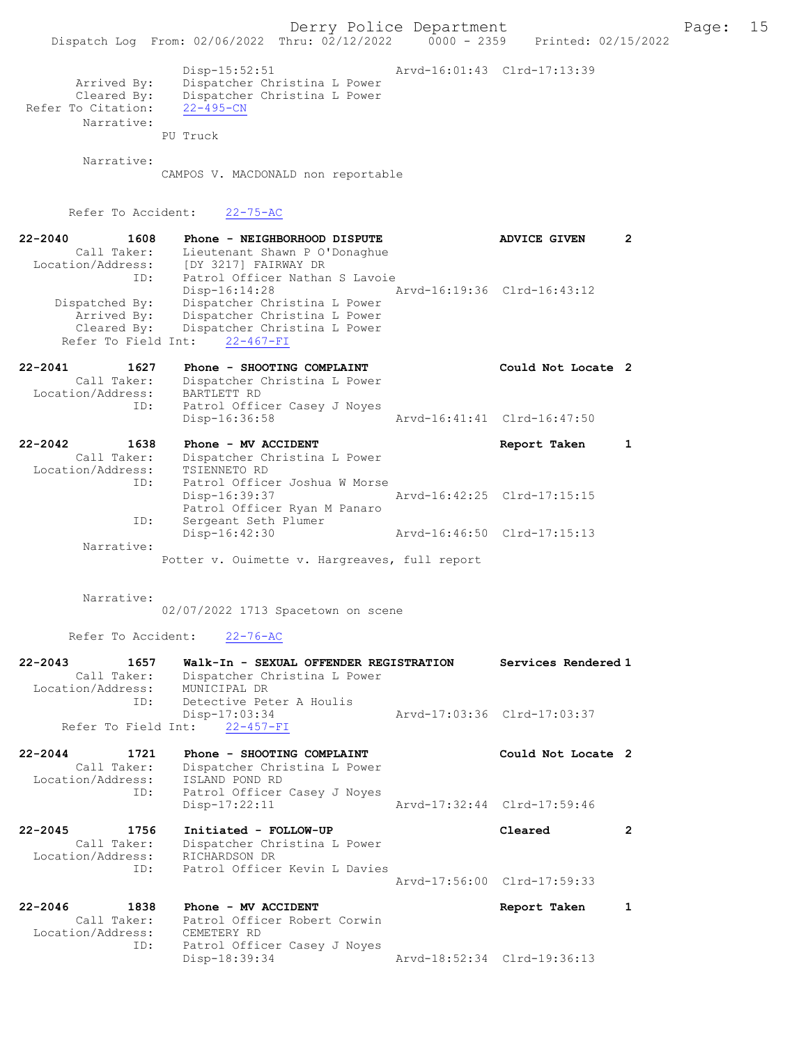```
                Disp-15:52:51                 Arvd-16:01:43  Clrd-17:13:39
      Arrived By:   Dispatcher Christina L Power
      Cleared By:   Dispatcher Christina L Power
 Refer To Citation:   22-495-CN
       Narrative:
               PU Truck

       Narrative:
               CAMPOS V. MACDONALD non reportable


      Refer To Accident:    22-75-AC

22-2040        1608    Phone - NEIGHBORHOOD DISPUTE              ADVICE GIVEN     2
       Call Taker:     Lieutenant Shawn P O'Donaghue
  Location/Address:    [DY 3217] FAIRWAY DR
               ID:     Patrol Officer Nathan S Lavoie
                       Disp-16:14:28                 Arvd-16:19:36  Clrd-16:43:12
    Dispatched By:     Dispatcher Christina L Power
       Arrived By:     Dispatcher Christina L Power
       Cleared By:     Dispatcher Christina L Power
    Refer To Field Int:    22-467-FI

22-2041        1627    Phone - SHOOTING COMPLAINT                Could Not Locate 2
       Call Taker:     Dispatcher Christina L Power
  Location/Address:    BARTLETT RD
               ID:     Patrol Officer Casey J Noyes
                       Disp-16:36:58                 Arvd-16:41:41  Clrd-16:47:50

22-2042        1638    Phone - MV ACCIDENT                       Report Taken     1
       Call Taker:     Dispatcher Christina L Power
  Location/Address:    TSIENNETO RD
               ID:     Patrol Officer Joshua W Morse
                       Disp-16:39:37                 Arvd-16:42:25  Clrd-17:15:15
                       Patrol Officer Ryan M Panaro
               ID:     Sergeant Seth Plumer
                       Disp-16:42:30                 Arvd-16:46:50  Clrd-17:15:13
        Narrative:
               Potter v. Ouimette v. Hargreaves, full report


        Narrative:
               02/07/2022 1713 Spacetown on scene

      Refer To Accident:    22-76-AC

22-2043        1657    Walk-In - SEXUAL OFFENDER REGISTRATION    Services Rendered 1
       Call Taker:     Dispatcher Christina L Power
  Location/Address:    MUNICIPAL DR
               ID:     Detective Peter A Houlis
                       Disp-17:03:34                 Arvd-17:03:36  Clrd-17:03:37
    Refer To Field Int:    22-457-FI

22-2044        1721    Phone - SHOOTING COMPLAINT                Could Not Locate 2
       Call Taker:     Dispatcher Christina L Power
  Location/Address:    ISLAND POND RD
               ID:     Patrol Officer Casey J Noyes
                       Disp-17:22:11                 Arvd-17:32:44  Clrd-17:59:46

22-2045        1756    Initiated - FOLLOW-UP                     Cleared          2
       Call Taker:     Dispatcher Christina L Power
  Location/Address:    RICHARDSON DR
               ID:     Patrol Officer Kevin L Davies
                                                     Arvd-17:56:00  Clrd-17:59:33

22-2046        1838    Phone - MV ACCIDENT                       Report Taken     1
       Call Taker:     Patrol Officer Robert Corwin
  Location/Address:    CEMETERY RD
               ID:     Patrol Officer Casey J Noyes
                       Disp-18:39:34                 Arvd-18:52:34  Clrd-19:36:13
```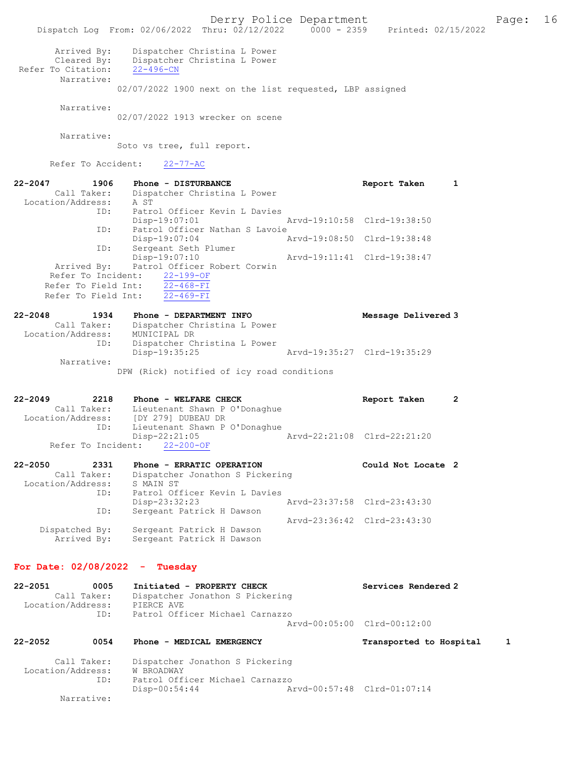Arrived By: Dispatcher Christina L Power
Cleared By: Dispatcher Christina L Power
Refer To Citation: 22-496-CN
Narrative:
02/07/2022 1900 next on the list requested, LBP assigned

Narrative:
02/07/2022 1913 wrecker on scene

Narrative:
Soto vs tree, full report.

Refer To Accident: 22-77-AC

**22-2047 1906 Phone - DISTURBANCE** Report Taken 1
Call Taker: Dispatcher Christina L Power
Location/Address: A ST
ID: Patrol Officer Kevin L Davies
Disp-19:07:01 Arvd-19:10:58 Clrd-19:38:50
ID: Patrol Officer Nathan S Lavoie
Disp-19:07:04 Arvd-19:08:50 Clrd-19:38:48
ID: Sergeant Seth Plumer
Disp-19:07:10 Arvd-19:11:41 Clrd-19:38:47
Arrived By: Patrol Officer Robert Corwin
Refer To Incident: 22-199-OF
Refer To Field Int: 22-468-FI
Refer To Field Int: 22-469-FI

**22-2048 1934 Phone - DEPARTMENT INFO** Message Delivered 3
Call Taker: Dispatcher Christina L Power
Location/Address: MUNICIPAL DR
ID: Dispatcher Christina L Power
Disp-19:35:25 Arvd-19:35:27 Clrd-19:35:29
Narrative:
DPW (Rick) notified of icy road conditions

**22-2049 2218 Phone - WELFARE CHECK** Report Taken 2
Call Taker: Lieutenant Shawn P O'Donaghue
Location/Address: [DY 279] DUBEAU DR
ID: Lieutenant Shawn P O'Donaghue
Disp-22:21:05 Arvd-22:21:08 Clrd-22:21:20
Refer To Incident: 22-200-OF

**22-2050 2331 Phone - ERRATIC OPERATION** Could Not Locate 2
Call Taker: Dispatcher Jonathon S Pickering
Location/Address: S MAIN ST
ID: Patrol Officer Kevin L Davies
Disp-23:32:23 Arvd-23:37:58 Clrd-23:43:30
ID: Sergeant Patrick H Dawson
Arvd-23:36:42 Clrd-23:43:30
Dispatched By: Sergeant Patrick H Dawson
Arrived By: Sergeant Patrick H Dawson

## For Date: 02/08/2022 - Tuesday

**22-2051 0005 Initiated - PROPERTY CHECK** Services Rendered 2
Call Taker: Dispatcher Jonathon S Pickering
Location/Address: PIERCE AVE
ID: Patrol Officer Michael Carnazzo
Arvd-00:05:00 Clrd-00:12:00

**22-2052 0054 Phone - MEDICAL EMERGENCY** Transported to Hospital 1
Call Taker: Dispatcher Jonathon S Pickering
Location/Address: W BROADWAY
ID: Patrol Officer Michael Carnazzo
Disp-00:54:44 Arvd-00:57:48 Clrd-01:07:14
Narrative: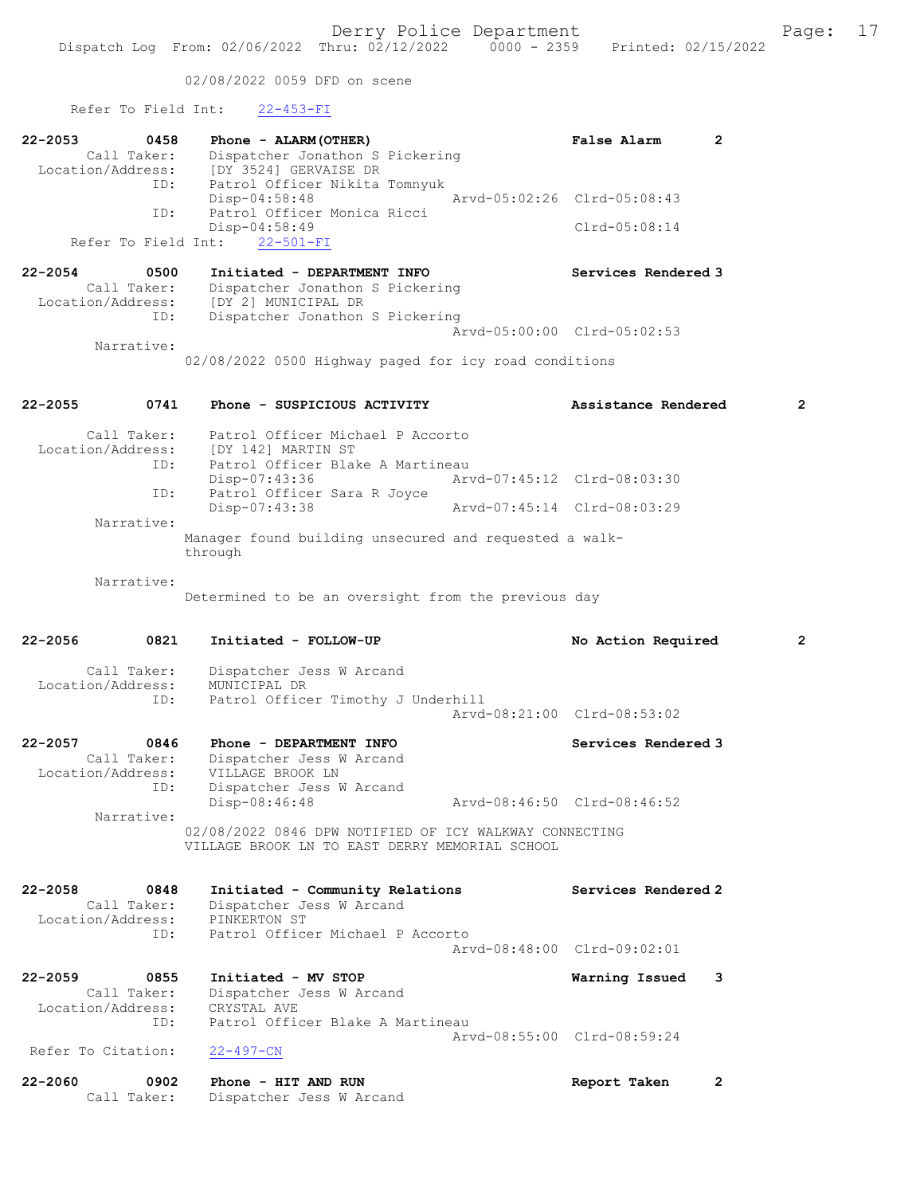02/08/2022 0059 DFD on scene

Refer To Field Int: 22-453-FI

22-2053 0458 Phone - ALARM(OTHER) False Alarm 2
Call Taker: Dispatcher Jonathon S Pickering
Location/Address: [DY 3524] GERVAISE DR
ID: Patrol Officer Nikita Tomnyuk
Disp-04:58:48 Arvd-05:02:26 Clrd-05:08:43
ID: Patrol Officer Monica Ricci
Disp-04:58:49 Clrd-05:08:14
Refer To Field Int: 22-501-FI

22-2054 0500 Initiated - DEPARTMENT INFO Services Rendered 3
Call Taker: Dispatcher Jonathon S Pickering
Location/Address: [DY 2] MUNICIPAL DR
ID: Dispatcher Jonathon S Pickering
Arvd-05:00:00 Clrd-05:02:53
Narrative:
02/08/2022 0500 Highway paged for icy road conditions

22-2055 0741 Phone - SUSPICIOUS ACTIVITY Assistance Rendered 2
Call Taker: Patrol Officer Michael P Accorto
Location/Address: [DY 142] MARTIN ST
ID: Patrol Officer Blake A Martineau
Disp-07:43:36 Arvd-07:45:12 Clrd-08:03:30
ID: Patrol Officer Sara R Joyce
Disp-07:43:38 Arvd-07:45:14 Clrd-08:03:29
Narrative:
Manager found building unsecured and requested a walk-through

Narrative:
Determined to be an oversight from the previous day

22-2056 0821 Initiated - FOLLOW-UP No Action Required 2
Call Taker: Dispatcher Jess W Arcand
Location/Address: MUNICIPAL DR
ID: Patrol Officer Timothy J Underhill
Arvd-08:21:00 Clrd-08:53:02

22-2057 0846 Phone - DEPARTMENT INFO Services Rendered 3
Call Taker: Dispatcher Jess W Arcand
Location/Address: VILLAGE BROOK LN
ID: Dispatcher Jess W Arcand
Disp-08:46:48 Arvd-08:46:50 Clrd-08:46:52
Narrative:
02/08/2022 0846 DPW NOTIFIED OF ICY WALKWAY CONNECTING VILLAGE BROOK LN TO EAST DERRY MEMORIAL SCHOOL

22-2058 0848 Initiated - Community Relations Services Rendered 2
Call Taker: Dispatcher Jess W Arcand
Location/Address: PINKERTON ST
ID: Patrol Officer Michael P Accorto
Arvd-08:48:00 Clrd-09:02:01

22-2059 0855 Initiated - MV STOP Warning Issued 3
Call Taker: Dispatcher Jess W Arcand
Location/Address: CRYSTAL AVE
ID: Patrol Officer Blake A Martineau
Arvd-08:55:00 Clrd-08:59:24
Refer To Citation: 22-497-CN

22-2060 0902 Phone - HIT AND RUN Report Taken 2
Call Taker: Dispatcher Jess W Arcand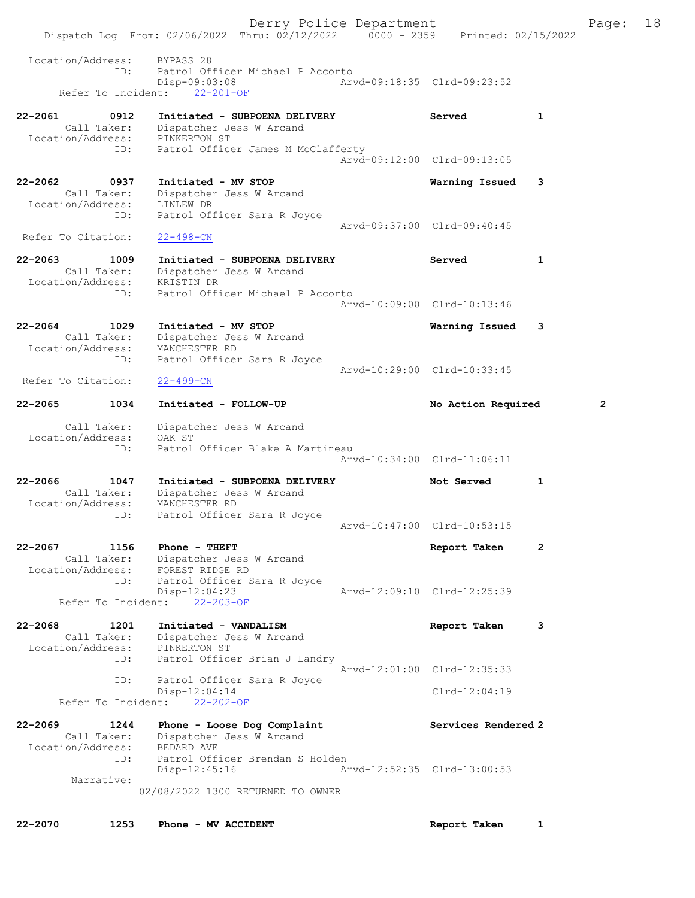Location/Address: BYPASS 28
ID: Patrol Officer Michael P Accorto
Disp-09:03:08 Arvd-09:18:35 Clrd-09:23:52
Refer To Incident: 22-201-OF

**22-2061 0912 Initiated - SUBPOENA DELIVERY Served 1**
Call Taker: Dispatcher Jess W Arcand
Location/Address: PINKERTON ST
ID: Patrol Officer James M McClafferty
Arvd-09:12:00 Clrd-09:13:05

**22-2062 0937 Initiated - MV STOP Warning Issued 3**
Call Taker: Dispatcher Jess W Arcand
Location/Address: LINLEW DR
ID: Patrol Officer Sara R Joyce
Arvd-09:37:00 Clrd-09:40:45
Refer To Citation: 22-498-CN

**22-2063 1009 Initiated - SUBPOENA DELIVERY Served 1**
Call Taker: Dispatcher Jess W Arcand
Location/Address: KRISTIN DR
ID: Patrol Officer Michael P Accorto
Arvd-10:09:00 Clrd-10:13:46

**22-2064 1029 Initiated - MV STOP Warning Issued 3**
Call Taker: Dispatcher Jess W Arcand
Location/Address: MANCHESTER RD
ID: Patrol Officer Sara R Joyce
Arvd-10:29:00 Clrd-10:33:45
Refer To Citation: 22-499-CN

**22-2065 1034 Initiated - FOLLOW-UP No Action Required 2**
Call Taker: Dispatcher Jess W Arcand
Location/Address: OAK ST
ID: Patrol Officer Blake A Martineau
Arvd-10:34:00 Clrd-11:06:11

**22-2066 1047 Initiated - SUBPOENA DELIVERY Not Served 1**
Call Taker: Dispatcher Jess W Arcand
Location/Address: MANCHESTER RD
ID: Patrol Officer Sara R Joyce
Arvd-10:47:00 Clrd-10:53:15

**22-2067 1156 Phone - THEFT Report Taken 2**
Call Taker: Dispatcher Jess W Arcand
Location/Address: FOREST RIDGE RD
ID: Patrol Officer Sara R Joyce
Disp-12:04:23 Arvd-12:09:10 Clrd-12:25:39
Refer To Incident: 22-203-OF

**22-2068 1201 Initiated - VANDALISM Report Taken 3**
Call Taker: Dispatcher Jess W Arcand
Location/Address: PINKERTON ST
ID: Patrol Officer Brian J Landry
Arvd-12:01:00 Clrd-12:35:33
ID: Patrol Officer Sara R Joyce
Disp-12:04:14 Clrd-12:04:19
Refer To Incident: 22-202-OF

**22-2069 1244 Phone - Loose Dog Complaint Services Rendered 2**
Call Taker: Dispatcher Jess W Arcand
Location/Address: BEDARD AVE
ID: Patrol Officer Brendan S Holden
Disp-12:45:16 Arvd-12:52:35 Clrd-13:00:53
Narrative:
02/08/2022 1300 RETURNED TO OWNER

**22-2070 1253 Phone - MV ACCIDENT Report Taken 1**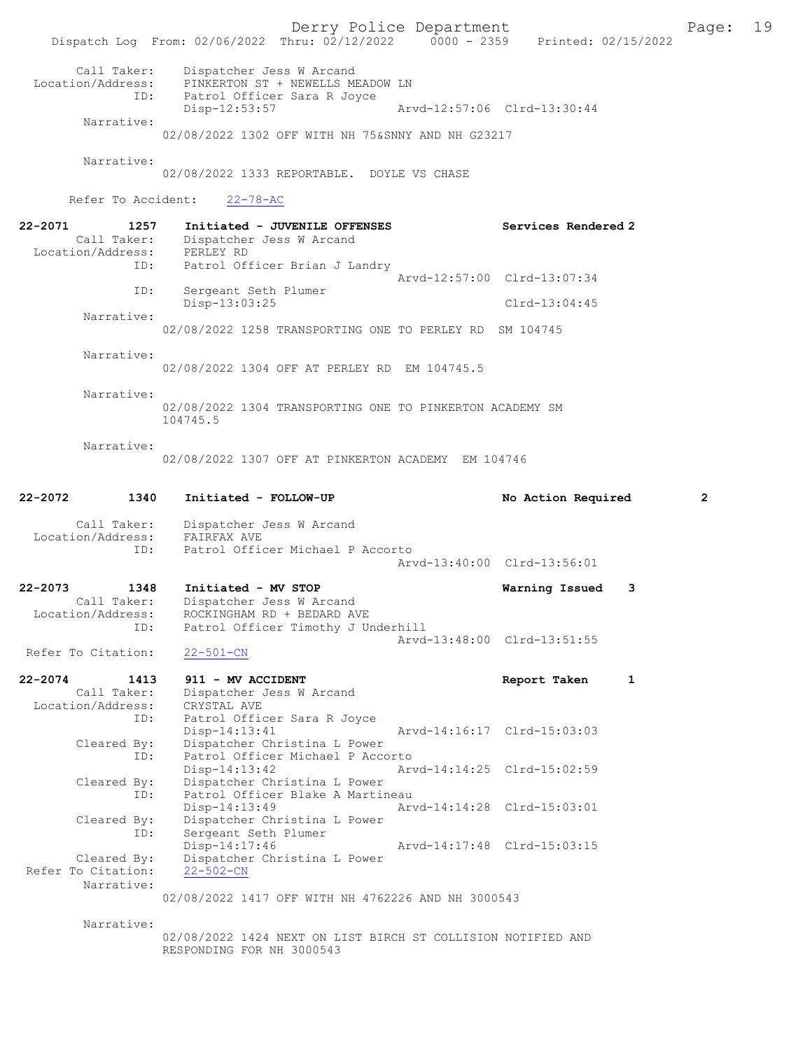Call Taker: Dispatcher Jess W Arcand
Location/Address: PINKERTON ST + NEWELLS MEADOW LN
ID: Patrol Officer Sara R Joyce
Disp-12:53:57 Arvd-12:57:06 Clrd-13:30:44

Narrative:
02/08/2022 1302 OFF WITH NH 75&SNNY AND NH G23217

Narrative:
02/08/2022 1333 REPORTABLE. DOYLE VS CHASE

Refer To Accident: 22-78-AC

**22-2071 1257 Initiated - JUVENILE OFFENSES** Services Rendered 2
Call Taker: Dispatcher Jess W Arcand
Location/Address: PERLEY RD
ID: Patrol Officer Brian J Landry
Arvd-12:57:00 Clrd-13:07:34
ID: Sergeant Seth Plumer
Disp-13:03:25 Clrd-13:04:45

Narrative:
02/08/2022 1258 TRANSPORTING ONE TO PERLEY RD SM 104745

Narrative:
02/08/2022 1304 OFF AT PERLEY RD EM 104745.5

Narrative:
02/08/2022 1304 TRANSPORTING ONE TO PINKERTON ACADEMY SM 104745.5

Narrative:
02/08/2022 1307 OFF AT PINKERTON ACADEMY EM 104746

**22-2072 1340 Initiated - FOLLOW-UP** No Action Required 2
Call Taker: Dispatcher Jess W Arcand
Location/Address: FAIRFAX AVE
ID: Patrol Officer Michael P Accorto
Arvd-13:40:00 Clrd-13:56:01

**22-2073 1348 Initiated - MV STOP** Warning Issued 3
Call Taker: Dispatcher Jess W Arcand
Location/Address: ROCKINGHAM RD + BEDARD AVE
ID: Patrol Officer Timothy J Underhill
Arvd-13:48:00 Clrd-13:51:55
Refer To Citation: 22-501-CN

**22-2074 1413 911 - MV ACCIDENT** Report Taken 1
Call Taker: Dispatcher Jess W Arcand
Location/Address: CRYSTAL AVE
ID: Patrol Officer Sara R Joyce
Disp-14:13:41 Arvd-14:16:17 Clrd-15:03:03
Cleared By: Dispatcher Christina L Power
ID: Patrol Officer Michael P Accorto
Disp-14:13:42 Arvd-14:14:25 Clrd-15:02:59
Cleared By: Dispatcher Christina L Power
ID: Patrol Officer Blake A Martineau
Disp-14:13:49 Arvd-14:14:28 Clrd-15:03:01
Cleared By: Dispatcher Christina L Power
ID: Sergeant Seth Plumer
Disp-14:17:46 Arvd-14:17:48 Clrd-15:03:15
Cleared By: Dispatcher Christina L Power
Refer To Citation: 22-502-CN

Narrative:
02/08/2022 1417 OFF WITH NH 4762226 AND NH 3000543

Narrative:
02/08/2022 1424 NEXT ON LIST BIRCH ST COLLISION NOTIFIED AND RESPONDING FOR NH 3000543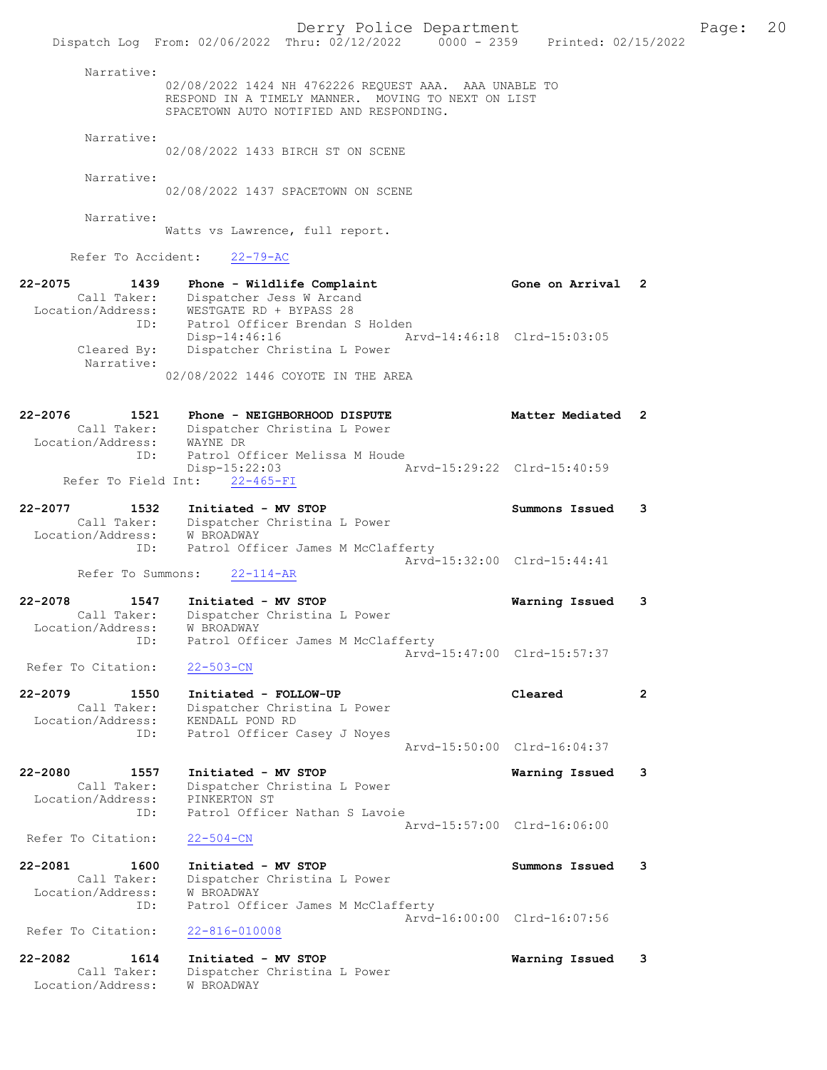Narrative:
02/08/2022 1424 NH 4762226 REQUEST AAA. AAA UNABLE TO RESPOND IN A TIMELY MANNER. MOVING TO NEXT ON LIST SPACETOWN AUTO NOTIFIED AND RESPONDING.

Narrative:
02/08/2022 1433 BIRCH ST ON SCENE

Narrative:
02/08/2022 1437 SPACETOWN ON SCENE

Narrative:
Watts vs Lawrence, full report.

Refer To Accident: 22-79-AC

**22-2075 1439 Phone - Wildlife Complaint** — Gone on Arrival 2
Call Taker: Dispatcher Jess W Arcand
Location/Address: WESTGATE RD + BYPASS 28
ID: Patrol Officer Brendan S Holden
Disp-14:46:16 Arvd-14:46:18 Clrd-15:03:05
Cleared By: Dispatcher Christina L Power
Narrative:
02/08/2022 1446 COYOTE IN THE AREA

**22-2076 1521 Phone - NEIGHBORHOOD DISPUTE** — Matter Mediated 2
Call Taker: Dispatcher Christina L Power
Location/Address: WAYNE DR
ID: Patrol Officer Melissa M Houde
Disp-15:22:03 Arvd-15:29:22 Clrd-15:40:59
Refer To Field Int: 22-465-FI

**22-2077 1532 Initiated - MV STOP** — Summons Issued 3
Call Taker: Dispatcher Christina L Power
Location/Address: W BROADWAY
ID: Patrol Officer James M McClafferty
Arvd-15:32:00 Clrd-15:44:41
Refer To Summons: 22-114-AR

**22-2078 1547 Initiated - MV STOP** — Warning Issued 3
Call Taker: Dispatcher Christina L Power
Location/Address: W BROADWAY
ID: Patrol Officer James M McClafferty
Arvd-15:47:00 Clrd-15:57:37
Refer To Citation: 22-503-CN

**22-2079 1550 Initiated - FOLLOW-UP** — Cleared 2
Call Taker: Dispatcher Christina L Power
Location/Address: KENDALL POND RD
ID: Patrol Officer Casey J Noyes
Arvd-15:50:00 Clrd-16:04:37

**22-2080 1557 Initiated - MV STOP** — Warning Issued 3
Call Taker: Dispatcher Christina L Power
Location/Address: PINKERTON ST
ID: Patrol Officer Nathan S Lavoie
Arvd-15:57:00 Clrd-16:06:00
Refer To Citation: 22-504-CN

**22-2081 1600 Initiated - MV STOP** — Summons Issued 3
Call Taker: Dispatcher Christina L Power
Location/Address: W BROADWAY
ID: Patrol Officer James M McClafferty
Arvd-16:00:00 Clrd-16:07:56
Refer To Citation: 22-816-010008

**22-2082 1614 Initiated - MV STOP** — Warning Issued 3
Call Taker: Dispatcher Christina L Power
Location/Address: W BROADWAY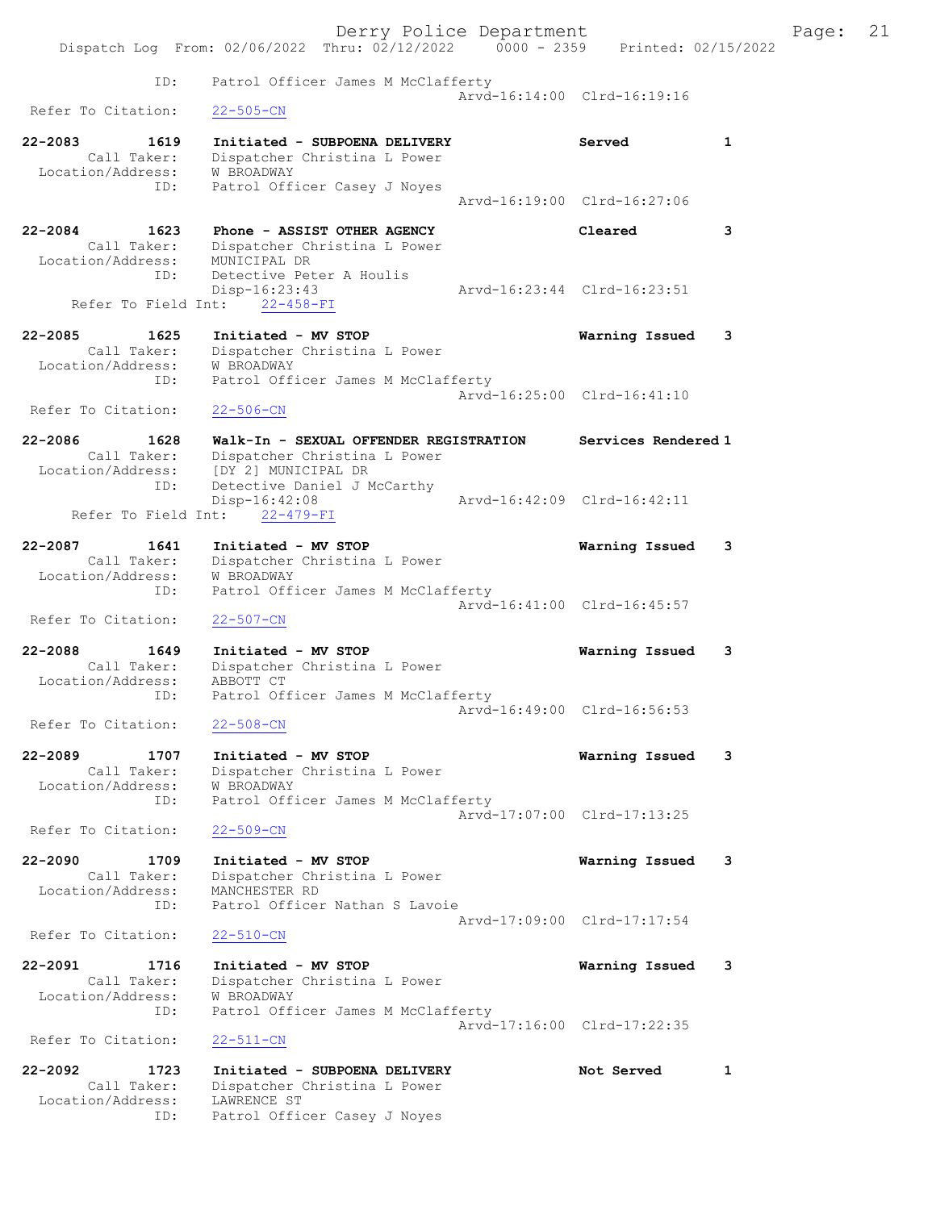ID: Patrol Officer James M McClafferty
Arvd-16:14:00 Clrd-16:19:16
Refer To Citation: 22-505-CN

22-2083 1619 Initiated - SUBPOENA DELIVERY Served 1
Call Taker: Dispatcher Christina L Power
Location/Address: W BROADWAY
ID: Patrol Officer Casey J Noyes
Arvd-16:19:00 Clrd-16:27:06

22-2084 1623 Phone - ASSIST OTHER AGENCY Cleared 3
Call Taker: Dispatcher Christina L Power
Location/Address: MUNICIPAL DR
ID: Detective Peter A Houlis
Disp-16:23:43 Arvd-16:23:44 Clrd-16:23:51
Refer To Field Int: 22-458-FI

22-2085 1625 Initiated - MV STOP Warning Issued 3
Call Taker: Dispatcher Christina L Power
Location/Address: W BROADWAY
ID: Patrol Officer James M McClafferty
Arvd-16:25:00 Clrd-16:41:10
Refer To Citation: 22-506-CN

22-2086 1628 Walk-In - SEXUAL OFFENDER REGISTRATION Services Rendered 1
Call Taker: Dispatcher Christina L Power
Location/Address: [DY 2] MUNICIPAL DR
ID: Detective Daniel J McCarthy
Disp-16:42:08 Arvd-16:42:09 Clrd-16:42:11
Refer To Field Int: 22-479-FI

22-2087 1641 Initiated - MV STOP Warning Issued 3
Call Taker: Dispatcher Christina L Power
Location/Address: W BROADWAY
ID: Patrol Officer James M McClafferty
Arvd-16:41:00 Clrd-16:45:57
Refer To Citation: 22-507-CN

22-2088 1649 Initiated - MV STOP Warning Issued 3
Call Taker: Dispatcher Christina L Power
Location/Address: ABBOTT CT
ID: Patrol Officer James M McClafferty
Arvd-16:49:00 Clrd-16:56:53
Refer To Citation: 22-508-CN

22-2089 1707 Initiated - MV STOP Warning Issued 3
Call Taker: Dispatcher Christina L Power
Location/Address: W BROADWAY
ID: Patrol Officer James M McClafferty
Arvd-17:07:00 Clrd-17:13:25
Refer To Citation: 22-509-CN

22-2090 1709 Initiated - MV STOP Warning Issued 3
Call Taker: Dispatcher Christina L Power
Location/Address: MANCHESTER RD
ID: Patrol Officer Nathan S Lavoie
Arvd-17:09:00 Clrd-17:17:54
Refer To Citation: 22-510-CN

22-2091 1716 Initiated - MV STOP Warning Issued 3
Call Taker: Dispatcher Christina L Power
Location/Address: W BROADWAY
ID: Patrol Officer James M McClafferty
Arvd-17:16:00 Clrd-17:22:35
Refer To Citation: 22-511-CN

22-2092 1723 Initiated - SUBPOENA DELIVERY Not Served 1
Call Taker: Dispatcher Christina L Power
Location/Address: LAWRENCE ST
ID: Patrol Officer Casey J Noyes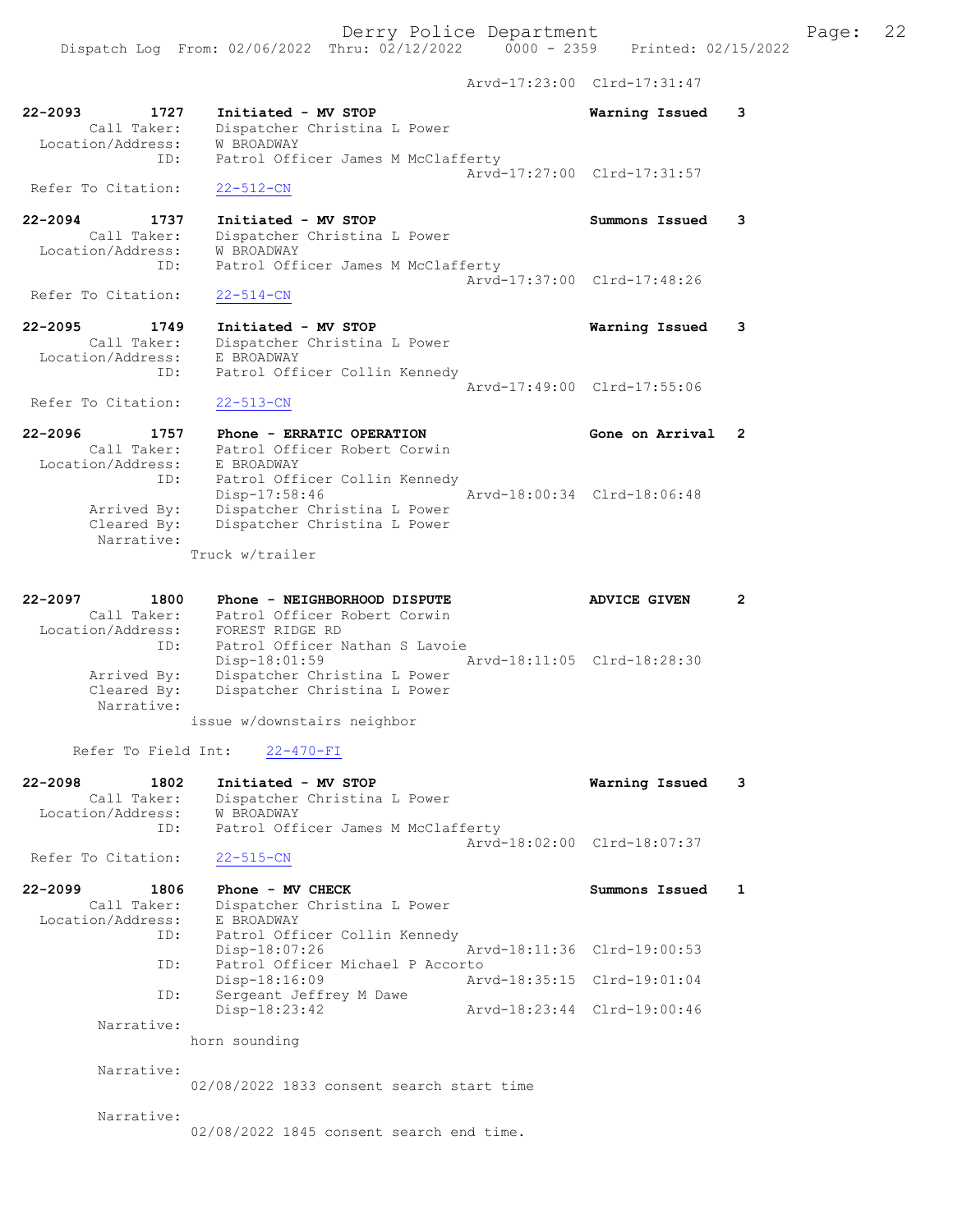Arvd-17:23:00 Clrd-17:31:47

**22-2093 1727 Initiated - MV STOP** Warning Issued 3
Call Taker: Dispatcher Christina L Power
Location/Address: W BROADWAY
ID: Patrol Officer James M McClafferty
Arvd-17:27:00 Clrd-17:31:57
Refer To Citation: 22-512-CN

**22-2094 1737 Initiated - MV STOP** Summons Issued 3
Call Taker: Dispatcher Christina L Power
Location/Address: W BROADWAY
ID: Patrol Officer James M McClafferty
Arvd-17:37:00 Clrd-17:48:26
Refer To Citation: 22-514-CN

**22-2095 1749 Initiated - MV STOP** Warning Issued 3
Call Taker: Dispatcher Christina L Power
Location/Address: E BROADWAY
ID: Patrol Officer Collin Kennedy
Arvd-17:49:00 Clrd-17:55:06
Refer To Citation: 22-513-CN

**22-2096 1757 Phone - ERRATIC OPERATION** Gone on Arrival 2
Call Taker: Patrol Officer Robert Corwin
Location/Address: E BROADWAY
ID: Patrol Officer Collin Kennedy
Disp-17:58:46 Arvd-18:00:34 Clrd-18:06:48
Arrived By: Dispatcher Christina L Power
Cleared By: Dispatcher Christina L Power
Narrative:
Truck w/trailer

**22-2097 1800 Phone - NEIGHBORHOOD DISPUTE** ADVICE GIVEN 2
Call Taker: Patrol Officer Robert Corwin
Location/Address: FOREST RIDGE RD
ID: Patrol Officer Nathan S Lavoie
Disp-18:01:59 Arvd-18:11:05 Clrd-18:28:30
Arrived By: Dispatcher Christina L Power
Cleared By: Dispatcher Christina L Power
Narrative:
issue w/downstairs neighbor

Refer To Field Int: 22-470-FI

**22-2098 1802 Initiated - MV STOP** Warning Issued 3
Call Taker: Dispatcher Christina L Power
Location/Address: W BROADWAY
ID: Patrol Officer James M McClafferty
Arvd-18:02:00 Clrd-18:07:37
Refer To Citation: 22-515-CN

**22-2099 1806 Phone - MV CHECK** Summons Issued 1
Call Taker: Dispatcher Christina L Power
Location/Address: E BROADWAY
ID: Patrol Officer Collin Kennedy
Disp-18:07:26 Arvd-18:11:36 Clrd-19:00:53
ID: Patrol Officer Michael P Accorto
Disp-18:16:09 Arvd-18:35:15 Clrd-19:01:04
ID: Sergeant Jeffrey M Dawe
Disp-18:23:42 Arvd-18:23:44 Clrd-19:00:46
Narrative:
horn sounding

Narrative:
02/08/2022 1833 consent search start time

Narrative:
02/08/2022 1845 consent search end time.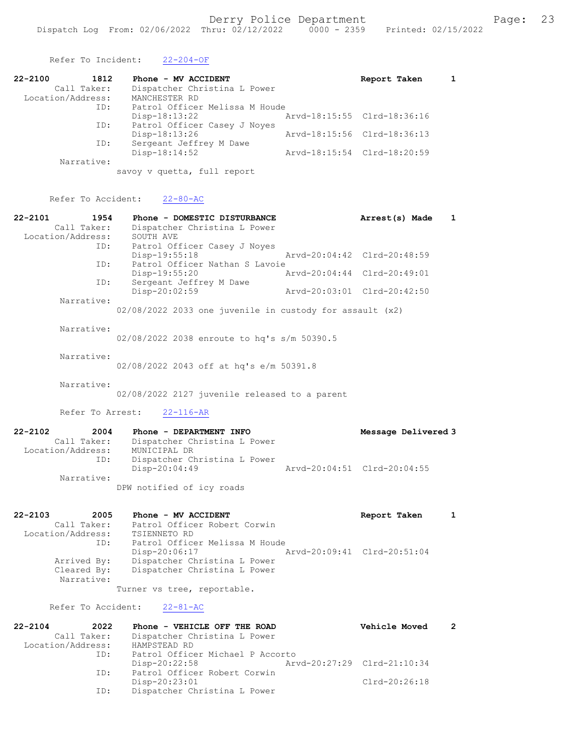Refer To Incident: 22-204-OF

```
22-2100        1812    Phone - MV ACCIDENT                          Report Taken      1
        Call Taker:    Dispatcher Christina L Power
  Location/Address:    MANCHESTER RD
               ID:     Patrol Officer Melissa M Houde
                       Disp-18:13:22                Arvd-18:15:55  Clrd-18:36:16
               ID:     Patrol Officer Casey J Noyes
                       Disp-18:13:26                Arvd-18:15:56  Clrd-18:36:13
               ID:     Sergeant Jeffrey M Dawe
                       Disp-18:14:52                Arvd-18:15:54  Clrd-18:20:59
        Narrative:
                  savoy v quetta, full report
```

Refer To Accident: 22-80-AC

```
22-2101        1954    Phone - DOMESTIC DISTURBANCE                 Arrest(s) Made    1
        Call Taker:    Dispatcher Christina L Power
  Location/Address:    SOUTH AVE
               ID:     Patrol Officer Casey J Noyes
                       Disp-19:55:18                Arvd-20:04:42  Clrd-20:48:59
               ID:     Patrol Officer Nathan S Lavoie
                       Disp-19:55:20                Arvd-20:04:44  Clrd-20:49:01
               ID:     Sergeant Jeffrey M Dawe
                       Disp-20:02:59                Arvd-20:03:01  Clrd-20:42:50
        Narrative:
                  02/08/2022 2033 one juvenile in custody for assault (x2)

        Narrative:
                  02/08/2022 2038 enroute to hq's s/m 50390.5

        Narrative:
                  02/08/2022 2043 off at hq's e/m 50391.8

        Narrative:
                  02/08/2022 2127 juvenile released to a parent
```

Refer To Arrest: 22-116-AR

```
22-2102        2004    Phone - DEPARTMENT INFO                      Message Delivered 3
        Call Taker:    Dispatcher Christina L Power
  Location/Address:    MUNICIPAL DR
               ID:     Dispatcher Christina L Power
                       Disp-20:04:49                Arvd-20:04:51  Clrd-20:04:55
        Narrative:
                  DPW notified of icy roads


22-2103        2005    Phone - MV ACCIDENT                          Report Taken      1
        Call Taker:    Patrol Officer Robert Corwin
  Location/Address:    TSIENNETO RD
               ID:     Patrol Officer Melissa M Houde
                       Disp-20:06:17                Arvd-20:09:41  Clrd-20:51:04
       Arrived By:     Dispatcher Christina L Power
       Cleared By:     Dispatcher Christina L Power
        Narrative:
                  Turner vs tree, reportable.
```

Refer To Accident: 22-81-AC

```
22-2104        2022    Phone - VEHICLE OFF THE ROAD                 Vehicle Moved     2
        Call Taker:    Dispatcher Christina L Power
  Location/Address:    HAMPSTEAD RD
               ID:     Patrol Officer Michael P Accorto
                       Disp-20:22:58                Arvd-20:27:29  Clrd-21:10:34
               ID:     Patrol Officer Robert Corwin
                       Disp-20:23:01                               Clrd-20:26:18
               ID:     Dispatcher Christina L Power
```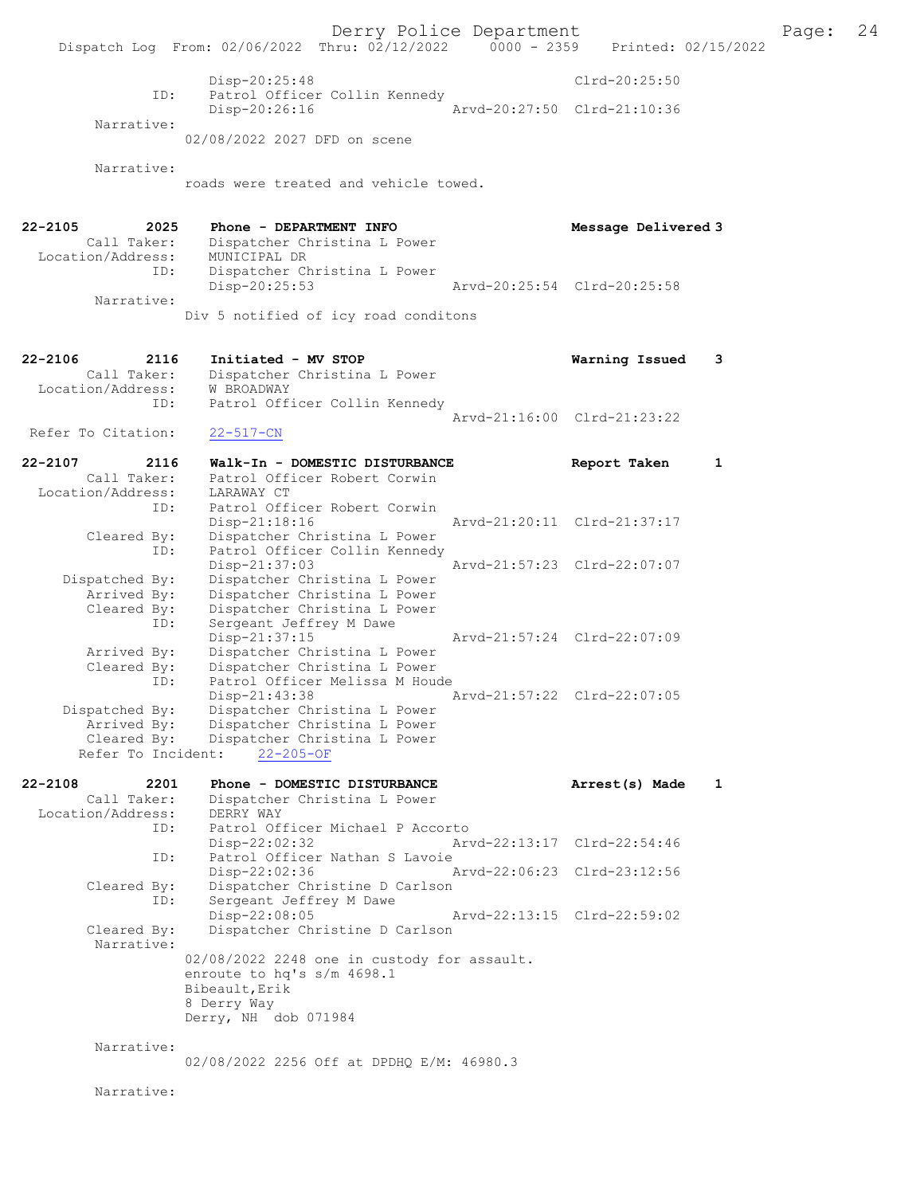Disp-20:25:48 Clrd-20:25:50
ID: Patrol Officer Collin Kennedy
Disp-20:26:16 Arvd-20:27:50 Clrd-21:10:36
Narrative:
02/08/2022 2027 DFD on scene

Narrative:
roads were treated and vehicle towed.

**22-2105 2025 Phone - DEPARTMENT INFO Message Delivered 3**
Call Taker: Dispatcher Christina L Power
Location/Address: MUNICIPAL DR
ID: Dispatcher Christina L Power
Disp-20:25:53 Arvd-20:25:54 Clrd-20:25:58
Narrative:
Div 5 notified of icy road conditons

**22-2106 2116 Initiated - MV STOP Warning Issued 3**
Call Taker: Dispatcher Christina L Power
Location/Address: W BROADWAY
ID: Patrol Officer Collin Kennedy
Arvd-21:16:00 Clrd-21:23:22
Refer To Citation: 22-517-CN

**22-2107 2116 Walk-In - DOMESTIC DISTURBANCE Report Taken 1**
Call Taker: Patrol Officer Robert Corwin
Location/Address: LARAWAY CT
ID: Patrol Officer Robert Corwin
Disp-21:18:16 Arvd-21:20:11 Clrd-21:37:17
Cleared By: Dispatcher Christina L Power
ID: Patrol Officer Collin Kennedy
Disp-21:37:03 Arvd-21:57:23 Clrd-22:07:07
Dispatched By: Dispatcher Christina L Power
Arrived By: Dispatcher Christina L Power
Cleared By: Dispatcher Christina L Power
ID: Sergeant Jeffrey M Dawe
Disp-21:37:15 Arvd-21:57:24 Clrd-22:07:09
Arrived By: Dispatcher Christina L Power
Cleared By: Dispatcher Christina L Power
ID: Patrol Officer Melissa M Houde
Disp-21:43:38 Arvd-21:57:22 Clrd-22:07:05
Dispatched By: Dispatcher Christina L Power
Arrived By: Dispatcher Christina L Power
Cleared By: Dispatcher Christina L Power
Refer To Incident: 22-205-OF

**22-2108 2201 Phone - DOMESTIC DISTURBANCE Arrest(s) Made 1**
Call Taker: Dispatcher Christina L Power
Location/Address: DERRY WAY
ID: Patrol Officer Michael P Accorto
Disp-22:02:32 Arvd-22:13:17 Clrd-22:54:46
ID: Patrol Officer Nathan S Lavoie
Disp-22:02:36 Arvd-22:06:23 Clrd-23:12:56
Cleared By: Dispatcher Christine D Carlson
ID: Sergeant Jeffrey M Dawe
Disp-22:08:05 Arvd-22:13:15 Clrd-22:59:02
Cleared By: Dispatcher Christine D Carlson
Narrative:
02/08/2022 2248 one in custody for assault.
enroute to hq's s/m 4698.1
Bibeault,Erik
8 Derry Way
Derry, NH dob 071984

Narrative:
02/08/2022 2256 Off at DPDHQ E/M: 46980.3

Narrative: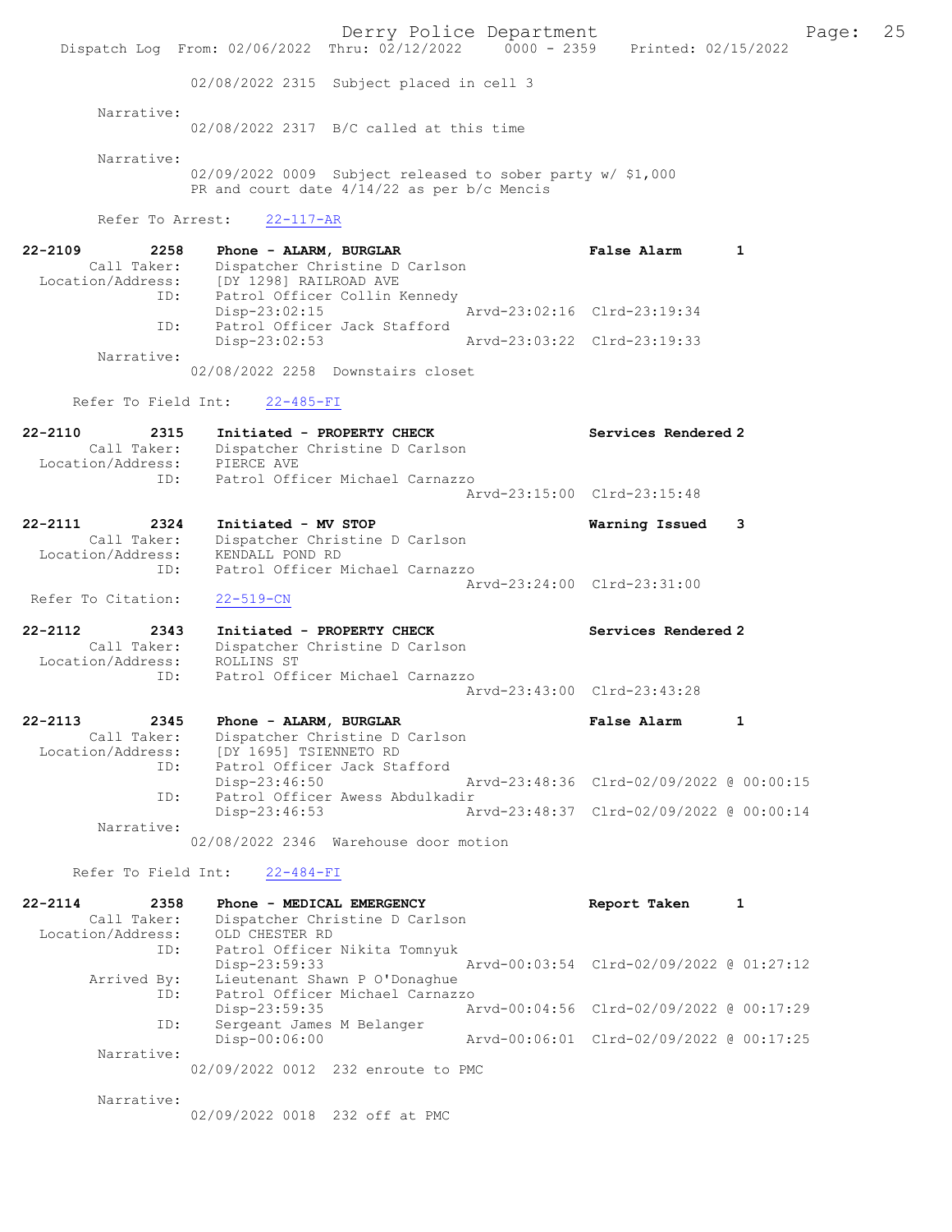02/08/2022 2315 Subject placed in cell 3

Narrative:
02/08/2022 2317 B/C called at this time

Narrative:
02/09/2022 0009 Subject released to sober party w/ $1,000 PR and court date 4/14/22 as per b/c Mencis

Refer To Arrest: 22-117-AR

**22-2109 2258 Phone - ALARM, BURGLAR — False Alarm 1**
Call Taker: Dispatcher Christine D Carlson
Location/Address: [DY 1298] RAILROAD AVE
ID: Patrol Officer Collin Kennedy
Disp-23:02:15 Arvd-23:02:16 Clrd-23:19:34
ID: Patrol Officer Jack Stafford
Disp-23:02:53 Arvd-23:03:22 Clrd-23:19:33
Narrative:
02/08/2022 2258 Downstairs closet

Refer To Field Int: 22-485-FI

**22-2110 2315 Initiated - PROPERTY CHECK — Services Rendered 2**
Call Taker: Dispatcher Christine D Carlson
Location/Address: PIERCE AVE
ID: Patrol Officer Michael Carnazzo
Arvd-23:15:00 Clrd-23:15:48

**22-2111 2324 Initiated - MV STOP — Warning Issued 3**
Call Taker: Dispatcher Christine D Carlson
Location/Address: KENDALL POND RD
ID: Patrol Officer Michael Carnazzo
Arvd-23:24:00 Clrd-23:31:00
Refer To Citation: 22-519-CN

**22-2112 2343 Initiated - PROPERTY CHECK — Services Rendered 2**
Call Taker: Dispatcher Christine D Carlson
Location/Address: ROLLINS ST
ID: Patrol Officer Michael Carnazzo
Arvd-23:43:00 Clrd-23:43:28

**22-2113 2345 Phone - ALARM, BURGLAR — False Alarm 1**
Call Taker: Dispatcher Christine D Carlson
Location/Address: [DY 1695] TSIENNETO RD
ID: Patrol Officer Jack Stafford
Disp-23:46:50 Arvd-23:48:36 Clrd-02/09/2022 @ 00:00:15
ID: Patrol Officer Awess Abdulkadir
Disp-23:46:53 Arvd-23:48:37 Clrd-02/09/2022 @ 00:00:14
Narrative:
02/08/2022 2346 Warehouse door motion

Refer To Field Int: 22-484-FI

**22-2114 2358 Phone - MEDICAL EMERGENCY — Report Taken 1**
Call Taker: Dispatcher Christine D Carlson
Location/Address: OLD CHESTER RD
ID: Patrol Officer Nikita Tomnyuk
Disp-23:59:33 Arvd-00:03:54 Clrd-02/09/2022 @ 01:27:12
Arrived By: Lieutenant Shawn P O'Donaghue
ID: Patrol Officer Michael Carnazzo
Disp-23:59:35 Arvd-00:04:56 Clrd-02/09/2022 @ 00:17:29
ID: Sergeant James M Belanger
Disp-00:06:00 Arvd-00:06:01 Clrd-02/09/2022 @ 00:17:25
Narrative:
02/09/2022 0012 232 enroute to PMC

Narrative:
02/09/2022 0018 232 off at PMC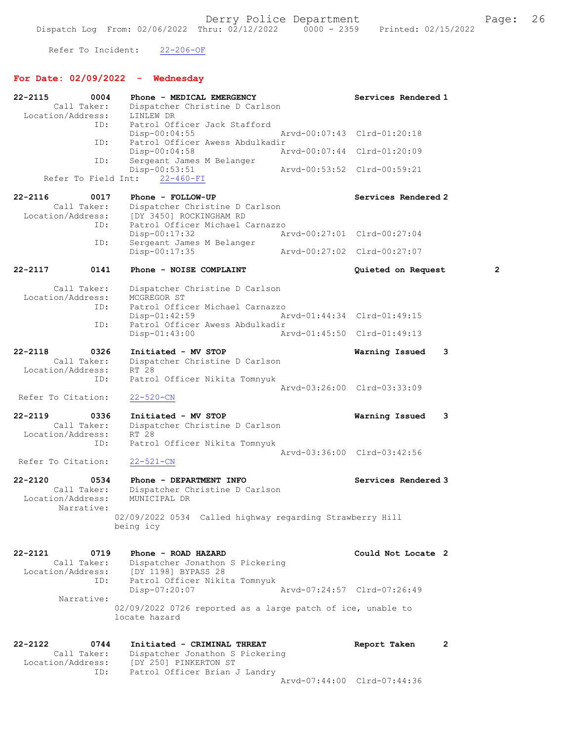Refer To Incident: 22-206-OF

## For Date: 02/09/2022 - Wednesday

**22-2115 0004 Phone - MEDICAL EMERGENCY** — Services Rendered 1
Call Taker: Dispatcher Christine D Carlson
Location/Address: LINLEW DR
ID: Patrol Officer Jack Stafford
Disp-00:04:55 Arvd-00:07:43 Clrd-01:20:18
ID: Patrol Officer Awess Abdulkadir
Disp-00:04:58 Arvd-00:07:44 Clrd-01:20:09
ID: Sergeant James M Belanger
Disp-00:53:51 Arvd-00:53:52 Clrd-00:59:21
Refer To Field Int: 22-460-FI

**22-2116 0017 Phone - FOLLOW-UP** — Services Rendered 2
Call Taker: Dispatcher Christine D Carlson
Location/Address: [DY 3450] ROCKINGHAM RD
ID: Patrol Officer Michael Carnazzo
Disp-00:17:32 Arvd-00:27:01 Clrd-00:27:04
ID: Sergeant James M Belanger
Disp-00:17:35 Arvd-00:27:02 Clrd-00:27:07

**22-2117 0141 Phone - NOISE COMPLAINT** — Quieted on Request 2
Call Taker: Dispatcher Christine D Carlson
Location/Address: MCGREGOR ST
ID: Patrol Officer Michael Carnazzo
Disp-01:42:59 Arvd-01:44:34 Clrd-01:49:15
ID: Patrol Officer Awess Abdulkadir
Disp-01:43:00 Arvd-01:45:50 Clrd-01:49:13

**22-2118 0326 Initiated - MV STOP** — Warning Issued 3
Call Taker: Dispatcher Christine D Carlson
Location/Address: RT 28
ID: Patrol Officer Nikita Tomnyuk
Arvd-03:26:00 Clrd-03:33:09
Refer To Citation: 22-520-CN

**22-2119 0336 Initiated - MV STOP** — Warning Issued 3
Call Taker: Dispatcher Christine D Carlson
Location/Address: RT 28
ID: Patrol Officer Nikita Tomnyuk
Arvd-03:36:00 Clrd-03:42:56
Refer To Citation: 22-521-CN

**22-2120 0534 Phone - DEPARTMENT INFO** — Services Rendered 3
Call Taker: Dispatcher Christine D Carlson
Location/Address: MUNICIPAL DR
Narrative:
02/09/2022 0534 Called highway regarding Strawberry Hill being icy

**22-2121 0719 Phone - ROAD HAZARD** — Could Not Locate 2
Call Taker: Dispatcher Jonathon S Pickering
Location/Address: [DY 1198] BYPASS 28
ID: Patrol Officer Nikita Tomnyuk
Disp-07:20:07 Arvd-07:24:57 Clrd-07:26:49
Narrative:
02/09/2022 0726 reported as a large patch of ice, unable to locate hazard

**22-2122 0744 Initiated - CRIMINAL THREAT** — Report Taken 2
Call Taker: Dispatcher Jonathon S Pickering
Location/Address: [DY 250] PINKERTON ST
ID: Patrol Officer Brian J Landry
Arvd-07:44:00 Clrd-07:44:36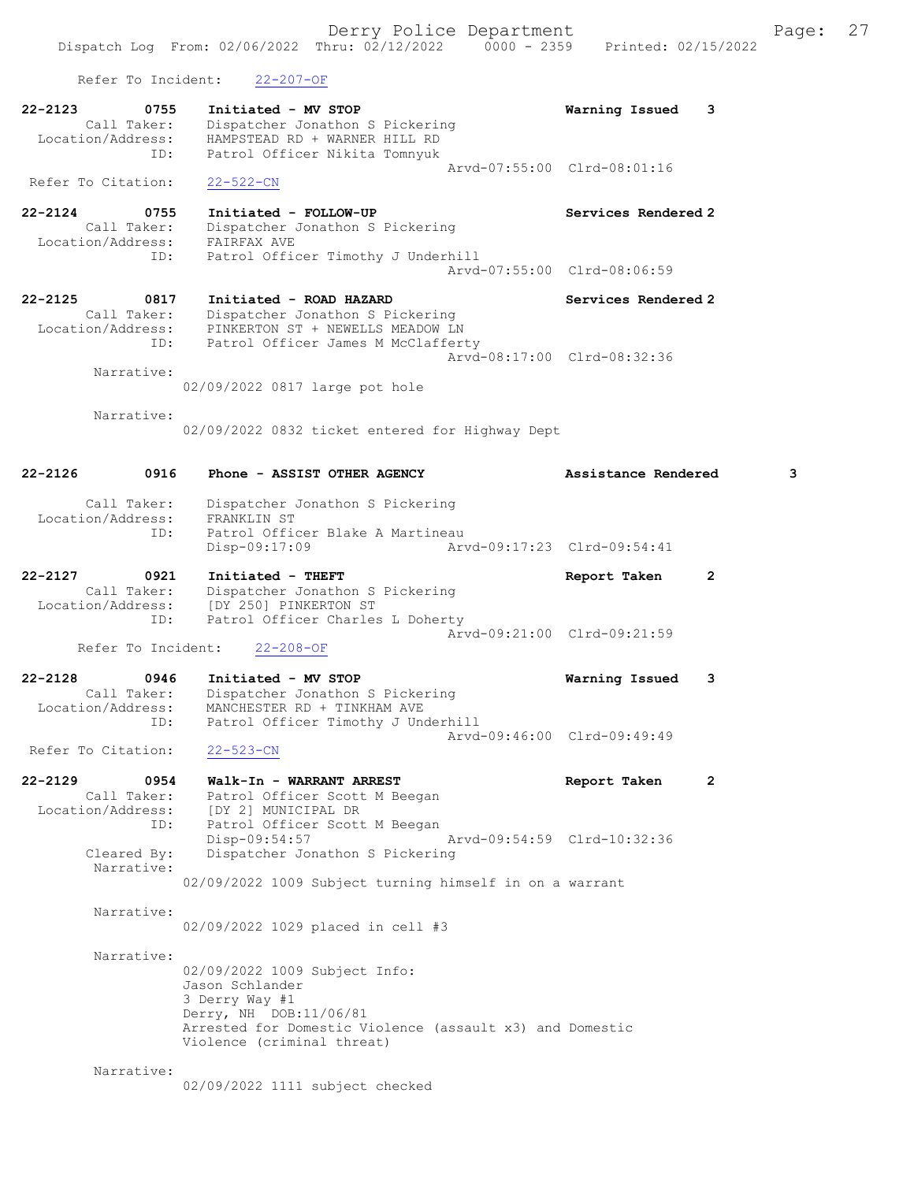Refer To Incident: 22-207-OF

```
22-2123        0755    Initiated - MV STOP                          Warning Issued    3
        Call Taker:    Dispatcher Jonathon S Pickering
  Location/Address:    HAMPSTEAD RD + WARNER HILL RD
                ID:    Patrol Officer Nikita Tomnyuk
                                                Arvd-07:55:00  Clrd-08:01:16
 Refer To Citation:    22-522-CN

22-2124        0755    Initiated - FOLLOW-UP                        Services Rendered 2
        Call Taker:    Dispatcher Jonathon S Pickering
  Location/Address:    FAIRFAX AVE
                ID:    Patrol Officer Timothy J Underhill
                                                Arvd-07:55:00  Clrd-08:06:59

22-2125        0817    Initiated - ROAD HAZARD                      Services Rendered 2
        Call Taker:    Dispatcher Jonathon S Pickering
  Location/Address:    PINKERTON ST + NEWELLS MEADOW LN
                ID:    Patrol Officer James M McClafferty
                                                Arvd-08:17:00  Clrd-08:32:36
         Narrative:
                     02/09/2022 0817 large pot hole

         Narrative:
                     02/09/2022 0832 ticket entered for Highway Dept


22-2126        0916    Phone - ASSIST OTHER AGENCY                  Assistance Rendered       3

        Call Taker:    Dispatcher Jonathon S Pickering
  Location/Address:    FRANKLIN ST
                ID:    Patrol Officer Blake A Martineau
                       Disp-09:17:09            Arvd-09:17:23  Clrd-09:54:41

22-2127        0921    Initiated - THEFT                            Report Taken      2
        Call Taker:    Dispatcher Jonathon S Pickering
  Location/Address:    [DY 250] PINKERTON ST
                ID:    Patrol Officer Charles L Doherty
                                                Arvd-09:21:00  Clrd-09:21:59
      Refer To Incident:    22-208-OF

22-2128        0946    Initiated - MV STOP                          Warning Issued    3
        Call Taker:    Dispatcher Jonathon S Pickering
  Location/Address:    MANCHESTER RD + TINKHAM AVE
                ID:    Patrol Officer Timothy J Underhill
                                                Arvd-09:46:00  Clrd-09:49:49
 Refer To Citation:    22-523-CN

22-2129        0954    Walk-In - WARRANT ARREST                     Report Taken      2
        Call Taker:    Patrol Officer Scott M Beegan
  Location/Address:    [DY 2] MUNICIPAL DR
                ID:    Patrol Officer Scott M Beegan
                       Disp-09:54:57            Arvd-09:54:59  Clrd-10:32:36
        Cleared By:    Dispatcher Jonathon S Pickering
         Narrative:
                     02/09/2022 1009 Subject turning himself in on a warrant

         Narrative:
                     02/09/2022 1029 placed in cell #3

         Narrative:
                     02/09/2022 1009 Subject Info:
                     Jason Schlander
                     3 Derry Way #1
                     Derry, NH  DOB:11/06/81
                     Arrested for Domestic Violence (assault x3) and Domestic
                     Violence (criminal threat)

         Narrative:
                     02/09/2022 1111 subject checked
```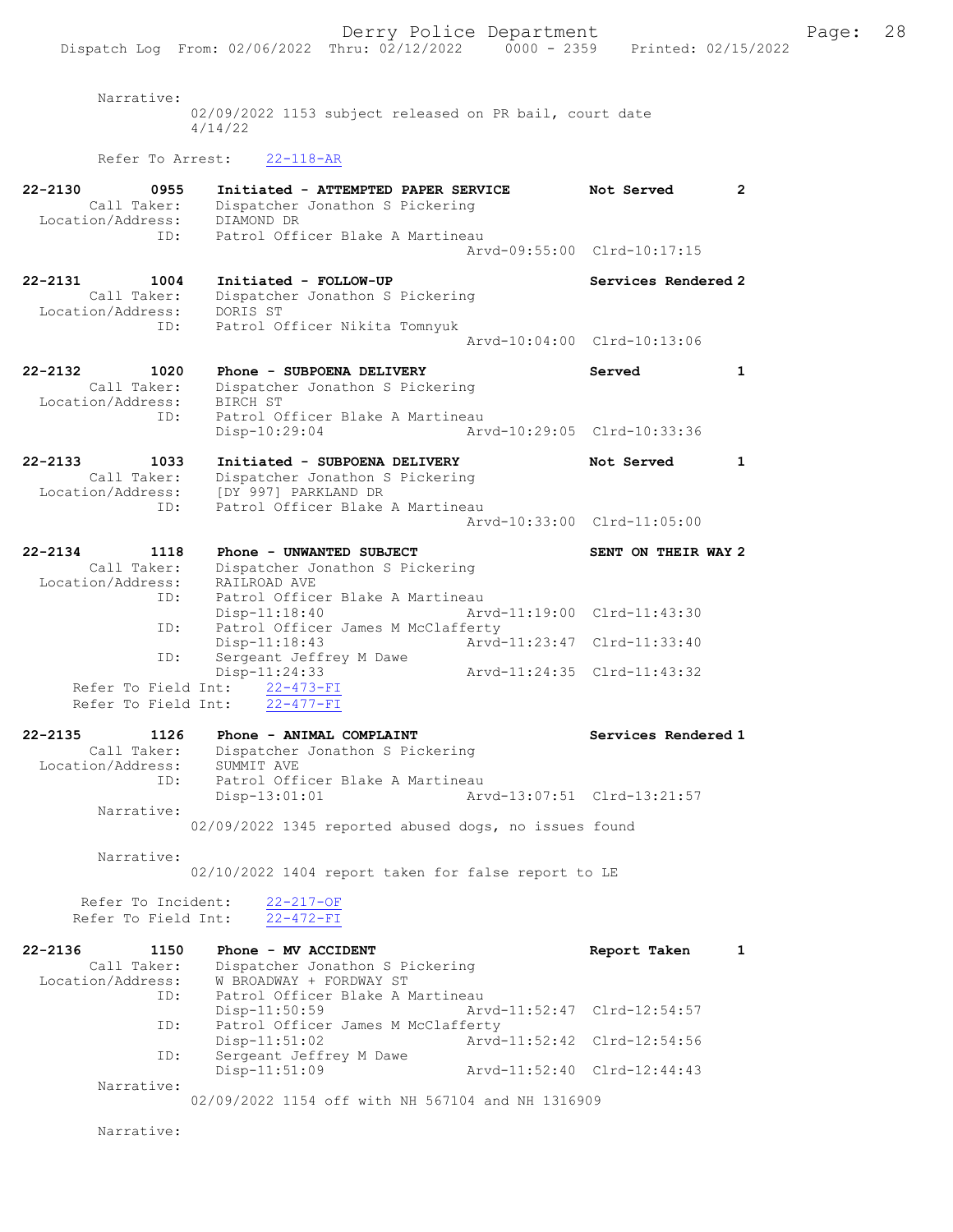Narrative:
02/09/2022 1153 subject released on PR bail, court date 4/14/22

Refer To Arrest: 22-118-AR

**22-2130** 0955 **Initiated - ATTEMPTED PAPER SERVICE** **Not Served** **2**
Call Taker: Dispatcher Jonathon S Pickering
Location/Address: DIAMOND DR
ID: Patrol Officer Blake A Martineau
Arvd-09:55:00 Clrd-10:17:15

**22-2131** 1004 **Initiated - FOLLOW-UP** **Services Rendered 2**
Call Taker: Dispatcher Jonathon S Pickering
Location/Address: DORIS ST
ID: Patrol Officer Nikita Tomnyuk
Arvd-10:04:00 Clrd-10:13:06

**22-2132** 1020 **Phone - SUBPOENA DELIVERY** **Served** **1**
Call Taker: Dispatcher Jonathon S Pickering
Location/Address: BIRCH ST
ID: Patrol Officer Blake A Martineau
Disp-10:29:04 Arvd-10:29:05 Clrd-10:33:36

**22-2133** 1033 **Initiated - SUBPOENA DELIVERY** **Not Served** **1**
Call Taker: Dispatcher Jonathon S Pickering
Location/Address: [DY 997] PARKLAND DR
ID: Patrol Officer Blake A Martineau
Arvd-10:33:00 Clrd-11:05:00

**22-2134** 1118 **Phone - UNWANTED SUBJECT** **SENT ON THEIR WAY 2**
Call Taker: Dispatcher Jonathon S Pickering
Location/Address: RAILROAD AVE
ID: Patrol Officer Blake A Martineau
Disp-11:18:40 Arvd-11:19:00 Clrd-11:43:30
ID: Patrol Officer James M McClafferty
Disp-11:18:43 Arvd-11:23:47 Clrd-11:33:40
ID: Sergeant Jeffrey M Dawe
Disp-11:24:33 Arvd-11:24:35 Clrd-11:43:32
Refer To Field Int: 22-473-FI
Refer To Field Int: 22-477-FI

**22-2135** 1126 **Phone - ANIMAL COMPLAINT** **Services Rendered 1**
Call Taker: Dispatcher Jonathon S Pickering
Location/Address: SUMMIT AVE
ID: Patrol Officer Blake A Martineau
Disp-13:01:01 Arvd-13:07:51 Clrd-13:21:57
Narrative:
02/09/2022 1345 reported abused dogs, no issues found

Narrative:
02/10/2022 1404 report taken for false report to LE

Refer To Incident: 22-217-OF
Refer To Field Int: 22-472-FI

**22-2136** 1150 **Phone - MV ACCIDENT** **Report Taken** **1**
Call Taker: Dispatcher Jonathon S Pickering
Location/Address: W BROADWAY + FORDWAY ST
ID: Patrol Officer Blake A Martineau
Disp-11:50:59 Arvd-11:52:47 Clrd-12:54:57
ID: Patrol Officer James M McClafferty
Disp-11:51:02 Arvd-11:52:42 Clrd-12:54:56
ID: Sergeant Jeffrey M Dawe
Disp-11:51:09 Arvd-11:52:40 Clrd-12:44:43
Narrative:
02/09/2022 1154 off with NH 567104 and NH 1316909

Narrative: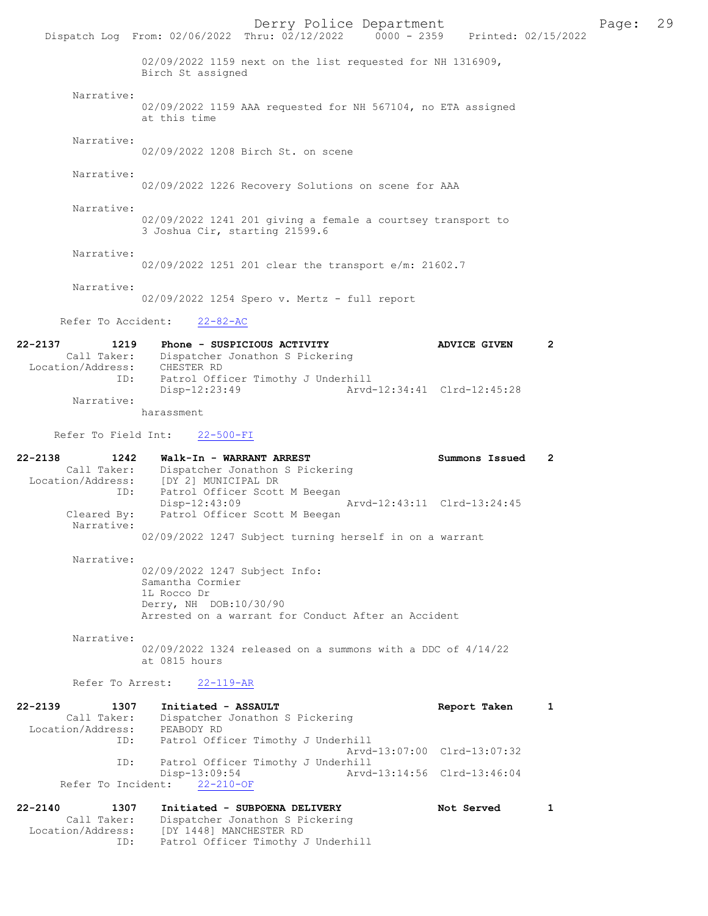02/09/2022 1159 next on the list requested for NH 1316909, Birch St assigned

Narrative:
02/09/2022 1159 AAA requested for NH 567104, no ETA assigned at this time

Narrative:
02/09/2022 1208 Birch St. on scene

Narrative:
02/09/2022 1226 Recovery Solutions on scene for AAA

Narrative:
02/09/2022 1241 201 giving a female a courtsey transport to 3 Joshua Cir, starting 21599.6

Narrative:
02/09/2022 1251 201 clear the transport e/m: 21602.7

Narrative:
02/09/2022 1254 Spero v. Mertz - full report

Refer To Accident: 22-82-AC

**22-2137 1219 Phone - SUSPICIOUS ACTIVITY — ADVICE GIVEN 2**

Call Taker: Dispatcher Jonathon S Pickering
Location/Address: CHESTER RD
ID: Patrol Officer Timothy J Underhill
Disp-12:23:49 Arvd-12:34:41 Clrd-12:45:28
Narrative:
harassment

Refer To Field Int: 22-500-FI

**22-2138 1242 Walk-In - WARRANT ARREST — Summons Issued 2**

Call Taker: Dispatcher Jonathon S Pickering
Location/Address: [DY 2] MUNICIPAL DR
ID: Patrol Officer Scott M Beegan
Disp-12:43:09 Arvd-12:43:11 Clrd-13:24:45
Cleared By: Patrol Officer Scott M Beegan
Narrative:
02/09/2022 1247 Subject turning herself in on a warrant

Narrative:
02/09/2022 1247 Subject Info:
Samantha Cormier
1L Rocco Dr
Derry, NH DOB:10/30/90
Arrested on a warrant for Conduct After an Accident

Narrative:
02/09/2022 1324 released on a summons with a DDC of 4/14/22 at 0815 hours

Refer To Arrest: 22-119-AR

**22-2139 1307 Initiated - ASSAULT — Report Taken 1**

Call Taker: Dispatcher Jonathon S Pickering
Location/Address: PEABODY RD
ID: Patrol Officer Timothy J Underhill
Arvd-13:07:00 Clrd-13:07:32
ID: Patrol Officer Timothy J Underhill
Disp-13:09:54 Arvd-13:14:56 Clrd-13:46:04
Refer To Incident: 22-210-OF

**22-2140 1307 Initiated - SUBPOENA DELIVERY — Not Served 1**

Call Taker: Dispatcher Jonathon S Pickering
Location/Address: [DY 1448] MANCHESTER RD
ID: Patrol Officer Timothy J Underhill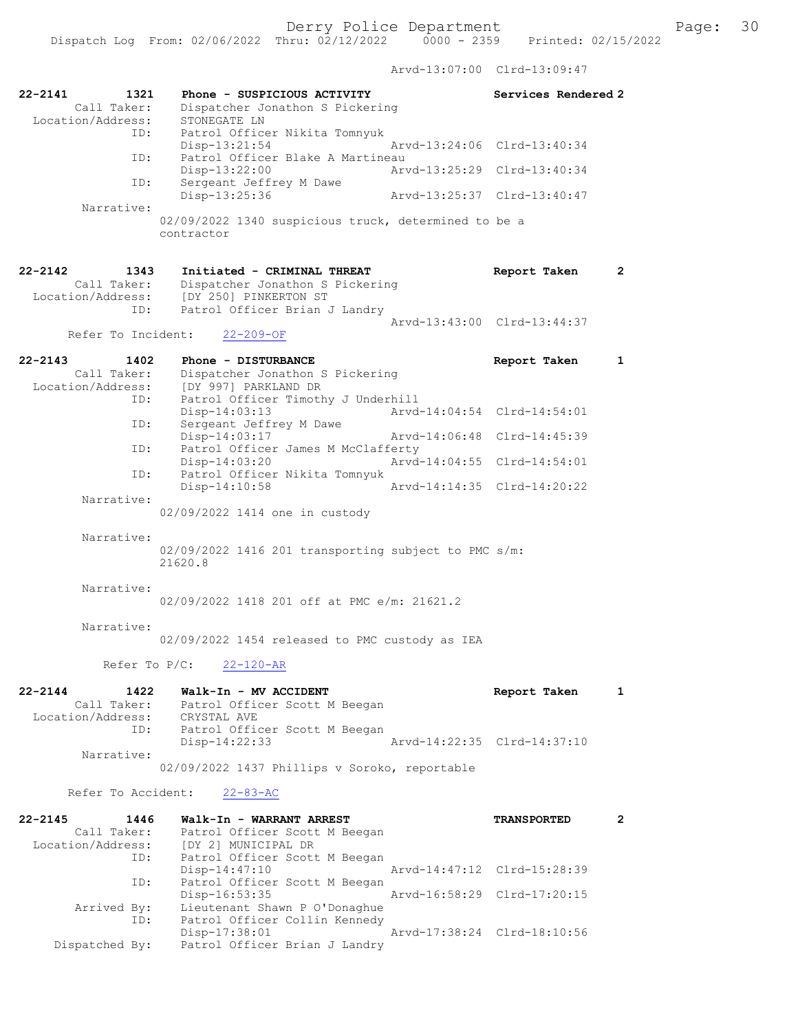Arvd-13:07:00 Clrd-13:09:47

```
22-2141        1321    Phone - SUSPICIOUS ACTIVITY                    Services Rendered 2
        Call Taker:    Dispatcher Jonathon S Pickering
  Location/Address:    STONEGATE LN
                ID:    Patrol Officer Nikita Tomnyuk
                       Disp-13:21:54                  Arvd-13:24:06  Clrd-13:40:34
                ID:    Patrol Officer Blake A Martineau
                       Disp-13:22:00                  Arvd-13:25:29  Clrd-13:40:34
                ID:    Sergeant Jeffrey M Dawe
                       Disp-13:25:36                  Arvd-13:25:37  Clrd-13:40:47
         Narrative:
                     02/09/2022 1340 suspicious truck, determined to be a
                     contractor

22-2142        1343    Initiated - CRIMINAL THREAT                    Report Taken     2
        Call Taker:    Dispatcher Jonathon S Pickering
  Location/Address:    [DY 250] PINKERTON ST
                ID:    Patrol Officer Brian J Landry
                                                      Arvd-13:43:00  Clrd-13:44:37
      Refer To Incident:    22-209-OF

22-2143        1402    Phone - DISTURBANCE                            Report Taken     1
        Call Taker:    Dispatcher Jonathon S Pickering
  Location/Address:    [DY 997] PARKLAND DR
                ID:    Patrol Officer Timothy J Underhill
                       Disp-14:03:13                  Arvd-14:04:54  Clrd-14:54:01
                ID:    Sergeant Jeffrey M Dawe
                       Disp-14:03:17                  Arvd-14:06:48  Clrd-14:45:39
                ID:    Patrol Officer James M McClafferty
                       Disp-14:03:20                  Arvd-14:04:55  Clrd-14:54:01
                ID:    Patrol Officer Nikita Tomnyuk
                       Disp-14:10:58                  Arvd-14:14:35  Clrd-14:20:22
         Narrative:
                     02/09/2022 1414 one in custody

         Narrative:
                     02/09/2022 1416 201 transporting subject to PMC s/m:
                     21620.8

         Narrative:
                     02/09/2022 1418 201 off at PMC e/m: 21621.2

         Narrative:
                     02/09/2022 1454 released to PMC custody as IEA

           Refer To P/C:    22-120-AR

22-2144        1422    Walk-In - MV ACCIDENT                          Report Taken     1
        Call Taker:    Patrol Officer Scott M Beegan
  Location/Address:    CRYSTAL AVE
                ID:    Patrol Officer Scott M Beegan
                       Disp-14:22:33                  Arvd-14:22:35  Clrd-14:37:10
         Narrative:
                     02/09/2022 1437 Phillips v Soroko, reportable

      Refer To Accident:    22-83-AC

22-2145        1446    Walk-In - WARRANT ARREST                       TRANSPORTED      2
        Call Taker:    Patrol Officer Scott M Beegan
  Location/Address:    [DY 2] MUNICIPAL DR
                ID:    Patrol Officer Scott M Beegan
                       Disp-14:47:10                  Arvd-14:47:12  Clrd-15:28:39
                ID:    Patrol Officer Scott M Beegan
                       Disp-16:53:35                  Arvd-16:58:29  Clrd-17:20:15
       Arrived By:    Lieutenant Shawn P O'Donaghue
                ID:    Patrol Officer Collin Kennedy
                       Disp-17:38:01                  Arvd-17:38:24  Clrd-18:10:56
    Dispatched By:    Patrol Officer Brian J Landry
```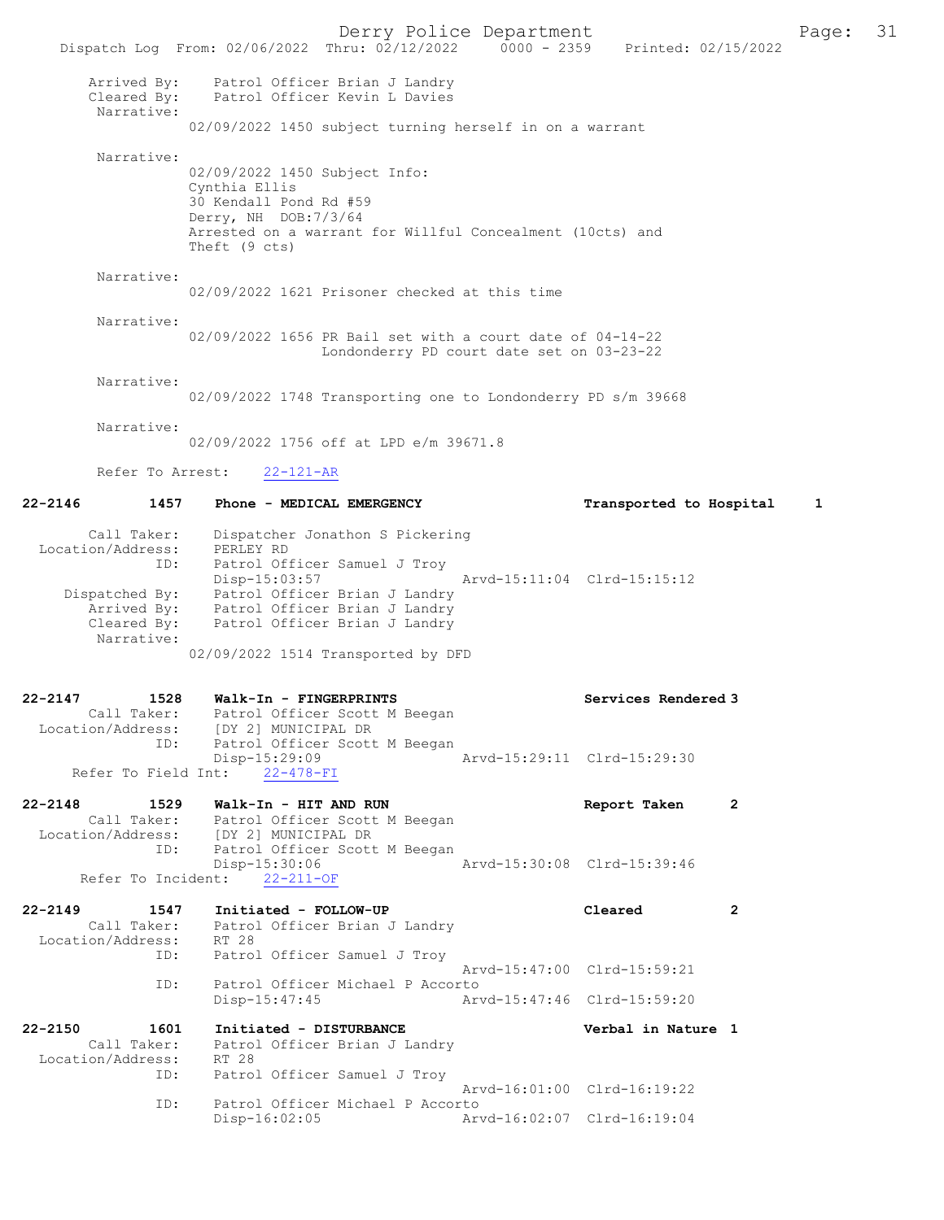```
       Arrived By:    Patrol Officer Brian J Landry
       Cleared By:    Patrol Officer Kevin L Davies
        Narrative:
               02/09/2022 1450 subject turning herself in on a warrant

        Narrative:
               02/09/2022 1450 Subject Info:
               Cynthia Ellis
               30 Kendall Pond Rd #59
               Derry, NH  DOB:7/3/64
               Arrested on a warrant for Willful Concealment (10cts) and
               Theft (9 cts)

        Narrative:
               02/09/2022 1621 Prisoner checked at this time

        Narrative:
               02/09/2022 1656 PR Bail set with a court date of 04-14-22
                               Londonderry PD court date set on 03-23-22

        Narrative:
               02/09/2022 1748 Transporting one to Londonderry PD s/m 39668

        Narrative:
               02/09/2022 1756 off at LPD e/m 39671.8

       Refer To Arrest:    22-121-AR

22-2146        1457    Phone - MEDICAL EMERGENCY                  Transported to Hospital     1

        Call Taker:    Dispatcher Jonathon S Pickering
  Location/Address:    PERLEY RD
                ID:    Patrol Officer Samuel J Troy
                       Disp-15:03:57              Arvd-15:11:04  Clrd-15:15:12
     Dispatched By:    Patrol Officer Brian J Landry
        Arrived By:    Patrol Officer Brian J Landry
        Cleared By:    Patrol Officer Brian J Landry
         Narrative:
               02/09/2022 1514 Transported by DFD

22-2147        1528    Walk-In - FINGERPRINTS                     Services Rendered 3
        Call Taker:    Patrol Officer Scott M Beegan
  Location/Address:    [DY 2] MUNICIPAL DR
                ID:    Patrol Officer Scott M Beegan
                       Disp-15:29:09              Arvd-15:29:11  Clrd-15:29:30
    Refer To Field Int:    22-478-FI

22-2148        1529    Walk-In - HIT AND RUN                      Report Taken        2
        Call Taker:    Patrol Officer Scott M Beegan
  Location/Address:    [DY 2] MUNICIPAL DR
                ID:    Patrol Officer Scott M Beegan
                       Disp-15:30:06              Arvd-15:30:08  Clrd-15:39:46
    Refer To Incident:    22-211-OF

22-2149        1547    Initiated - FOLLOW-UP                      Cleared             2
        Call Taker:    Patrol Officer Brian J Landry
  Location/Address:    RT 28
                ID:    Patrol Officer Samuel J Troy
                                                  Arvd-15:47:00  Clrd-15:59:21
                ID:    Patrol Officer Michael P Accorto
                       Disp-15:47:45              Arvd-15:47:46  Clrd-15:59:20

22-2150        1601    Initiated - DISTURBANCE                    Verbal in Nature  1
        Call Taker:    Patrol Officer Brian J Landry
  Location/Address:    RT 28
                ID:    Patrol Officer Samuel J Troy
                                                  Arvd-16:01:00  Clrd-16:19:22
                ID:    Patrol Officer Michael P Accorto
                       Disp-16:02:05              Arvd-16:02:07  Clrd-16:19:04
```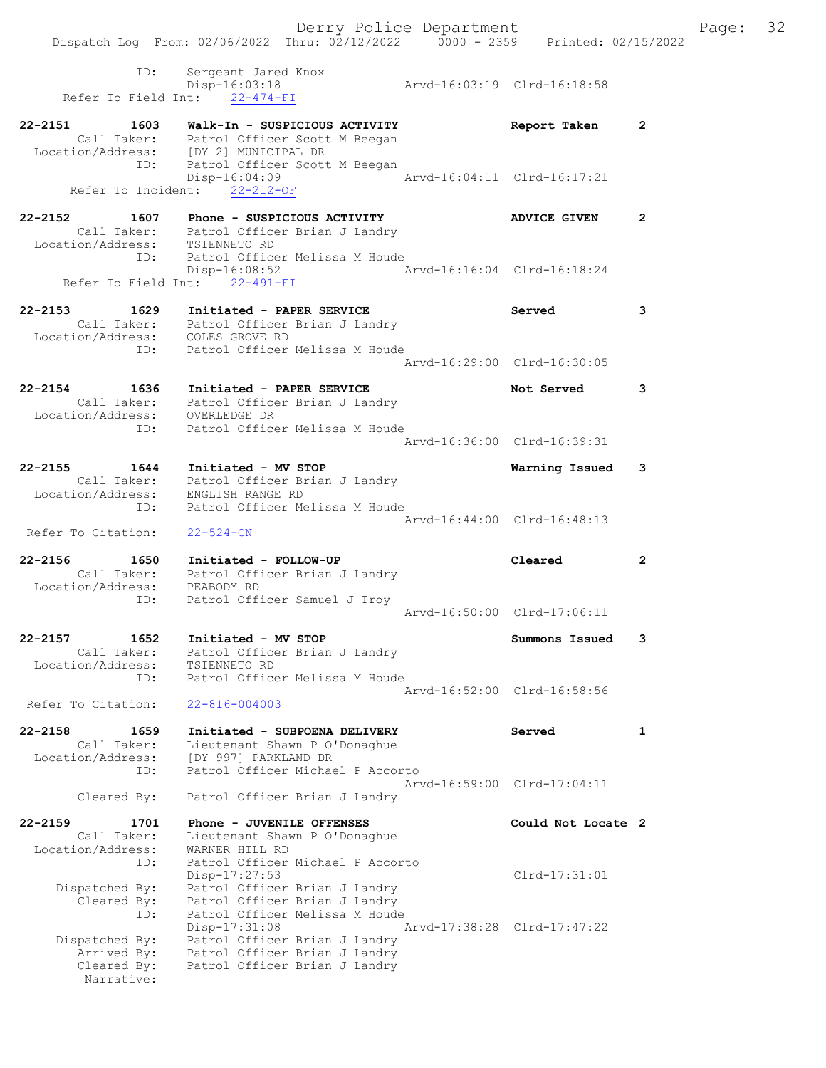```
           ID:     Sergeant Jared Knox
                   Disp-16:03:18                 Arvd-16:03:19  Clrd-16:18:58
    Refer To Field Int:    22-474-FI

22-2151        1603    Walk-In - SUSPICIOUS ACTIVITY             Report Taken       2
        Call Taker:    Patrol Officer Scott M Beegan
   Location/Address:   [DY 2] MUNICIPAL DR
               ID:     Patrol Officer Scott M Beegan
                       Disp-16:04:09             Arvd-16:04:11  Clrd-16:17:21
      Refer To Incident:    22-212-OF

22-2152        1607    Phone - SUSPICIOUS ACTIVITY               ADVICE GIVEN       2
        Call Taker:    Patrol Officer Brian J Landry
   Location/Address:   TSIENNETO RD
               ID:     Patrol Officer Melissa M Houde
                       Disp-16:08:52             Arvd-16:16:04  Clrd-16:18:24
    Refer To Field Int:    22-491-FI

22-2153        1629    Initiated - PAPER SERVICE                 Served             3
        Call Taker:    Patrol Officer Brian J Landry
   Location/Address:   COLES GROVE RD
               ID:     Patrol Officer Melissa M Houde
                                                 Arvd-16:29:00  Clrd-16:30:05

22-2154        1636    Initiated - PAPER SERVICE                 Not Served         3
        Call Taker:    Patrol Officer Brian J Landry
   Location/Address:   OVERLEDGE DR
               ID:     Patrol Officer Melissa M Houde
                                                 Arvd-16:36:00  Clrd-16:39:31

22-2155        1644    Initiated - MV STOP                       Warning Issued     3
        Call Taker:    Patrol Officer Brian J Landry
   Location/Address:   ENGLISH RANGE RD
               ID:     Patrol Officer Melissa M Houde
                                                 Arvd-16:44:00  Clrd-16:48:13
  Refer To Citation:   22-524-CN

22-2156        1650    Initiated - FOLLOW-UP                     Cleared            2
        Call Taker:    Patrol Officer Brian J Landry
   Location/Address:   PEABODY RD
               ID:     Patrol Officer Samuel J Troy
                                                 Arvd-16:50:00  Clrd-17:06:11

22-2157        1652    Initiated - MV STOP                       Summons Issued     3
        Call Taker:    Patrol Officer Brian J Landry
   Location/Address:   TSIENNETO RD
               ID:     Patrol Officer Melissa M Houde
                                                 Arvd-16:52:00  Clrd-16:58:56
  Refer To Citation:   22-816-004003

22-2158        1659    Initiated - SUBPOENA DELIVERY             Served             1
        Call Taker:    Lieutenant Shawn P O'Donaghue
   Location/Address:   [DY 997] PARKLAND DR
               ID:     Patrol Officer Michael P Accorto
                                                 Arvd-16:59:00  Clrd-17:04:11
        Cleared By:    Patrol Officer Brian J Landry

22-2159        1701    Phone - JUVENILE OFFENSES                 Could Not Locate   2
        Call Taker:    Lieutenant Shawn P O'Donaghue
   Location/Address:   WARNER HILL RD
               ID:     Patrol Officer Michael P Accorto
                       Disp-17:27:53                            Clrd-17:31:01
     Dispatched By:    Patrol Officer Brian J Landry
        Cleared By:    Patrol Officer Brian J Landry
               ID:     Patrol Officer Melissa M Houde
                       Disp-17:31:08             Arvd-17:38:28  Clrd-17:47:22
     Dispatched By:    Patrol Officer Brian J Landry
        Arrived By:    Patrol Officer Brian J Landry
        Cleared By:    Patrol Officer Brian J Landry
         Narrative:
```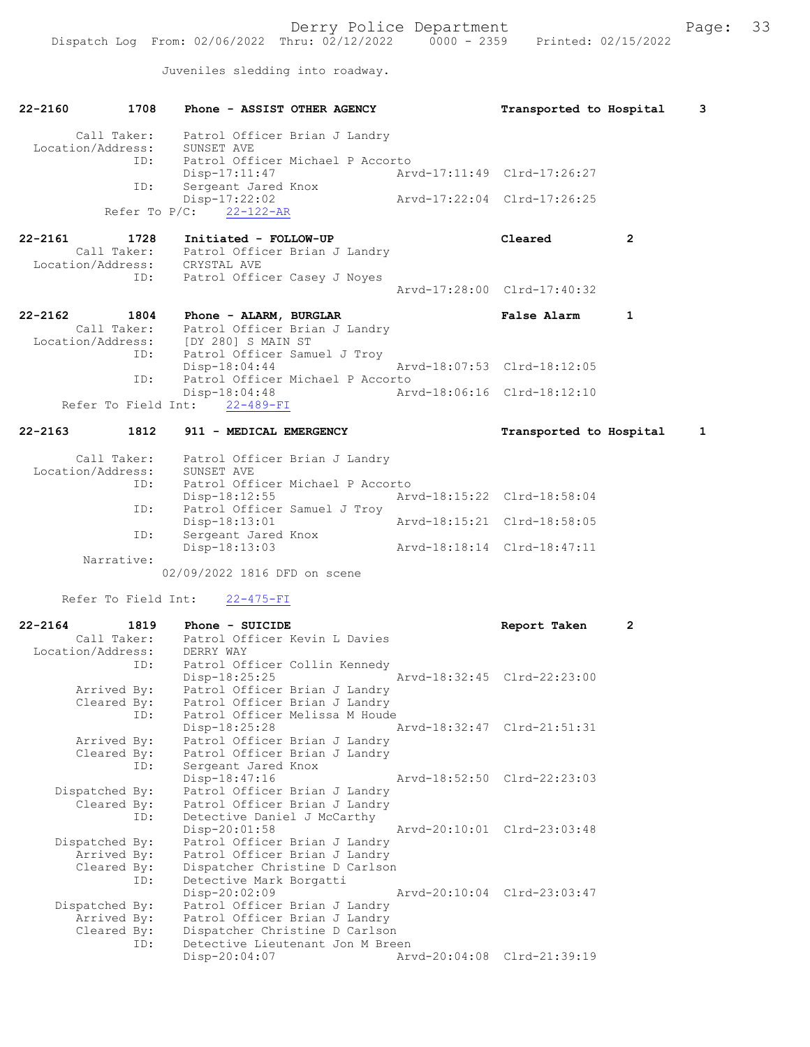Juveniles sledding into roadway.

```
22-2160        1708    Phone - ASSIST OTHER AGENCY               Transported to Hospital     3

        Call Taker:     Patrol Officer Brian J Landry
  Location/Address:     SUNSET AVE
                ID:     Patrol Officer Michael P Accorto
                        Disp-17:11:47                  Arvd-17:11:49  Clrd-17:26:27
                ID:     Sergeant Jared Knox
                        Disp-17:22:02                  Arvd-17:22:04  Clrd-17:26:25
           Refer To P/C:    22-122-AR

22-2161        1728    Initiated - FOLLOW-UP                     Cleared          2
        Call Taker:     Patrol Officer Brian J Landry
  Location/Address:     CRYSTAL AVE
                ID:     Patrol Officer Casey J Noyes
                                                       Arvd-17:28:00  Clrd-17:40:32

22-2162        1804    Phone - ALARM, BURGLAR                    False Alarm      1
        Call Taker:     Patrol Officer Brian J Landry
  Location/Address:     [DY 280] S MAIN ST
                ID:     Patrol Officer Samuel J Troy
                        Disp-18:04:44                  Arvd-18:07:53  Clrd-18:12:05
                ID:     Patrol Officer Michael P Accorto
                        Disp-18:04:48                  Arvd-18:06:16  Clrd-18:12:10
      Refer To Field Int:    22-489-FI

22-2163        1812    911 - MEDICAL EMERGENCY                   Transported to Hospital     1

        Call Taker:     Patrol Officer Brian J Landry
  Location/Address:     SUNSET AVE
                ID:     Patrol Officer Michael P Accorto
                        Disp-18:12:55                  Arvd-18:15:22  Clrd-18:58:04
                ID:     Patrol Officer Samuel J Troy
                        Disp-18:13:01                  Arvd-18:15:21  Clrd-18:58:05
                ID:     Sergeant Jared Knox
                        Disp-18:13:03                  Arvd-18:18:14  Clrd-18:47:11
         Narrative:
               02/09/2022 1816 DFD on scene

      Refer To Field Int:    22-475-FI

22-2164        1819    Phone - SUICIDE                           Report Taken     2
        Call Taker:     Patrol Officer Kevin L Davies
  Location/Address:     DERRY WAY
                ID:     Patrol Officer Collin Kennedy
                        Disp-18:25:25                  Arvd-18:32:45  Clrd-22:23:00
        Arrived By:     Patrol Officer Brian J Landry
        Cleared By:     Patrol Officer Brian J Landry
                ID:     Patrol Officer Melissa M Houde
                        Disp-18:25:28                  Arvd-18:32:47  Clrd-21:51:31
        Arrived By:     Patrol Officer Brian J Landry
        Cleared By:     Patrol Officer Brian J Landry
                ID:     Sergeant Jared Knox
                        Disp-18:47:16                  Arvd-18:52:50  Clrd-22:23:03
     Dispatched By:     Patrol Officer Brian J Landry
        Cleared By:     Patrol Officer Brian J Landry
                ID:     Detective Daniel J McCarthy
                        Disp-20:01:58                  Arvd-20:10:01  Clrd-23:03:48
     Dispatched By:     Patrol Officer Brian J Landry
        Arrived By:     Patrol Officer Brian J Landry
        Cleared By:     Dispatcher Christine D Carlson
                ID:     Detective Mark Borgatti
                        Disp-20:02:09                  Arvd-20:10:04  Clrd-23:03:47
     Dispatched By:     Patrol Officer Brian J Landry
        Arrived By:     Patrol Officer Brian J Landry
        Cleared By:     Dispatcher Christine D Carlson
                ID:     Detective Lieutenant Jon M Breen
                        Disp-20:04:07                  Arvd-20:04:08  Clrd-21:39:19
```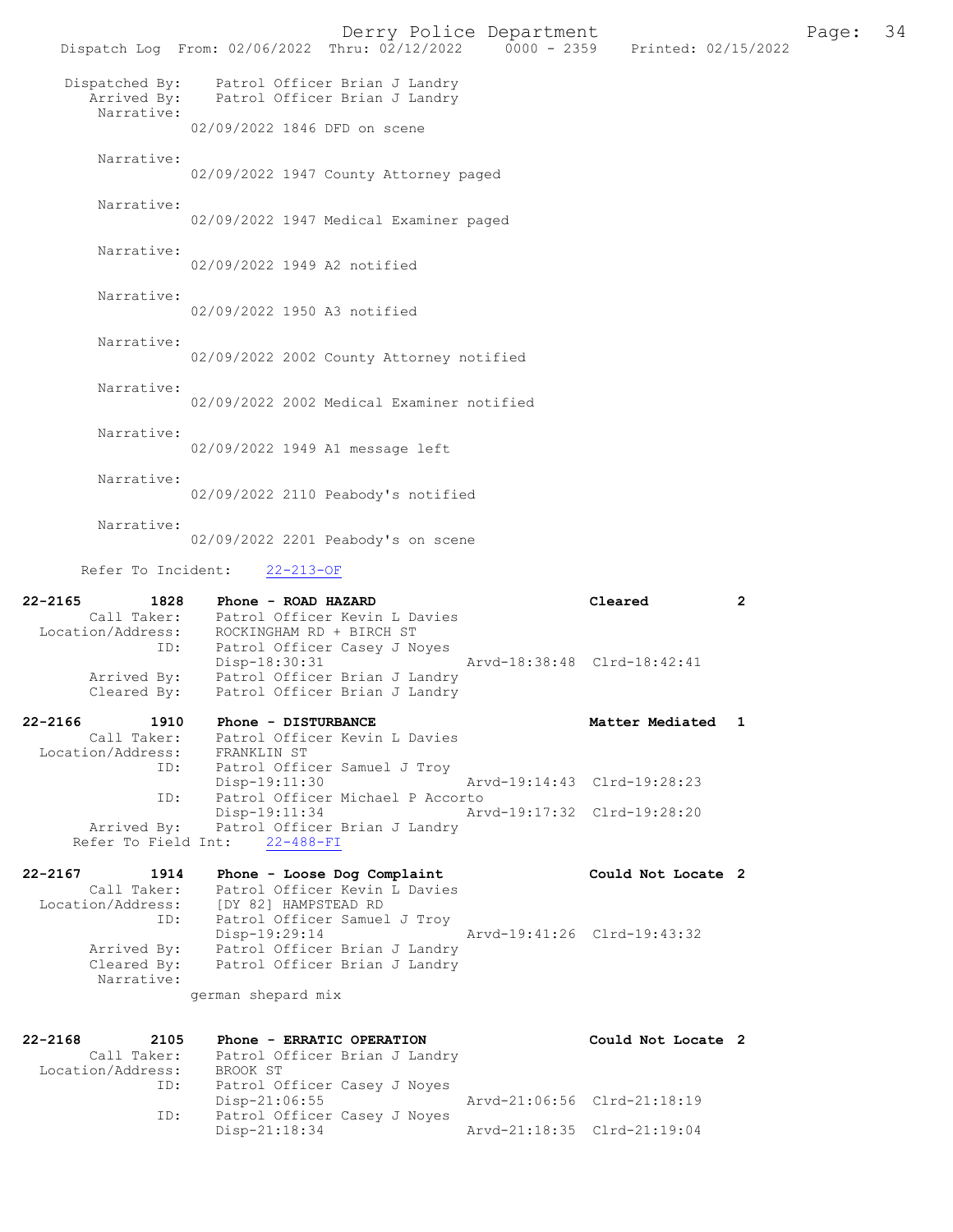Dispatched By: Patrol Officer Brian J Landry
Arrived By: Patrol Officer Brian J Landry
Narrative:
02/09/2022 1846 DFD on scene

Narrative:
02/09/2022 1947 County Attorney paged

Narrative:
02/09/2022 1947 Medical Examiner paged

Narrative:
02/09/2022 1949 A2 notified

Narrative:
02/09/2022 1950 A3 notified

Narrative:
02/09/2022 2002 County Attorney notified

Narrative:
02/09/2022 2002 Medical Examiner notified

Narrative:
02/09/2022 1949 A1 message left

Narrative:
02/09/2022 2110 Peabody's notified

Narrative:
02/09/2022 2201 Peabody's on scene

Refer To Incident: 22-213-OF

**22-2165 1828 Phone - ROAD HAZARD — Cleared 2**
Call Taker: Patrol Officer Kevin L Davies
Location/Address: ROCKINGHAM RD + BIRCH ST
ID: Patrol Officer Casey J Noyes
Disp-18:30:31 Arvd-18:38:48 Clrd-18:42:41
Arrived By: Patrol Officer Brian J Landry
Cleared By: Patrol Officer Brian J Landry

**22-2166 1910 Phone - DISTURBANCE — Matter Mediated 1**
Call Taker: Patrol Officer Kevin L Davies
Location/Address: FRANKLIN ST
ID: Patrol Officer Samuel J Troy
Disp-19:11:30 Arvd-19:14:43 Clrd-19:28:23
ID: Patrol Officer Michael P Accorto
Disp-19:11:34 Arvd-19:17:32 Clrd-19:28:20
Arrived By: Patrol Officer Brian J Landry
Refer To Field Int: 22-488-FI

**22-2167 1914 Phone - Loose Dog Complaint — Could Not Locate 2**
Call Taker: Patrol Officer Kevin L Davies
Location/Address: [DY 82] HAMPSTEAD RD
ID: Patrol Officer Samuel J Troy
Disp-19:29:14 Arvd-19:41:26 Clrd-19:43:32
Arrived By: Patrol Officer Brian J Landry
Cleared By: Patrol Officer Brian J Landry
Narrative:
german shepard mix

**22-2168 2105 Phone - ERRATIC OPERATION — Could Not Locate 2**
Call Taker: Patrol Officer Brian J Landry
Location/Address: BROOK ST
ID: Patrol Officer Casey J Noyes
Disp-21:06:55 Arvd-21:06:56 Clrd-21:18:19
ID: Patrol Officer Casey J Noyes
Disp-21:18:34 Arvd-21:18:35 Clrd-21:19:04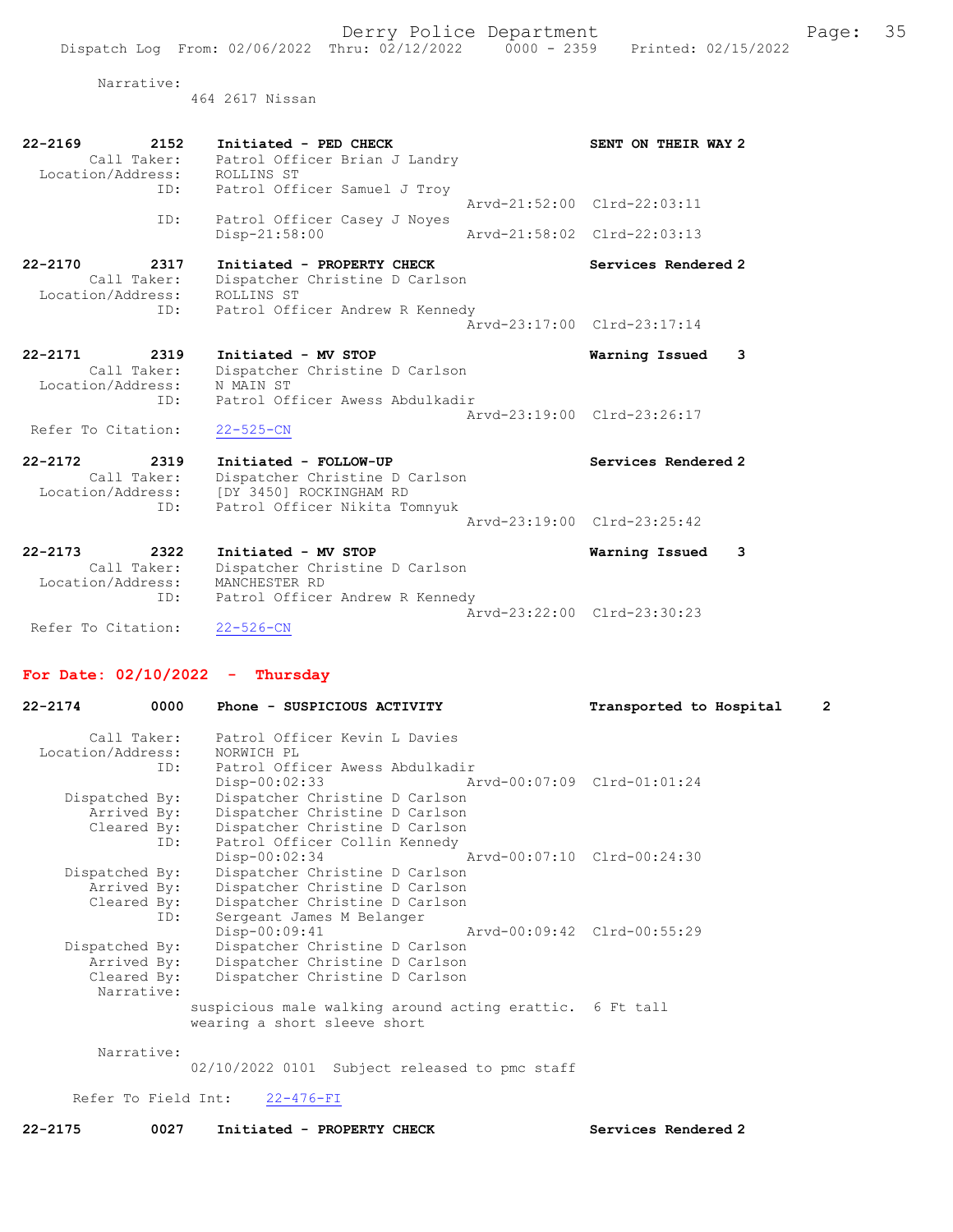Narrative:
464 2617 Nissan

```
22-2169        2152    Initiated - PED CHECK                         SENT ON THEIR WAY 2
        Call Taker:    Patrol Officer Brian J Landry
  Location/Address:    ROLLINS ST
               ID:     Patrol Officer Samuel J Troy
                                                     Arvd-21:52:00  Clrd-22:03:11
               ID:     Patrol Officer Casey J Noyes
                       Disp-21:58:00                 Arvd-21:58:02  Clrd-22:03:13

22-2170        2317    Initiated - PROPERTY CHECK                    Services Rendered 2
        Call Taker:    Dispatcher Christine D Carlson
  Location/Address:    ROLLINS ST
               ID:     Patrol Officer Andrew R Kennedy
                                                     Arvd-23:17:00  Clrd-23:17:14

22-2171        2319    Initiated - MV STOP                           Warning Issued    3
        Call Taker:    Dispatcher Christine D Carlson
  Location/Address:    N MAIN ST
               ID:     Patrol Officer Awess Abdulkadir
                                                     Arvd-23:19:00  Clrd-23:26:17
 Refer To Citation:    22-525-CN

22-2172        2319    Initiated - FOLLOW-UP                         Services Rendered 2
        Call Taker:    Dispatcher Christine D Carlson
  Location/Address:    [DY 3450] ROCKINGHAM RD
               ID:     Patrol Officer Nikita Tomnyuk
                                                     Arvd-23:19:00  Clrd-23:25:42

22-2173        2322    Initiated - MV STOP                           Warning Issued    3
        Call Taker:    Dispatcher Christine D Carlson
  Location/Address:    MANCHESTER RD
               ID:     Patrol Officer Andrew R Kennedy
                                                     Arvd-23:22:00  Clrd-23:30:23
 Refer To Citation:    22-526-CN
```

## For Date: 02/10/2022 - Thursday

```
22-2174        0000    Phone - SUSPICIOUS ACTIVITY                   Transported to Hospital    2

        Call Taker:    Patrol Officer Kevin L Davies
  Location/Address:    NORWICH PL
               ID:     Patrol Officer Awess Abdulkadir
                       Disp-00:02:33                 Arvd-00:07:09  Clrd-01:01:24
     Dispatched By:    Dispatcher Christine D Carlson
        Arrived By:    Dispatcher Christine D Carlson
        Cleared By:    Dispatcher Christine D Carlson
               ID:     Patrol Officer Collin Kennedy
                       Disp-00:02:34                 Arvd-00:07:10  Clrd-00:24:30
     Dispatched By:    Dispatcher Christine D Carlson
        Arrived By:    Dispatcher Christine D Carlson
        Cleared By:    Dispatcher Christine D Carlson
               ID:     Sergeant James M Belanger
                       Disp-00:09:41                 Arvd-00:09:42  Clrd-00:55:29
     Dispatched By:    Dispatcher Christine D Carlson
        Arrived By:    Dispatcher Christine D Carlson
        Cleared By:    Dispatcher Christine D Carlson
         Narrative:
                  suspicious male walking around acting erattic.  6 Ft tall
                  wearing a short sleeve short

         Narrative:
                  02/10/2022 0101  Subject released to pmc staff

    Refer To Field Int:    22-476-FI

22-2175        0027    Initiated - PROPERTY CHECK                    Services Rendered 2
```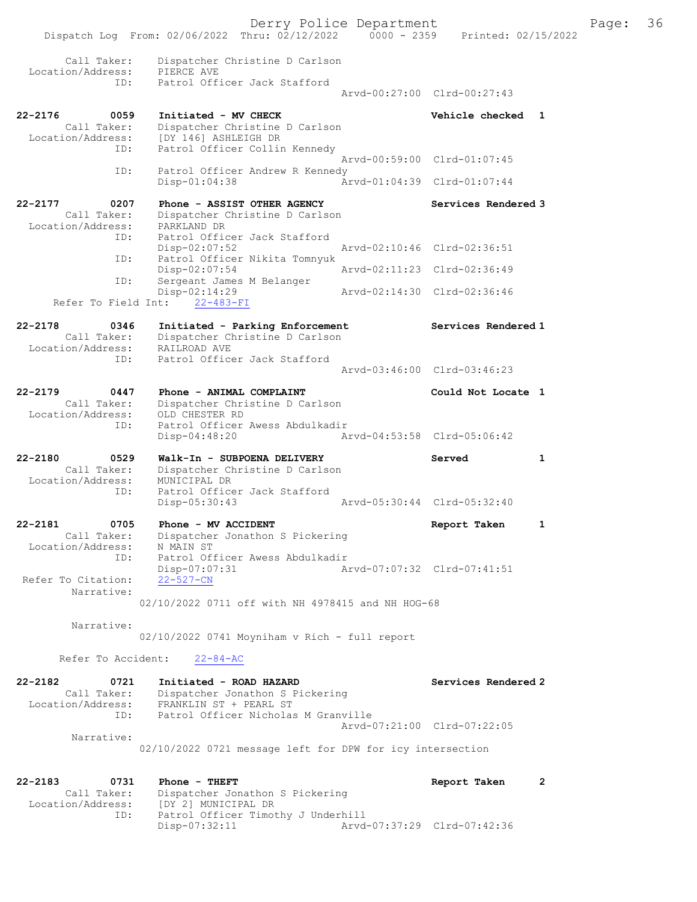Call Taker: Dispatcher Christine D Carlson
Location/Address: PIERCE AVE
ID: Patrol Officer Jack Stafford
Arvd-00:27:00 Clrd-00:27:43

22-2176 0059 Initiated - MV CHECK Vehicle checked 1
Call Taker: Dispatcher Christine D Carlson
Location/Address: [DY 146] ASHLEIGH DR
ID: Patrol Officer Collin Kennedy
Arvd-00:59:00 Clrd-01:07:45
ID: Patrol Officer Andrew R Kennedy
Disp-01:04:38 Arvd-01:04:39 Clrd-01:07:44

22-2177 0207 Phone - ASSIST OTHER AGENCY Services Rendered 3
Call Taker: Dispatcher Christine D Carlson
Location/Address: PARKLAND DR
ID: Patrol Officer Jack Stafford
Disp-02:07:52 Arvd-02:10:46 Clrd-02:36:51
ID: Patrol Officer Nikita Tomnyuk
Disp-02:07:54 Arvd-02:11:23 Clrd-02:36:49
ID: Sergeant James M Belanger
Disp-02:14:29 Arvd-02:14:30 Clrd-02:36:46
Refer To Field Int: 22-483-FI

22-2178 0346 Initiated - Parking Enforcement Services Rendered 1
Call Taker: Dispatcher Christine D Carlson
Location/Address: RAILROAD AVE
ID: Patrol Officer Jack Stafford
Arvd-03:46:00 Clrd-03:46:23

22-2179 0447 Phone - ANIMAL COMPLAINT Could Not Locate 1
Call Taker: Dispatcher Christine D Carlson
Location/Address: OLD CHESTER RD
ID: Patrol Officer Awess Abdulkadir
Disp-04:48:20 Arvd-04:53:58 Clrd-05:06:42

22-2180 0529 Walk-In - SUBPOENA DELIVERY Served 1
Call Taker: Dispatcher Christine D Carlson
Location/Address: MUNICIPAL DR
ID: Patrol Officer Jack Stafford
Disp-05:30:43 Arvd-05:30:44 Clrd-05:32:40

22-2181 0705 Phone - MV ACCIDENT Report Taken 1
Call Taker: Dispatcher Jonathon S Pickering
Location/Address: N MAIN ST
ID: Patrol Officer Awess Abdulkadir
Disp-07:07:31 Arvd-07:07:32 Clrd-07:41:51
Refer To Citation: 22-527-CN
Narrative:
02/10/2022 0711 off with NH 4978415 and NH HOG-68

Narrative:
02/10/2022 0741 Moyniham v Rich - full report

Refer To Accident: 22-84-AC

22-2182 0721 Initiated - ROAD HAZARD Services Rendered 2
Call Taker: Dispatcher Jonathon S Pickering
Location/Address: FRANKLIN ST + PEARL ST
ID: Patrol Officer Nicholas M Granville
Arvd-07:21:00 Clrd-07:22:05
Narrative:
02/10/2022 0721 message left for DPW for icy intersection

22-2183 0731 Phone - THEFT Report Taken 2
Call Taker: Dispatcher Jonathon S Pickering
Location/Address: [DY 2] MUNICIPAL DR
ID: Patrol Officer Timothy J Underhill
Disp-07:32:11 Arvd-07:37:29 Clrd-07:42:36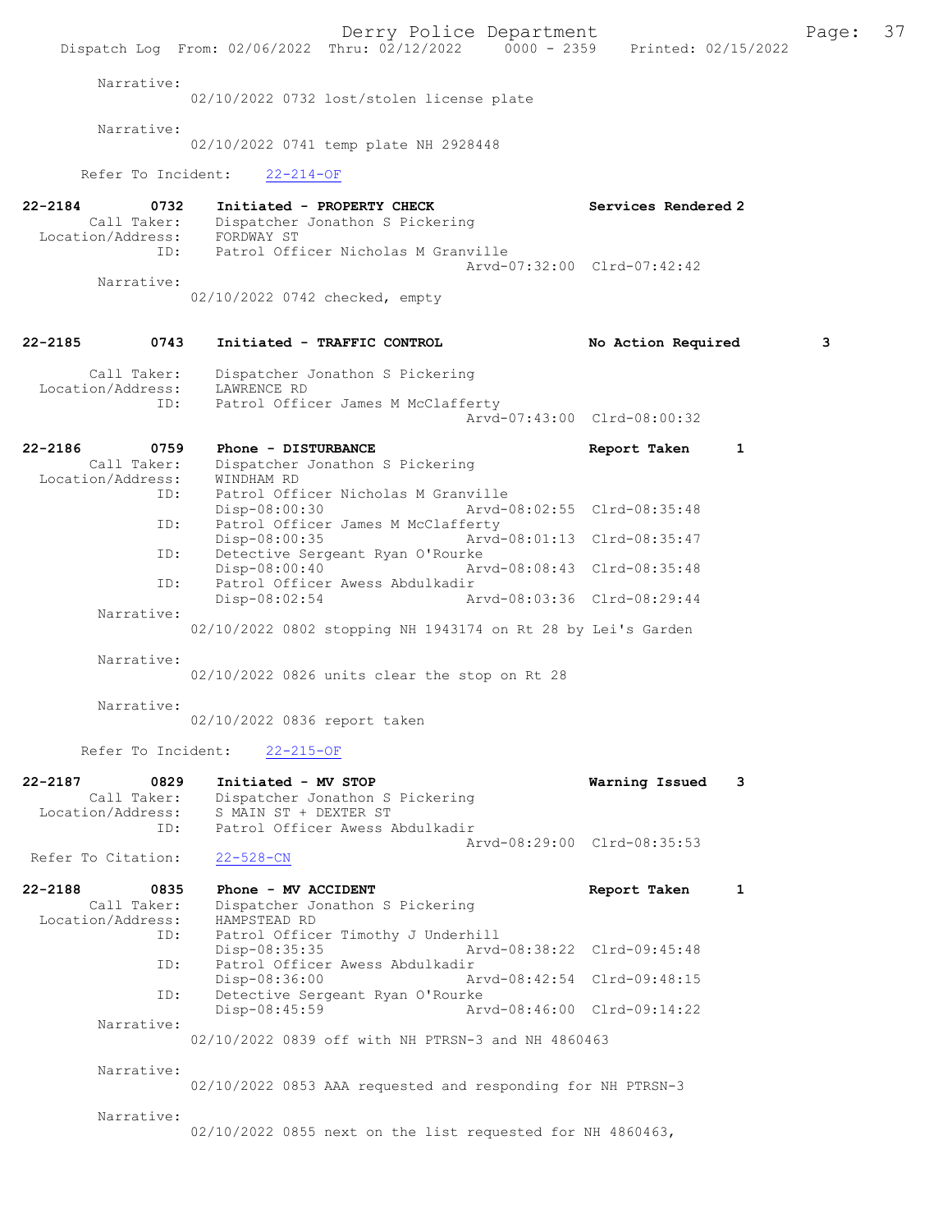Narrative:
02/10/2022 0732 lost/stolen license plate

Narrative:
02/10/2022 0741 temp plate NH 2928448

Refer To Incident: 22-214-OF

**22-2184 0732 Initiated - PROPERTY CHECK** — Services Rendered 2
Call Taker: Dispatcher Jonathon S Pickering
Location/Address: FORDWAY ST
ID: Patrol Officer Nicholas M Granville
Arvd-07:32:00 Clrd-07:42:42
Narrative:
02/10/2022 0742 checked, empty

**22-2185 0743 Initiated - TRAFFIC CONTROL** — No Action Required 3
Call Taker: Dispatcher Jonathon S Pickering
Location/Address: LAWRENCE RD
ID: Patrol Officer James M McClafferty
Arvd-07:43:00 Clrd-08:00:32

**22-2186 0759 Phone - DISTURBANCE** — Report Taken 1
Call Taker: Dispatcher Jonathon S Pickering
Location/Address: WINDHAM RD
ID: Patrol Officer Nicholas M Granville
Disp-08:00:30 Arvd-08:02:55 Clrd-08:35:48
ID: Patrol Officer James M McClafferty
Disp-08:00:35 Arvd-08:01:13 Clrd-08:35:47
ID: Detective Sergeant Ryan O'Rourke
Disp-08:00:40 Arvd-08:08:43 Clrd-08:35:48
ID: Patrol Officer Awess Abdulkadir
Disp-08:02:54 Arvd-08:03:36 Clrd-08:29:44
Narrative:
02/10/2022 0802 stopping NH 1943174 on Rt 28 by Lei's Garden

Narrative:
02/10/2022 0826 units clear the stop on Rt 28

Narrative:
02/10/2022 0836 report taken

Refer To Incident: 22-215-OF

**22-2187 0829 Initiated - MV STOP** — Warning Issued 3
Call Taker: Dispatcher Jonathon S Pickering
Location/Address: S MAIN ST + DEXTER ST
ID: Patrol Officer Awess Abdulkadir
Arvd-08:29:00 Clrd-08:35:53
Refer To Citation: 22-528-CN

**22-2188 0835 Phone - MV ACCIDENT** — Report Taken 1
Call Taker: Dispatcher Jonathon S Pickering
Location/Address: HAMPSTEAD RD
ID: Patrol Officer Timothy J Underhill
Disp-08:35:35 Arvd-08:38:22 Clrd-09:45:48
ID: Patrol Officer Awess Abdulkadir
Disp-08:36:00 Arvd-08:42:54 Clrd-09:48:15
ID: Detective Sergeant Ryan O'Rourke
Disp-08:45:59 Arvd-08:46:00 Clrd-09:14:22
Narrative:
02/10/2022 0839 off with NH PTRSN-3 and NH 4860463

Narrative:
02/10/2022 0853 AAA requested and responding for NH PTRSN-3

Narrative:
02/10/2022 0855 next on the list requested for NH 4860463,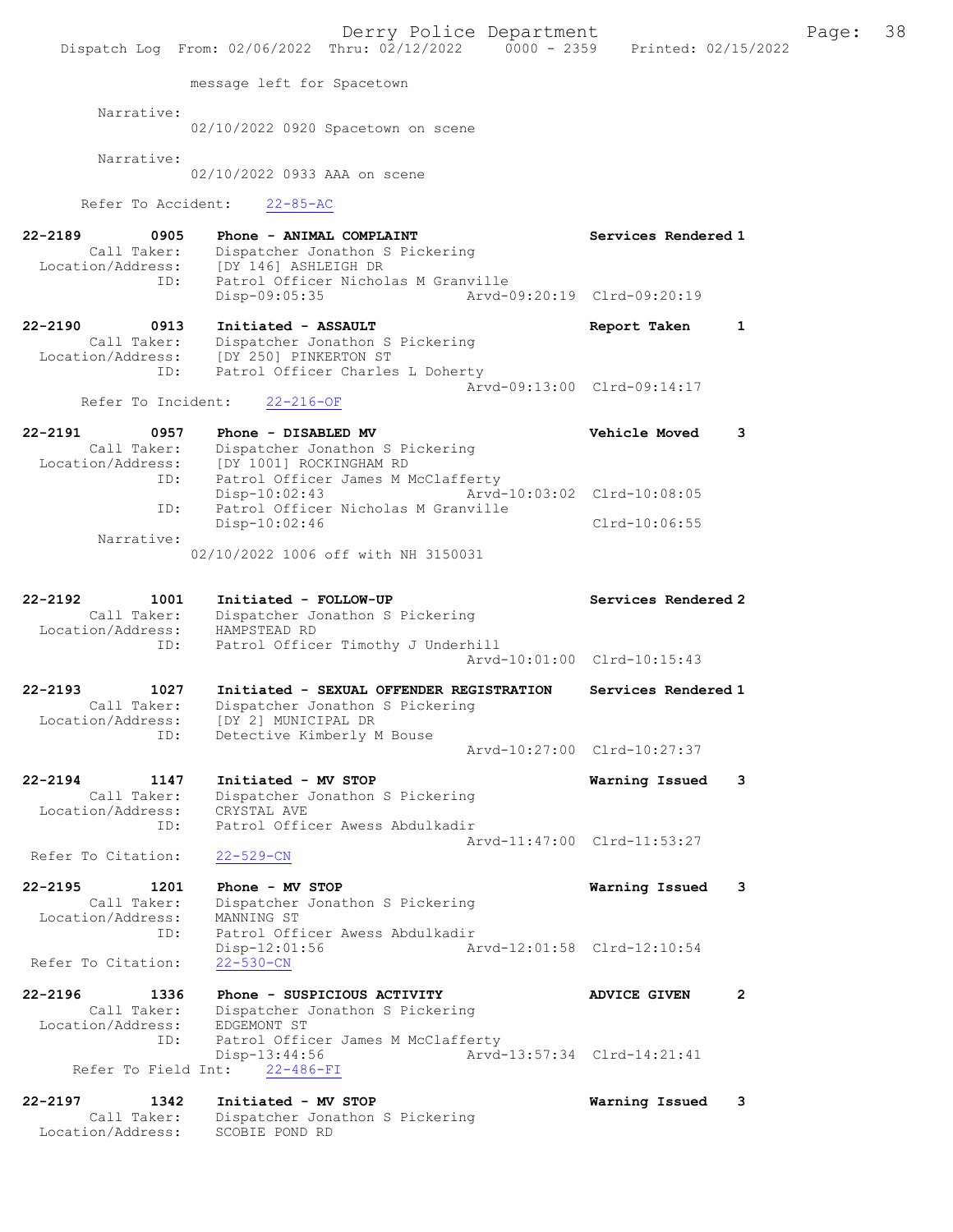message left for Spacetown

Narrative:
02/10/2022 0920 Spacetown on scene

Narrative:
02/10/2022 0933 AAA on scene

Refer To Accident: 22-85-AC

**22-2189 0905 Phone - ANIMAL COMPLAINT — Services Rendered 1**
Call Taker: Dispatcher Jonathon S Pickering
Location/Address: [DY 146] ASHLEIGH DR
ID: Patrol Officer Nicholas M Granville
Disp-09:05:35 Arvd-09:20:19 Clrd-09:20:19

**22-2190 0913 Initiated - ASSAULT — Report Taken 1**
Call Taker: Dispatcher Jonathon S Pickering
Location/Address: [DY 250] PINKERTON ST
ID: Patrol Officer Charles L Doherty
Arvd-09:13:00 Clrd-09:14:17
Refer To Incident: 22-216-OF

**22-2191 0957 Phone - DISABLED MV — Vehicle Moved 3**
Call Taker: Dispatcher Jonathon S Pickering
Location/Address: [DY 1001] ROCKINGHAM RD
ID: Patrol Officer James M McClafferty
Disp-10:02:43 Arvd-10:03:02 Clrd-10:08:05
ID: Patrol Officer Nicholas M Granville
Disp-10:02:46 Clrd-10:06:55
Narrative:
02/10/2022 1006 off with NH 3150031

**22-2192 1001 Initiated - FOLLOW-UP — Services Rendered 2**
Call Taker: Dispatcher Jonathon S Pickering
Location/Address: HAMPSTEAD RD
ID: Patrol Officer Timothy J Underhill
Arvd-10:01:00 Clrd-10:15:43

**22-2193 1027 Initiated - SEXUAL OFFENDER REGISTRATION — Services Rendered 1**
Call Taker: Dispatcher Jonathon S Pickering
Location/Address: [DY 2] MUNICIPAL DR
ID: Detective Kimberly M Bouse
Arvd-10:27:00 Clrd-10:27:37

**22-2194 1147 Initiated - MV STOP — Warning Issued 3**
Call Taker: Dispatcher Jonathon S Pickering
Location/Address: CRYSTAL AVE
ID: Patrol Officer Awess Abdulkadir
Arvd-11:47:00 Clrd-11:53:27
Refer To Citation: 22-529-CN

**22-2195 1201 Phone - MV STOP — Warning Issued 3**
Call Taker: Dispatcher Jonathon S Pickering
Location/Address: MANNING ST
ID: Patrol Officer Awess Abdulkadir
Disp-12:01:56 Arvd-12:01:58 Clrd-12:10:54
Refer To Citation: 22-530-CN

**22-2196 1336 Phone - SUSPICIOUS ACTIVITY — ADVICE GIVEN 2**
Call Taker: Dispatcher Jonathon S Pickering
Location/Address: EDGEMONT ST
ID: Patrol Officer James M McClafferty
Disp-13:44:56 Arvd-13:57:34 Clrd-14:21:41
Refer To Field Int: 22-486-FI

**22-2197 1342 Initiated - MV STOP — Warning Issued 3**
Call Taker: Dispatcher Jonathon S Pickering
Location/Address: SCOBIE POND RD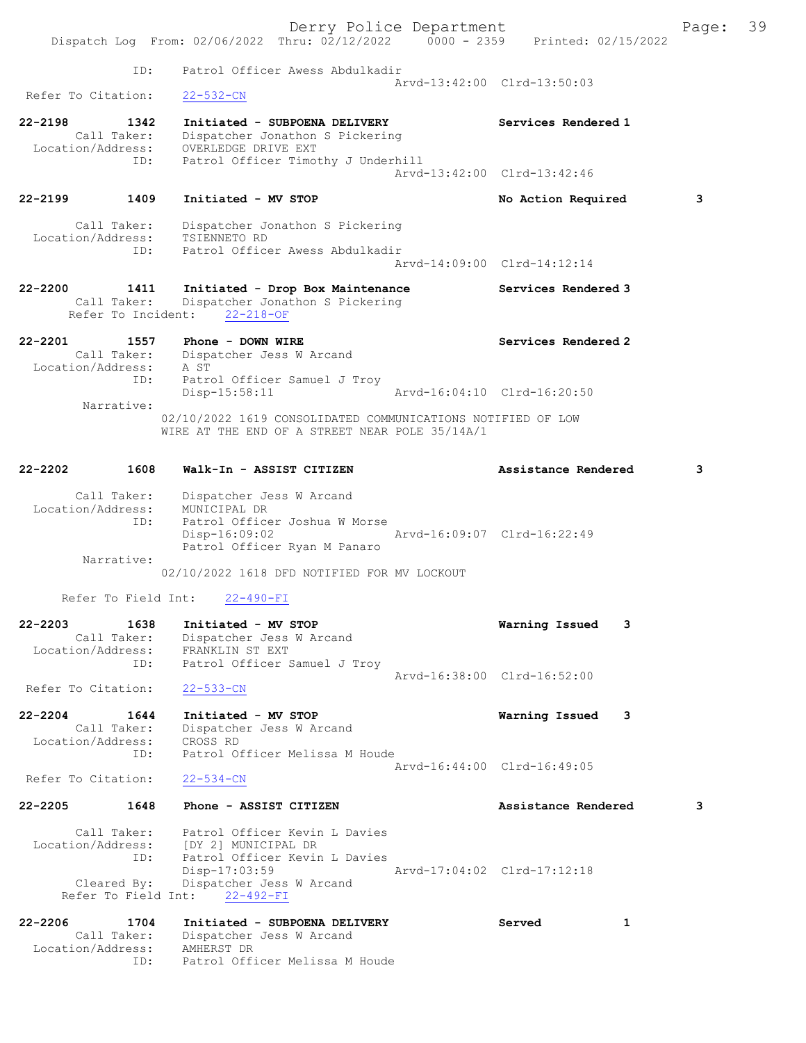Dispatch Log From: 02/06/2022 Thru: 02/12/2022 0000 - 2359 Printed: 02/15/2022

```
            ID:     Patrol Officer Awess Abdulkadir
                                                 Arvd-13:42:00  Clrd-13:50:03
  Refer To Citation:    22-532-CN

22-2198       1342    Initiated - SUBPOENA DELIVERY              Services Rendered 1
        Call Taker:   Dispatcher Jonathon S Pickering
   Location/Address:  OVERLEDGE DRIVE EXT
               ID:    Patrol Officer Timothy J Underhill
                                                 Arvd-13:42:00  Clrd-13:42:46

22-2199       1409    Initiated - MV STOP                        No Action Required        3

        Call Taker:   Dispatcher Jonathon S Pickering
   Location/Address:  TSIENNETO RD
               ID:    Patrol Officer Awess Abdulkadir
                                                 Arvd-14:09:00  Clrd-14:12:14

22-2200       1411    Initiated - Drop Box Maintenance           Services Rendered 3
        Call Taker:   Dispatcher Jonathon S Pickering
      Refer To Incident:   22-218-OF

22-2201       1557    Phone - DOWN WIRE                          Services Rendered 2
        Call Taker:   Dispatcher Jess W Arcand
   Location/Address:  A ST
               ID:    Patrol Officer Samuel J Troy
                      Disp-15:58:11              Arvd-16:04:10  Clrd-16:20:50
        Narrative:
                  02/10/2022 1619 CONSOLIDATED COMMUNICATIONS NOTIFIED OF LOW
                  WIRE AT THE END OF A STREET NEAR POLE 35/14A/1

22-2202       1608    Walk-In - ASSIST CITIZEN                   Assistance Rendered       3

        Call Taker:   Dispatcher Jess W Arcand
   Location/Address:  MUNICIPAL DR
               ID:    Patrol Officer Joshua W Morse
                      Disp-16:09:02              Arvd-16:09:07  Clrd-16:22:49
                      Patrol Officer Ryan M Panaro
        Narrative:
                  02/10/2022 1618 DFD NOTIFIED FOR MV LOCKOUT

      Refer To Field Int:    22-490-FI

22-2203       1638    Initiated - MV STOP                        Warning Issued    3
        Call Taker:   Dispatcher Jess W Arcand
   Location/Address:  FRANKLIN ST EXT
               ID:    Patrol Officer Samuel J Troy
                                                 Arvd-16:38:00  Clrd-16:52:00
  Refer To Citation:    22-533-CN

22-2204       1644    Initiated - MV STOP                        Warning Issued    3
        Call Taker:   Dispatcher Jess W Arcand
   Location/Address:  CROSS RD
               ID:    Patrol Officer Melissa M Houde
                                                 Arvd-16:44:00  Clrd-16:49:05
  Refer To Citation:    22-534-CN

22-2205       1648    Phone - ASSIST CITIZEN                     Assistance Rendered       3

        Call Taker:   Patrol Officer Kevin L Davies
   Location/Address:  [DY 2] MUNICIPAL DR
               ID:    Patrol Officer Kevin L Davies
                      Disp-17:03:59              Arvd-17:04:02  Clrd-17:12:18
       Cleared By:    Dispatcher Jess W Arcand
      Refer To Field Int:    22-492-FI

22-2206       1704    Initiated - SUBPOENA DELIVERY              Served            1
        Call Taker:   Dispatcher Jess W Arcand
   Location/Address:  AMHERST DR
               ID:    Patrol Officer Melissa M Houde
```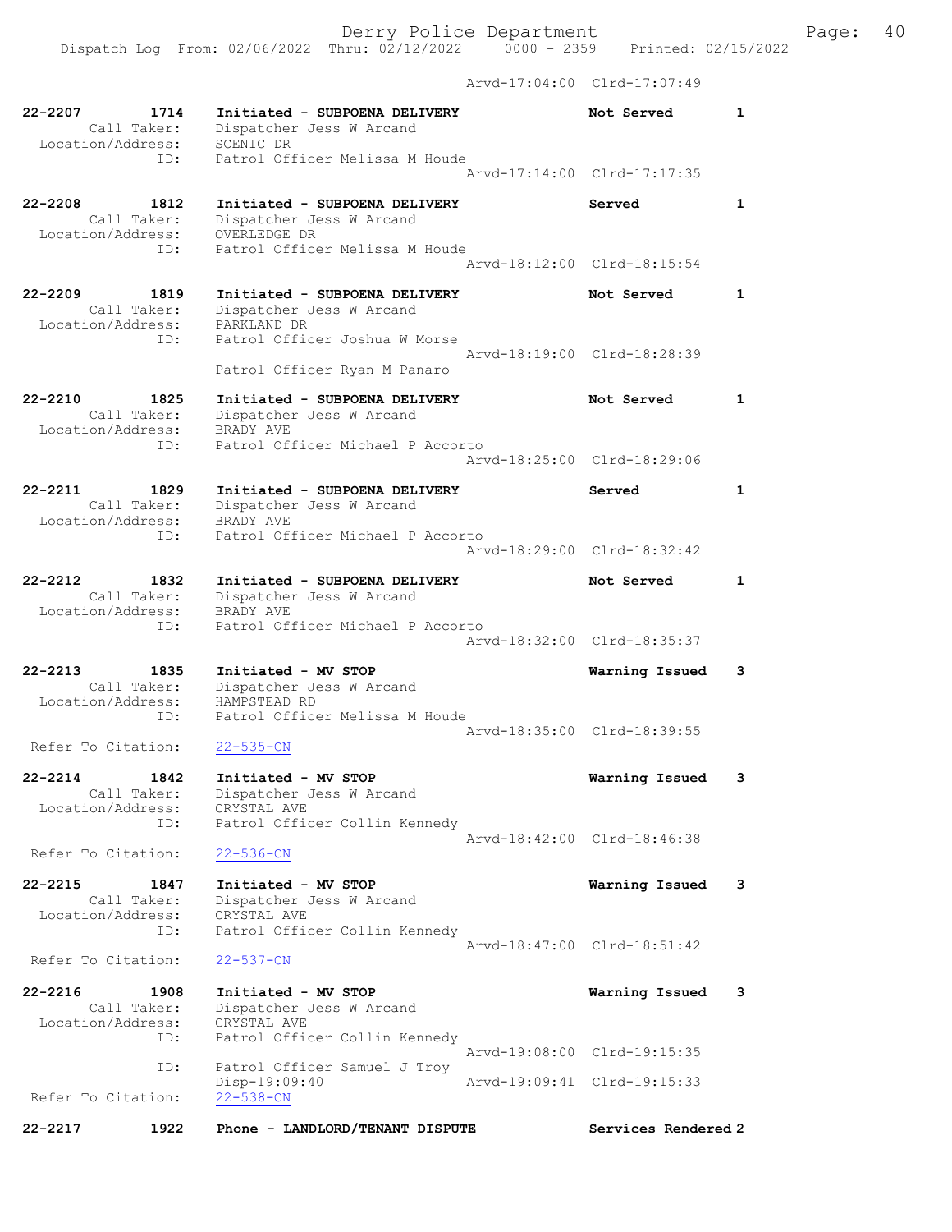Arvd-17:04:00 Clrd-17:07:49

```
22-2207        1714    Initiated - SUBPOENA DELIVERY              Not Served       1
        Call Taker:    Dispatcher Jess W Arcand
  Location/Address:    SCENIC DR
               ID:     Patrol Officer Melissa M Houde
                                             Arvd-17:14:00  Clrd-17:17:35

22-2208        1812    Initiated - SUBPOENA DELIVERY              Served           1
        Call Taker:    Dispatcher Jess W Arcand
  Location/Address:    OVERLEDGE DR
               ID:     Patrol Officer Melissa M Houde
                                             Arvd-18:12:00  Clrd-18:15:54

22-2209        1819    Initiated - SUBPOENA DELIVERY              Not Served       1
        Call Taker:    Dispatcher Jess W Arcand
  Location/Address:    PARKLAND DR
               ID:     Patrol Officer Joshua W Morse
                                             Arvd-18:19:00  Clrd-18:28:39
                       Patrol Officer Ryan M Panaro

22-2210        1825    Initiated - SUBPOENA DELIVERY              Not Served       1
        Call Taker:    Dispatcher Jess W Arcand
  Location/Address:    BRADY AVE
               ID:     Patrol Officer Michael P Accorto
                                             Arvd-18:25:00  Clrd-18:29:06

22-2211        1829    Initiated - SUBPOENA DELIVERY              Served           1
        Call Taker:    Dispatcher Jess W Arcand
  Location/Address:    BRADY AVE
               ID:     Patrol Officer Michael P Accorto
                                             Arvd-18:29:00  Clrd-18:32:42

22-2212        1832    Initiated - SUBPOENA DELIVERY              Not Served       1
        Call Taker:    Dispatcher Jess W Arcand
  Location/Address:    BRADY AVE
               ID:     Patrol Officer Michael P Accorto
                                             Arvd-18:32:00  Clrd-18:35:37

22-2213        1835    Initiated - MV STOP                        Warning Issued   3
        Call Taker:    Dispatcher Jess W Arcand
  Location/Address:    HAMPSTEAD RD
               ID:     Patrol Officer Melissa M Houde
                                             Arvd-18:35:00  Clrd-18:39:55
 Refer To Citation:    22-535-CN

22-2214        1842    Initiated - MV STOP                        Warning Issued   3
        Call Taker:    Dispatcher Jess W Arcand
  Location/Address:    CRYSTAL AVE
               ID:     Patrol Officer Collin Kennedy
                                             Arvd-18:42:00  Clrd-18:46:38
 Refer To Citation:    22-536-CN

22-2215        1847    Initiated - MV STOP                        Warning Issued   3
        Call Taker:    Dispatcher Jess W Arcand
  Location/Address:    CRYSTAL AVE
               ID:     Patrol Officer Collin Kennedy
                                             Arvd-18:47:00  Clrd-18:51:42
 Refer To Citation:    22-537-CN

22-2216        1908    Initiated - MV STOP                        Warning Issued   3
        Call Taker:    Dispatcher Jess W Arcand
  Location/Address:    CRYSTAL AVE
               ID:     Patrol Officer Collin Kennedy
                                             Arvd-19:08:00  Clrd-19:15:35
               ID:     Patrol Officer Samuel J Troy
                       Disp-19:09:40         Arvd-19:09:41  Clrd-19:15:33
 Refer To Citation:    22-538-CN

22-2217        1922    Phone - LANDLORD/TENANT DISPUTE            Services Rendered 2
```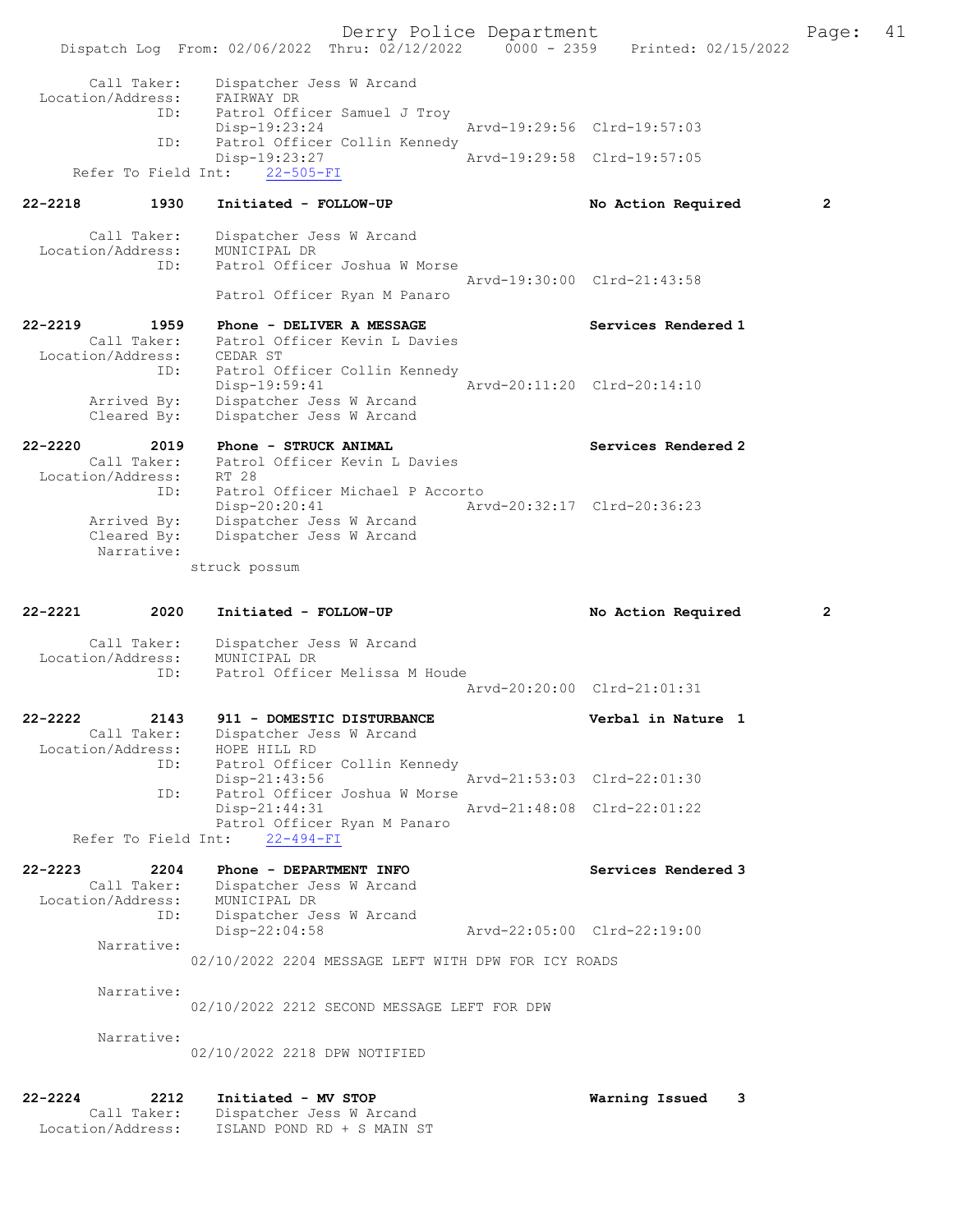Call Taker: Dispatcher Jess W Arcand
Location/Address: FAIRWAY DR
ID: Patrol Officer Samuel J Troy
Disp-19:23:24 Arvd-19:29:56 Clrd-19:57:03
ID: Patrol Officer Collin Kennedy
Disp-19:23:27 Arvd-19:29:58 Clrd-19:57:05
Refer To Field Int: 22-505-FI

**22-2218 1930 Initiated - FOLLOW-UP** No Action Required 2

Call Taker: Dispatcher Jess W Arcand
Location/Address: MUNICIPAL DR
ID: Patrol Officer Joshua W Morse
Arvd-19:30:00 Clrd-21:43:58
Patrol Officer Ryan M Panaro

**22-2219 1959 Phone - DELIVER A MESSAGE** Services Rendered 1

Call Taker: Patrol Officer Kevin L Davies
Location/Address: CEDAR ST
ID: Patrol Officer Collin Kennedy
Disp-19:59:41 Arvd-20:11:20 Clrd-20:14:10
Arrived By: Dispatcher Jess W Arcand
Cleared By: Dispatcher Jess W Arcand

**22-2220 2019 Phone - STRUCK ANIMAL** Services Rendered 2

Call Taker: Patrol Officer Kevin L Davies
Location/Address: RT 28
ID: Patrol Officer Michael P Accorto
Disp-20:20:41 Arvd-20:32:17 Clrd-20:36:23
Arrived By: Dispatcher Jess W Arcand
Cleared By: Dispatcher Jess W Arcand
Narrative:
struck possum

**22-2221 2020 Initiated - FOLLOW-UP** No Action Required 2

Call Taker: Dispatcher Jess W Arcand
Location/Address: MUNICIPAL DR
ID: Patrol Officer Melissa M Houde
Arvd-20:20:00 Clrd-21:01:31

**22-2222 2143 911 - DOMESTIC DISTURBANCE** Verbal in Nature 1

Call Taker: Dispatcher Jess W Arcand
Location/Address: HOPE HILL RD
ID: Patrol Officer Collin Kennedy
Disp-21:43:56 Arvd-21:53:03 Clrd-22:01:30
ID: Patrol Officer Joshua W Morse
Disp-21:44:31 Arvd-21:48:08 Clrd-22:01:22
Patrol Officer Ryan M Panaro
Refer To Field Int: 22-494-FI

**22-2223 2204 Phone - DEPARTMENT INFO** Services Rendered 3

Call Taker: Dispatcher Jess W Arcand
Location/Address: MUNICIPAL DR
ID: Dispatcher Jess W Arcand
Disp-22:04:58 Arvd-22:05:00 Clrd-22:19:00
Narrative:
02/10/2022 2204 MESSAGE LEFT WITH DPW FOR ICY ROADS

Narrative:
02/10/2022 2212 SECOND MESSAGE LEFT FOR DPW

Narrative:
02/10/2022 2218 DPW NOTIFIED

**22-2224 2212 Initiated - MV STOP** Warning Issued 3

Call Taker: Dispatcher Jess W Arcand
Location/Address: ISLAND POND RD + S MAIN ST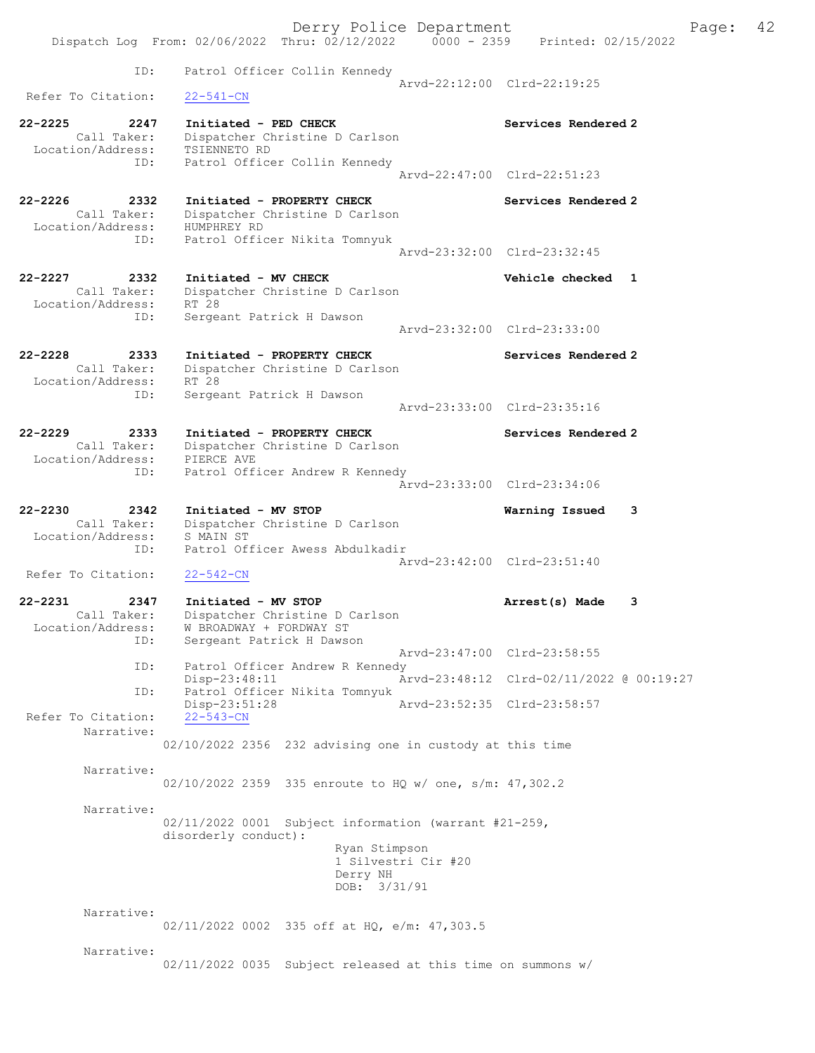```
ID:                 Patrol Officer Collin Kennedy
                                                Arvd-22:12:00  Clrd-22:19:25
 Refer To Citation:     22-541-CN

22-2225         2247    Initiated - PED CHECK                   Services Rendered 2
        Call Taker:     Dispatcher Christine D Carlson
  Location/Address:     TSIENNETO RD
               ID:      Patrol Officer Collin Kennedy
                                                Arvd-22:47:00  Clrd-22:51:23

22-2226         2332    Initiated - PROPERTY CHECK              Services Rendered 2
        Call Taker:     Dispatcher Christine D Carlson
  Location/Address:     HUMPHREY RD
               ID:      Patrol Officer Nikita Tomnyuk
                                                Arvd-23:32:00  Clrd-23:32:45

22-2227         2332    Initiated - MV CHECK                    Vehicle checked  1
        Call Taker:     Dispatcher Christine D Carlson
  Location/Address:     RT 28
               ID:      Sergeant Patrick H Dawson
                                                Arvd-23:32:00  Clrd-23:33:00

22-2228         2333    Initiated - PROPERTY CHECK              Services Rendered 2
        Call Taker:     Dispatcher Christine D Carlson
  Location/Address:     RT 28
               ID:      Sergeant Patrick H Dawson
                                                Arvd-23:33:00  Clrd-23:35:16

22-2229         2333    Initiated - PROPERTY CHECK              Services Rendered 2
        Call Taker:     Dispatcher Christine D Carlson
  Location/Address:     PIERCE AVE
               ID:      Patrol Officer Andrew R Kennedy
                                                Arvd-23:33:00  Clrd-23:34:06

22-2230         2342    Initiated - MV STOP                     Warning Issued   3
        Call Taker:     Dispatcher Christine D Carlson
  Location/Address:     S MAIN ST
               ID:      Patrol Officer Awess Abdulkadir
                                                Arvd-23:42:00  Clrd-23:51:40
 Refer To Citation:     22-542-CN

22-2231         2347    Initiated - MV STOP                     Arrest(s) Made   3
        Call Taker:     Dispatcher Christine D Carlson
  Location/Address:     W BROADWAY + FORDWAY ST
               ID:      Sergeant Patrick H Dawson
                                                Arvd-23:47:00  Clrd-23:58:55
               ID:      Patrol Officer Andrew R Kennedy
                        Disp-23:48:11           Arvd-23:48:12  Clrd-02/11/2022 @ 00:19:27
               ID:      Patrol Officer Nikita Tomnyuk
                        Disp-23:51:28           Arvd-23:52:35  Clrd-23:58:57
 Refer To Citation:     22-543-CN
         Narrative:
                    02/10/2022 2356  232 advising one in custody at this time

         Narrative:
                    02/10/2022 2359  335 enroute to HQ w/ one, s/m: 47,302.2

         Narrative:
                    02/11/2022 0001  Subject information (warrant #21-259,
                    disorderly conduct):
                                        Ryan Stimpson
                                        1 Silvestri Cir #20
                                        Derry NH
                                        DOB:  3/31/91

         Narrative:
                    02/11/2022 0002  335 off at HQ, e/m: 47,303.5

         Narrative:
                    02/11/2022 0035  Subject released at this time on summons w/
```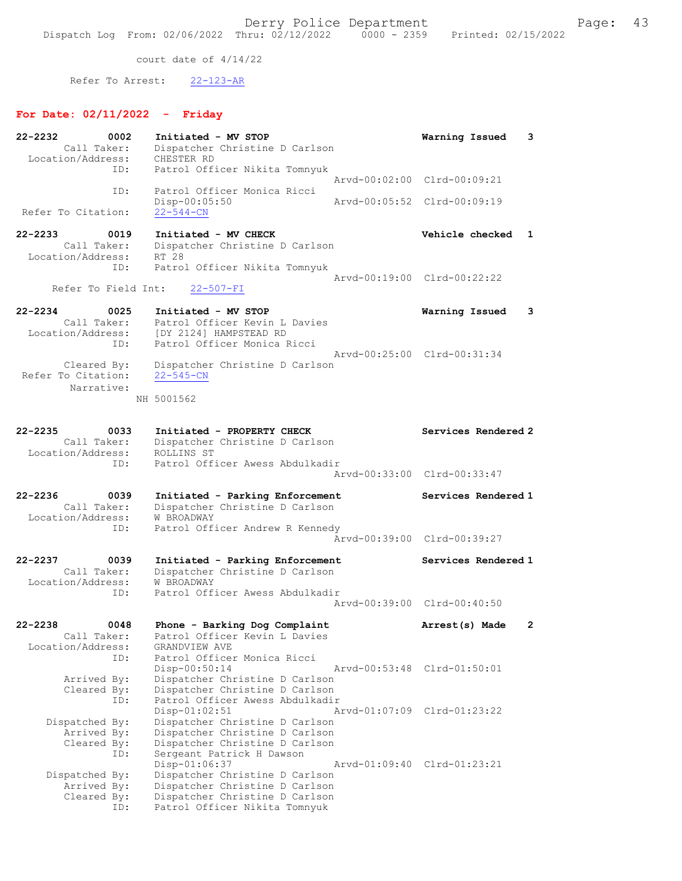court date of 4/14/22

Refer To Arrest: 22-123-AR

## For Date: 02/11/2022 - Friday

```
22-2232        0002    Initiated - MV STOP                          Warning Issued    3
        Call Taker:    Dispatcher Christine D Carlson
  Location/Address:    CHESTER RD
               ID:     Patrol Officer Nikita Tomnyuk
                                                Arvd-00:02:00  Clrd-00:09:21
               ID:     Patrol Officer Monica Ricci
                       Disp-00:05:50            Arvd-00:05:52  Clrd-00:09:19
 Refer To Citation:    22-544-CN

22-2233        0019    Initiated - MV CHECK                         Vehicle checked   1
        Call Taker:    Dispatcher Christine D Carlson
  Location/Address:    RT 28
               ID:     Patrol Officer Nikita Tomnyuk
                                                Arvd-00:19:00  Clrd-00:22:22
      Refer To Field Int:    22-507-FI

22-2234        0025    Initiated - MV STOP                          Warning Issued    3
        Call Taker:    Patrol Officer Kevin L Davies
  Location/Address:    [DY 2124] HAMPSTEAD RD
               ID:     Patrol Officer Monica Ricci
                                                Arvd-00:25:00  Clrd-00:31:34
        Cleared By:    Dispatcher Christine D Carlson
 Refer To Citation:    22-545-CN
         Narrative:
                NH 5001562

22-2235        0033    Initiated - PROPERTY CHECK                   Services Rendered 2
        Call Taker:    Dispatcher Christine D Carlson
  Location/Address:    ROLLINS ST
               ID:     Patrol Officer Awess Abdulkadir
                                                Arvd-00:33:00  Clrd-00:33:47

22-2236        0039    Initiated - Parking Enforcement              Services Rendered 1
        Call Taker:    Dispatcher Christine D Carlson
  Location/Address:    W BROADWAY
               ID:     Patrol Officer Andrew R Kennedy
                                                Arvd-00:39:00  Clrd-00:39:27

22-2237        0039    Initiated - Parking Enforcement              Services Rendered 1
        Call Taker:    Dispatcher Christine D Carlson
  Location/Address:    W BROADWAY
               ID:     Patrol Officer Awess Abdulkadir
                                                Arvd-00:39:00  Clrd-00:40:50

22-2238        0048    Phone - Barking Dog Complaint                Arrest(s) Made    2
        Call Taker:    Patrol Officer Kevin L Davies
  Location/Address:    GRANDVIEW AVE
               ID:     Patrol Officer Monica Ricci
                       Disp-00:50:14            Arvd-00:53:48  Clrd-01:50:01
        Arrived By:    Dispatcher Christine D Carlson
        Cleared By:    Dispatcher Christine D Carlson
               ID:     Patrol Officer Awess Abdulkadir
                       Disp-01:02:51            Arvd-01:07:09  Clrd-01:23:22
     Dispatched By:    Dispatcher Christine D Carlson
        Arrived By:    Dispatcher Christine D Carlson
        Cleared By:    Dispatcher Christine D Carlson
               ID:     Sergeant Patrick H Dawson
                       Disp-01:06:37            Arvd-01:09:40  Clrd-01:23:21
     Dispatched By:    Dispatcher Christine D Carlson
        Arrived By:    Dispatcher Christine D Carlson
        Cleared By:    Dispatcher Christine D Carlson
               ID:     Patrol Officer Nikita Tomnyuk
```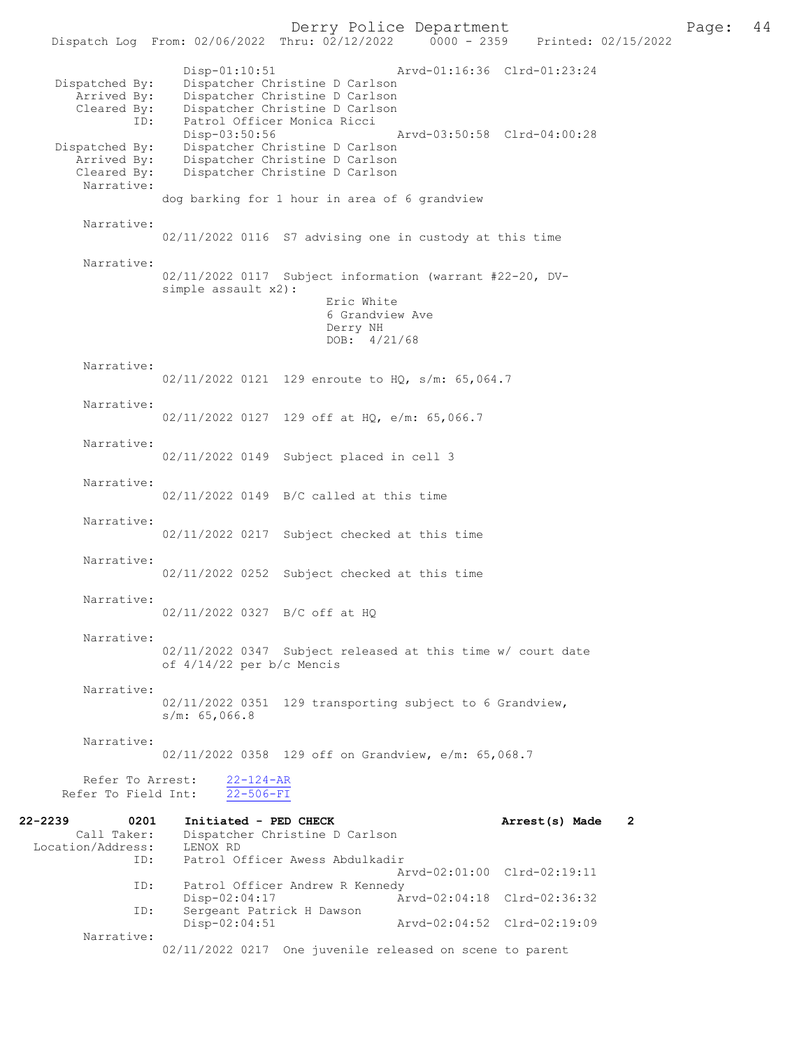```
                Disp-01:10:51                  Arvd-01:16:36  Clrd-01:23:24
 Dispatched By:   Dispatcher Christine D Carlson
    Arrived By:   Dispatcher Christine D Carlson
    Cleared By:   Dispatcher Christine D Carlson
           ID:    Patrol Officer Monica Ricci
                Disp-03:50:56                  Arvd-03:50:58  Clrd-04:00:28
 Dispatched By:   Dispatcher Christine D Carlson
    Arrived By:   Dispatcher Christine D Carlson
    Cleared By:   Dispatcher Christine D Carlson
     Narrative:
              dog barking for 1 hour in area of 6 grandview

     Narrative:
              02/11/2022 0116  S7 advising one in custody at this time

     Narrative:
              02/11/2022 0117  Subject information (warrant #22-20, DV-
              simple assault x2):
                                Eric White
                                6 Grandview Ave
                                Derry NH
                                DOB:  4/21/68

     Narrative:
              02/11/2022 0121  129 enroute to HQ, s/m: 65,064.7

     Narrative:
              02/11/2022 0127  129 off at HQ, e/m: 65,066.7

     Narrative:
              02/11/2022 0149  Subject placed in cell 3

     Narrative:
              02/11/2022 0149  B/C called at this time

     Narrative:
              02/11/2022 0217  Subject checked at this time

     Narrative:
              02/11/2022 0252  Subject checked at this time

     Narrative:
              02/11/2022 0327  B/C off at HQ

     Narrative:
              02/11/2022 0347  Subject released at this time w/ court date
              of 4/14/22 per b/c Mencis

     Narrative:
              02/11/2022 0351  129 transporting subject to 6 Grandview,
              s/m: 65,066.8

     Narrative:
              02/11/2022 0358  129 off on Grandview, e/m: 65,068.7

     Refer To Arrest:    22-124-AR
   Refer To Field Int:   22-506-FI

22-2239          0201    Initiated - PED CHECK                    Arrest(s) Made    2
       Call Taker:    Dispatcher Christine D Carlson
 Location/Address:    LENOX RD
               ID:    Patrol Officer Awess Abdulkadir
                                               Arvd-02:01:00  Clrd-02:19:11
               ID:    Patrol Officer Andrew R Kennedy
                      Disp-02:04:17            Arvd-02:04:18  Clrd-02:36:32
               ID:    Sergeant Patrick H Dawson
                      Disp-02:04:51            Arvd-02:04:52  Clrd-02:19:09
        Narrative:
              02/11/2022 0217  One juvenile released on scene to parent
```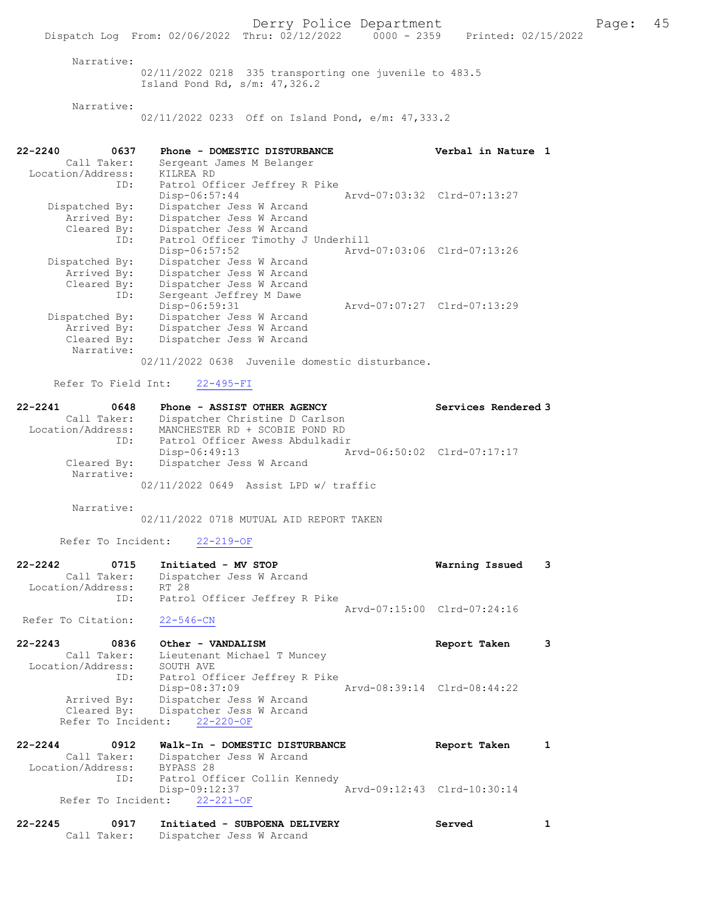Narrative:
02/11/2022 0218 335 transporting one juvenile to 483.5 Island Pond Rd, s/m: 47,326.2

Narrative:
02/11/2022 0233 Off on Island Pond, e/m: 47,333.2

**22-2240 0637 Phone - DOMESTIC DISTURBANCE — Verbal in Nature 1**

Call Taker: Sergeant James M Belanger
Location/Address: KILREA RD
ID: Patrol Officer Jeffrey R Pike
Disp-06:57:44 Arvd-07:03:32 Clrd-07:13:27
Dispatched By: Dispatcher Jess W Arcand
Arrived By: Dispatcher Jess W Arcand
Cleared By: Dispatcher Jess W Arcand
ID: Patrol Officer Timothy J Underhill
Disp-06:57:52 Arvd-07:03:06 Clrd-07:13:26
Dispatched By: Dispatcher Jess W Arcand
Arrived By: Dispatcher Jess W Arcand
Cleared By: Dispatcher Jess W Arcand
ID: Sergeant Jeffrey M Dawe
Disp-06:59:31 Arvd-07:07:27 Clrd-07:13:29
Dispatched By: Dispatcher Jess W Arcand
Arrived By: Dispatcher Jess W Arcand
Cleared By: Dispatcher Jess W Arcand
Narrative:
02/11/2022 0638 Juvenile domestic disturbance.

Refer To Field Int: 22-495-FI

**22-2241 0648 Phone - ASSIST OTHER AGENCY — Services Rendered 3**

Call Taker: Dispatcher Christine D Carlson
Location/Address: MANCHESTER RD + SCOBIE POND RD
ID: Patrol Officer Awess Abdulkadir
Disp-06:49:13 Arvd-06:50:02 Clrd-07:17:17
Cleared By: Dispatcher Jess W Arcand
Narrative:
02/11/2022 0649 Assist LPD w/ traffic

Narrative:
02/11/2022 0718 MUTUAL AID REPORT TAKEN

Refer To Incident: 22-219-OF

**22-2242 0715 Initiated - MV STOP — Warning Issued 3**

Call Taker: Dispatcher Jess W Arcand
Location/Address: RT 28
ID: Patrol Officer Jeffrey R Pike
Arvd-07:15:00 Clrd-07:24:16
Refer To Citation: 22-546-CN

**22-2243 0836 Other - VANDALISM — Report Taken 3**

Call Taker: Lieutenant Michael T Muncey
Location/Address: SOUTH AVE
ID: Patrol Officer Jeffrey R Pike
Disp-08:37:09 Arvd-08:39:14 Clrd-08:44:22
Arrived By: Dispatcher Jess W Arcand
Cleared By: Dispatcher Jess W Arcand
Refer To Incident: 22-220-OF

**22-2244 0912 Walk-In - DOMESTIC DISTURBANCE — Report Taken 1**

Call Taker: Dispatcher Jess W Arcand
Location/Address: BYPASS 28
ID: Patrol Officer Collin Kennedy
Disp-09:12:37 Arvd-09:12:43 Clrd-10:30:14
Refer To Incident: 22-221-OF

**22-2245 0917 Initiated - SUBPOENA DELIVERY — Served 1**

Call Taker: Dispatcher Jess W Arcand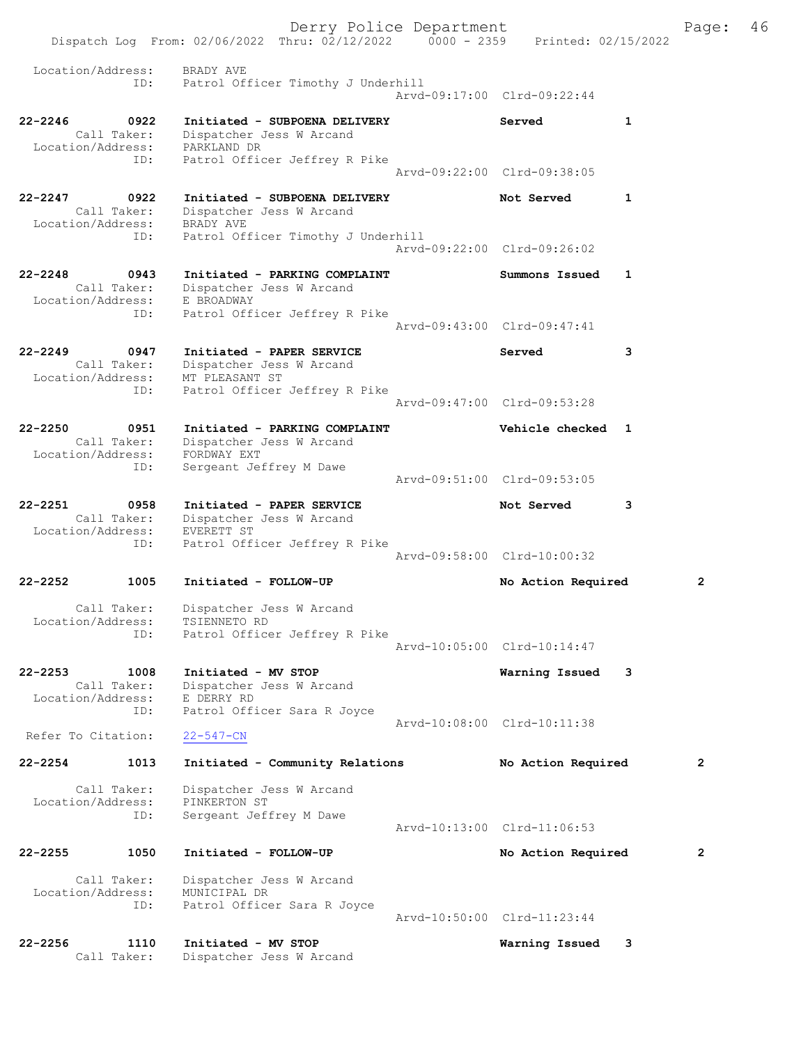Location/Address: BRADY AVE
ID: Patrol Officer Timothy J Underhill
Arvd-09:17:00 Clrd-09:22:44

22-2246 0922 Initiated - SUBPOENA DELIVERY Served 1
Call Taker: Dispatcher Jess W Arcand
Location/Address: PARKLAND DR
ID: Patrol Officer Jeffrey R Pike
Arvd-09:22:00 Clrd-09:38:05

22-2247 0922 Initiated - SUBPOENA DELIVERY Not Served 1
Call Taker: Dispatcher Jess W Arcand
Location/Address: BRADY AVE
ID: Patrol Officer Timothy J Underhill
Arvd-09:22:00 Clrd-09:26:02

22-2248 0943 Initiated - PARKING COMPLAINT Summons Issued 1
Call Taker: Dispatcher Jess W Arcand
Location/Address: E BROADWAY
ID: Patrol Officer Jeffrey R Pike
Arvd-09:43:00 Clrd-09:47:41

22-2249 0947 Initiated - PAPER SERVICE Served 3
Call Taker: Dispatcher Jess W Arcand
Location/Address: MT PLEASANT ST
ID: Patrol Officer Jeffrey R Pike
Arvd-09:47:00 Clrd-09:53:28

22-2250 0951 Initiated - PARKING COMPLAINT Vehicle checked 1
Call Taker: Dispatcher Jess W Arcand
Location/Address: FORDWAY EXT
ID: Sergeant Jeffrey M Dawe
Arvd-09:51:00 Clrd-09:53:05

22-2251 0958 Initiated - PAPER SERVICE Not Served 3
Call Taker: Dispatcher Jess W Arcand
Location/Address: EVERETT ST
ID: Patrol Officer Jeffrey R Pike
Arvd-09:58:00 Clrd-10:00:32

22-2252 1005 Initiated - FOLLOW-UP No Action Required 2
Call Taker: Dispatcher Jess W Arcand
Location/Address: TSIENNETO RD
ID: Patrol Officer Jeffrey R Pike
Arvd-10:05:00 Clrd-10:14:47

22-2253 1008 Initiated - MV STOP Warning Issued 3
Call Taker: Dispatcher Jess W Arcand
Location/Address: E DERRY RD
ID: Patrol Officer Sara R Joyce
Arvd-10:08:00 Clrd-10:11:38
Refer To Citation: 22-547-CN

22-2254 1013 Initiated - Community Relations No Action Required 2
Call Taker: Dispatcher Jess W Arcand
Location/Address: PINKERTON ST
ID: Sergeant Jeffrey M Dawe
Arvd-10:13:00 Clrd-11:06:53

22-2255 1050 Initiated - FOLLOW-UP No Action Required 2
Call Taker: Dispatcher Jess W Arcand
Location/Address: MUNICIPAL DR
ID: Patrol Officer Sara R Joyce
Arvd-10:50:00 Clrd-11:23:44

22-2256 1110 Initiated - MV STOP Warning Issued 3
Call Taker: Dispatcher Jess W Arcand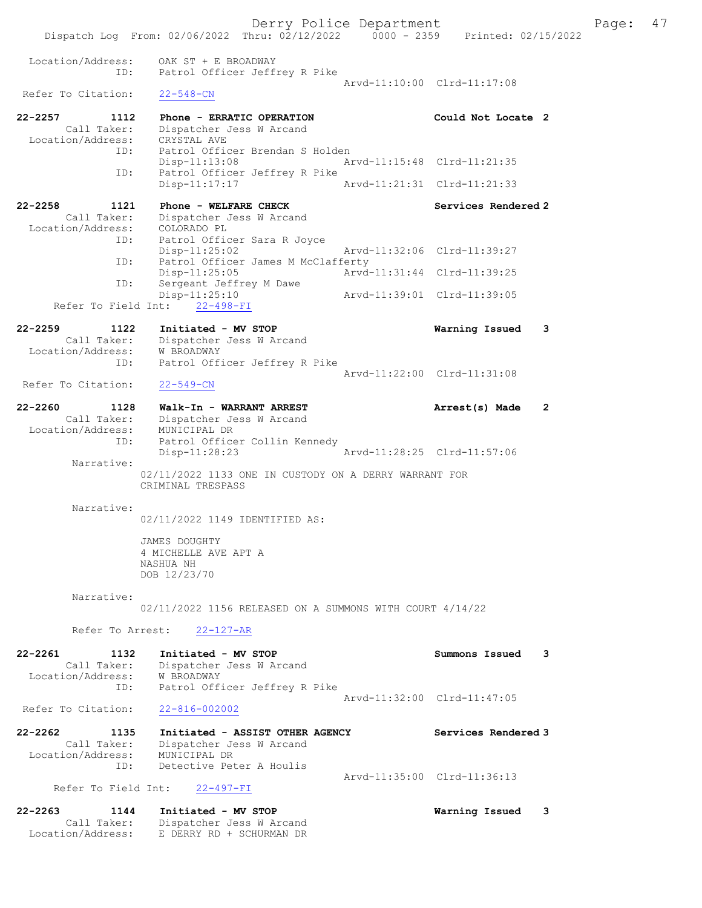Location/Address: OAK ST + E BROADWAY
ID: Patrol Officer Jeffrey R Pike
Arvd-11:10:00 Clrd-11:17:08
Refer To Citation: 22-548-CN

**22-2257 1112 Phone - ERRATIC OPERATION Could Not Locate 2**
Call Taker: Dispatcher Jess W Arcand
Location/Address: CRYSTAL AVE
ID: Patrol Officer Brendan S Holden
Disp-11:13:08 Arvd-11:15:48 Clrd-11:21:35
ID: Patrol Officer Jeffrey R Pike
Disp-11:17:17 Arvd-11:21:31 Clrd-11:21:33

**22-2258 1121 Phone - WELFARE CHECK Services Rendered 2**
Call Taker: Dispatcher Jess W Arcand
Location/Address: COLORADO PL
ID: Patrol Officer Sara R Joyce
Disp-11:25:02 Arvd-11:32:06 Clrd-11:39:27
ID: Patrol Officer James M McClafferty
Disp-11:25:05 Arvd-11:31:44 Clrd-11:39:25
ID: Sergeant Jeffrey M Dawe
Disp-11:25:10 Arvd-11:39:01 Clrd-11:39:05
Refer To Field Int: 22-498-FI

**22-2259 1122 Initiated - MV STOP Warning Issued 3**
Call Taker: Dispatcher Jess W Arcand
Location/Address: W BROADWAY
ID: Patrol Officer Jeffrey R Pike
Arvd-11:22:00 Clrd-11:31:08
Refer To Citation: 22-549-CN

**22-2260 1128 Walk-In - WARRANT ARREST Arrest(s) Made 2**
Call Taker: Dispatcher Jess W Arcand
Location/Address: MUNICIPAL DR
ID: Patrol Officer Collin Kennedy
Disp-11:28:23 Arvd-11:28:25 Clrd-11:57:06
Narrative:
02/11/2022 1133 ONE IN CUSTODY ON A DERRY WARRANT FOR CRIMINAL TRESPASS

Narrative:
02/11/2022 1149 IDENTIFIED AS:

JAMES DOUGHTY
4 MICHELLE AVE APT A
NASHUA NH
DOB 12/23/70

Narrative:
02/11/2022 1156 RELEASED ON A SUMMONS WITH COURT 4/14/22

Refer To Arrest: 22-127-AR

**22-2261 1132 Initiated - MV STOP Summons Issued 3**
Call Taker: Dispatcher Jess W Arcand
Location/Address: W BROADWAY
ID: Patrol Officer Jeffrey R Pike
Arvd-11:32:00 Clrd-11:47:05
Refer To Citation: 22-816-002002

**22-2262 1135 Initiated - ASSIST OTHER AGENCY Services Rendered 3**
Call Taker: Dispatcher Jess W Arcand
Location/Address: MUNICIPAL DR
ID: Detective Peter A Houlis
Arvd-11:35:00 Clrd-11:36:13
Refer To Field Int: 22-497-FI

**22-2263 1144 Initiated - MV STOP Warning Issued 3**
Call Taker: Dispatcher Jess W Arcand
Location/Address: E DERRY RD + SCHURMAN DR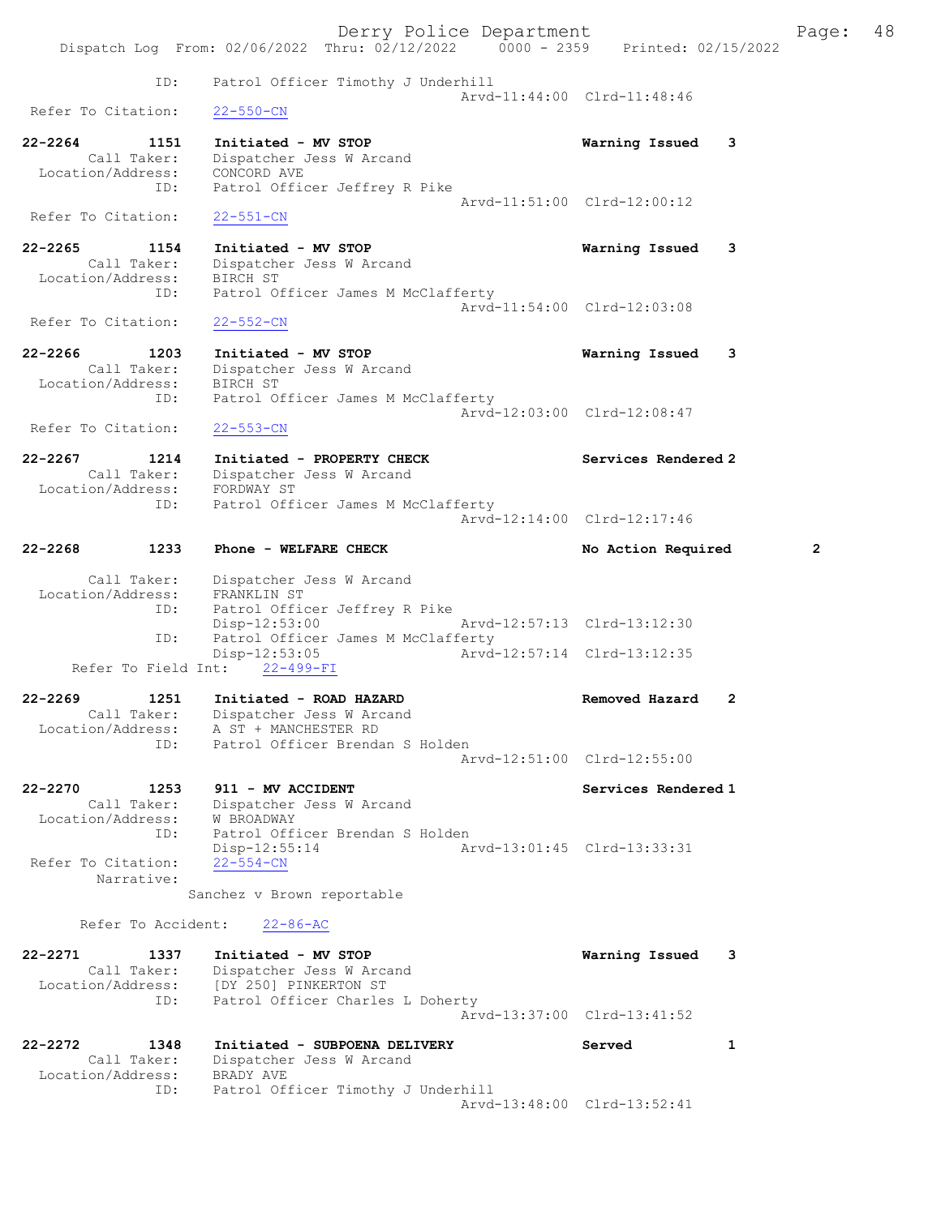ID: Patrol Officer Timothy J Underhill
Arvd-11:44:00 Clrd-11:48:46
Refer To Citation: 22-550-CN

22-2264 1151 Initiated - MV STOP Warning Issued 3
Call Taker: Dispatcher Jess W Arcand
Location/Address: CONCORD AVE
ID: Patrol Officer Jeffrey R Pike
Arvd-11:51:00 Clrd-12:00:12
Refer To Citation: 22-551-CN

22-2265 1154 Initiated - MV STOP Warning Issued 3
Call Taker: Dispatcher Jess W Arcand
Location/Address: BIRCH ST
ID: Patrol Officer James M McClafferty
Arvd-11:54:00 Clrd-12:03:08
Refer To Citation: 22-552-CN

22-2266 1203 Initiated - MV STOP Warning Issued 3
Call Taker: Dispatcher Jess W Arcand
Location/Address: BIRCH ST
ID: Patrol Officer James M McClafferty
Arvd-12:03:00 Clrd-12:08:47
Refer To Citation: 22-553-CN

22-2267 1214 Initiated - PROPERTY CHECK Services Rendered 2
Call Taker: Dispatcher Jess W Arcand
Location/Address: FORDWAY ST
ID: Patrol Officer James M McClafferty
Arvd-12:14:00 Clrd-12:17:46

22-2268 1233 Phone - WELFARE CHECK No Action Required 2
Call Taker: Dispatcher Jess W Arcand
Location/Address: FRANKLIN ST
ID: Patrol Officer Jeffrey R Pike
Disp-12:53:00 Arvd-12:57:13 Clrd-13:12:30
ID: Patrol Officer James M McClafferty
Disp-12:53:05 Arvd-12:57:14 Clrd-13:12:35
Refer To Field Int: 22-499-FI

22-2269 1251 Initiated - ROAD HAZARD Removed Hazard 2
Call Taker: Dispatcher Jess W Arcand
Location/Address: A ST + MANCHESTER RD
ID: Patrol Officer Brendan S Holden
Arvd-12:51:00 Clrd-12:55:00

22-2270 1253 911 - MV ACCIDENT Services Rendered 1
Call Taker: Dispatcher Jess W Arcand
Location/Address: W BROADWAY
ID: Patrol Officer Brendan S Holden
Disp-12:55:14 Arvd-13:01:45 Clrd-13:33:31
Refer To Citation: 22-554-CN
Narrative:
Sanchez v Brown reportable

Refer To Accident: 22-86-AC

22-2271 1337 Initiated - MV STOP Warning Issued 3
Call Taker: Dispatcher Jess W Arcand
Location/Address: [DY 250] PINKERTON ST
ID: Patrol Officer Charles L Doherty
Arvd-13:37:00 Clrd-13:41:52

22-2272 1348 Initiated - SUBPOENA DELIVERY Served 1
Call Taker: Dispatcher Jess W Arcand
Location/Address: BRADY AVE
ID: Patrol Officer Timothy J Underhill
Arvd-13:48:00 Clrd-13:52:41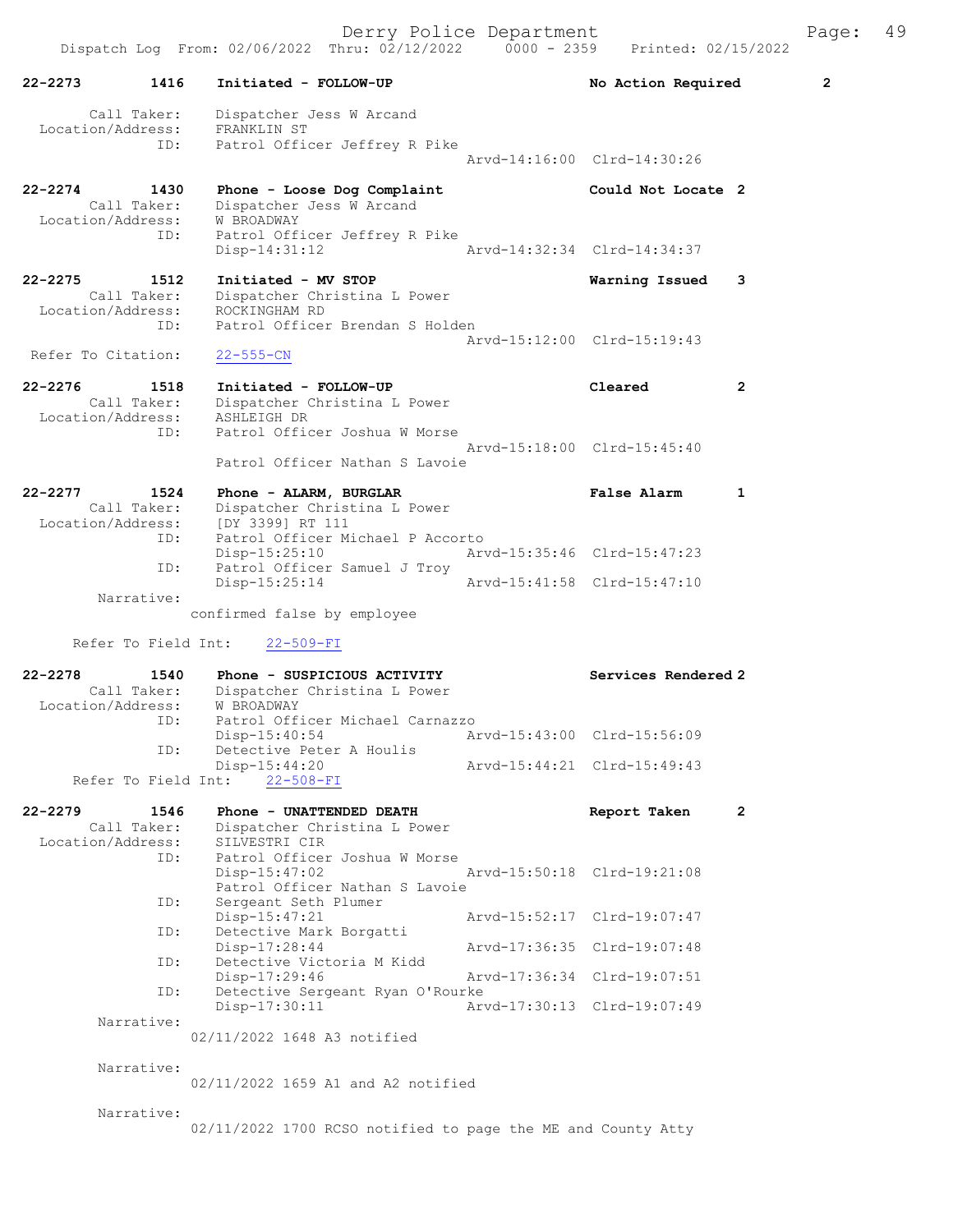Derry Police Department

Dispatch Log From: 02/06/2022 Thru: 02/12/2022 0000 - 2359 Printed: 02/15/2022

```
22-2273        1416    Initiated - FOLLOW-UP                        No Action Required        2

        Call Taker:    Dispatcher Jess W Arcand
  Location/Address:    FRANKLIN ST
               ID:     Patrol Officer Jeffrey R Pike
                                                   Arvd-14:16:00  Clrd-14:30:26

22-2274        1430    Phone - Loose Dog Complaint                  Could Not Locate  2
        Call Taker:    Dispatcher Jess W Arcand
  Location/Address:    W BROADWAY
               ID:     Patrol Officer Jeffrey R Pike
                       Disp-14:31:12               Arvd-14:32:34  Clrd-14:34:37

22-2275        1512    Initiated - MV STOP                          Warning Issued    3
        Call Taker:    Dispatcher Christina L Power
  Location/Address:    ROCKINGHAM RD
               ID:     Patrol Officer Brendan S Holden
                                                   Arvd-15:12:00  Clrd-15:19:43
 Refer To Citation:    22-555-CN

22-2276        1518    Initiated - FOLLOW-UP                        Cleared           2
        Call Taker:    Dispatcher Christina L Power
  Location/Address:    ASHLEIGH DR
               ID:     Patrol Officer Joshua W Morse
                                                   Arvd-15:18:00  Clrd-15:45:40
                       Patrol Officer Nathan S Lavoie

22-2277        1524    Phone - ALARM, BURGLAR                       False Alarm       1
        Call Taker:    Dispatcher Christina L Power
  Location/Address:    [DY 3399] RT 111
               ID:     Patrol Officer Michael P Accorto
                       Disp-15:25:10               Arvd-15:35:46  Clrd-15:47:23
               ID:     Patrol Officer Samuel J Troy
                       Disp-15:25:14               Arvd-15:41:58  Clrd-15:47:10
         Narrative:
                     confirmed false by employee

     Refer To Field Int:    22-509-FI

22-2278        1540    Phone - SUSPICIOUS ACTIVITY                  Services Rendered 2
        Call Taker:    Dispatcher Christina L Power
  Location/Address:    W BROADWAY
               ID:     Patrol Officer Michael Carnazzo
                       Disp-15:40:54               Arvd-15:43:00  Clrd-15:56:09
               ID:     Detective Peter A Houlis
                       Disp-15:44:20               Arvd-15:44:21  Clrd-15:49:43
     Refer To Field Int:    22-508-FI

22-2279        1546    Phone - UNATTENDED DEATH                     Report Taken      2
        Call Taker:    Dispatcher Christina L Power
  Location/Address:    SILVESTRI CIR
               ID:     Patrol Officer Joshua W Morse
                       Disp-15:47:02               Arvd-15:50:18  Clrd-19:21:08
                       Patrol Officer Nathan S Lavoie
               ID:     Sergeant Seth Plumer
                       Disp-15:47:21               Arvd-15:52:17  Clrd-19:07:47
               ID:     Detective Mark Borgatti
                       Disp-17:28:44               Arvd-17:36:35  Clrd-19:07:48
               ID:     Detective Victoria M Kidd
                       Disp-17:29:46               Arvd-17:36:34  Clrd-19:07:51
               ID:     Detective Sergeant Ryan O'Rourke
                       Disp-17:30:11               Arvd-17:30:13  Clrd-19:07:49
         Narrative:
                     02/11/2022 1648 A3 notified

         Narrative:
                     02/11/2022 1659 A1 and A2 notified

         Narrative:
                     02/11/2022 1700 RCSO notified to page the ME and County Atty
```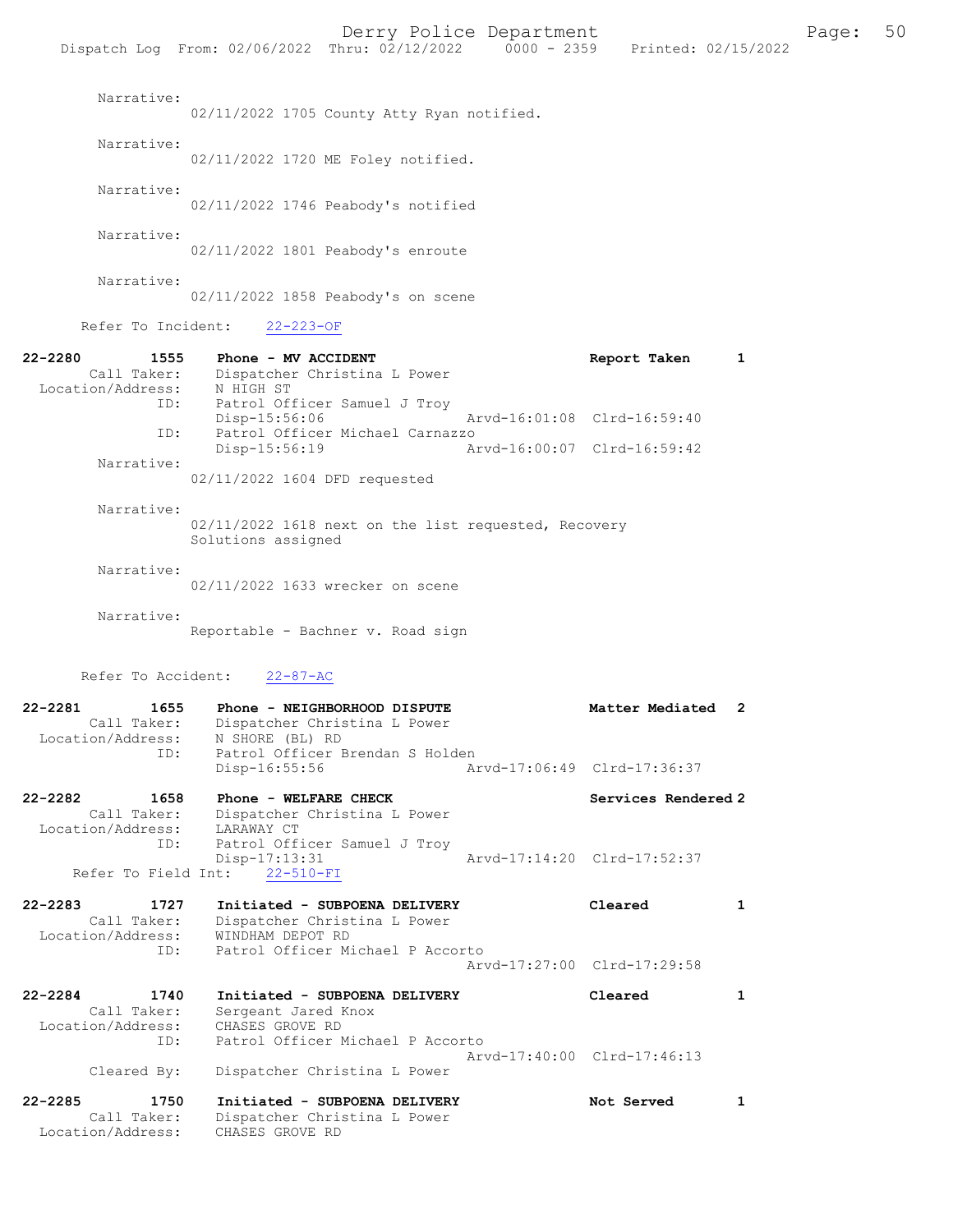Narrative:
02/11/2022 1705 County Atty Ryan notified.

Narrative:
02/11/2022 1720 ME Foley notified.

Narrative:
02/11/2022 1746 Peabody's notified

Narrative:
02/11/2022 1801 Peabody's enroute

Narrative:
02/11/2022 1858 Peabody's on scene

Refer To Incident: 22-223-OF

**22-2280 1555 Phone - MV ACCIDENT Report Taken 1**
Call Taker: Dispatcher Christina L Power
Location/Address: N HIGH ST
ID: Patrol Officer Samuel J Troy
Disp-15:56:06 Arvd-16:01:08 Clrd-16:59:40
ID: Patrol Officer Michael Carnazzo
Disp-15:56:19 Arvd-16:00:07 Clrd-16:59:42
Narrative:
02/11/2022 1604 DFD requested

Narrative:
02/11/2022 1618 next on the list requested, Recovery Solutions assigned

Narrative:
02/11/2022 1633 wrecker on scene

Narrative:
Reportable - Bachner v. Road sign

Refer To Accident: 22-87-AC

**22-2281 1655 Phone - NEIGHBORHOOD DISPUTE Matter Mediated 2**
Call Taker: Dispatcher Christina L Power
Location/Address: N SHORE (BL) RD
ID: Patrol Officer Brendan S Holden
Disp-16:55:56 Arvd-17:06:49 Clrd-17:36:37

**22-2282 1658 Phone - WELFARE CHECK Services Rendered 2**
Call Taker: Dispatcher Christina L Power
Location/Address: LARAWAY CT
ID: Patrol Officer Samuel J Troy
Disp-17:13:31 Arvd-17:14:20 Clrd-17:52:37
Refer To Field Int: 22-510-FI

**22-2283 1727 Initiated - SUBPOENA DELIVERY Cleared 1**
Call Taker: Dispatcher Christina L Power
Location/Address: WINDHAM DEPOT RD
ID: Patrol Officer Michael P Accorto
Arvd-17:27:00 Clrd-17:29:58

**22-2284 1740 Initiated - SUBPOENA DELIVERY Cleared 1**
Call Taker: Sergeant Jared Knox
Location/Address: CHASES GROVE RD
ID: Patrol Officer Michael P Accorto
Arvd-17:40:00 Clrd-17:46:13
Cleared By: Dispatcher Christina L Power

**22-2285 1750 Initiated - SUBPOENA DELIVERY Not Served 1**
Call Taker: Dispatcher Christina L Power
Location/Address: CHASES GROVE RD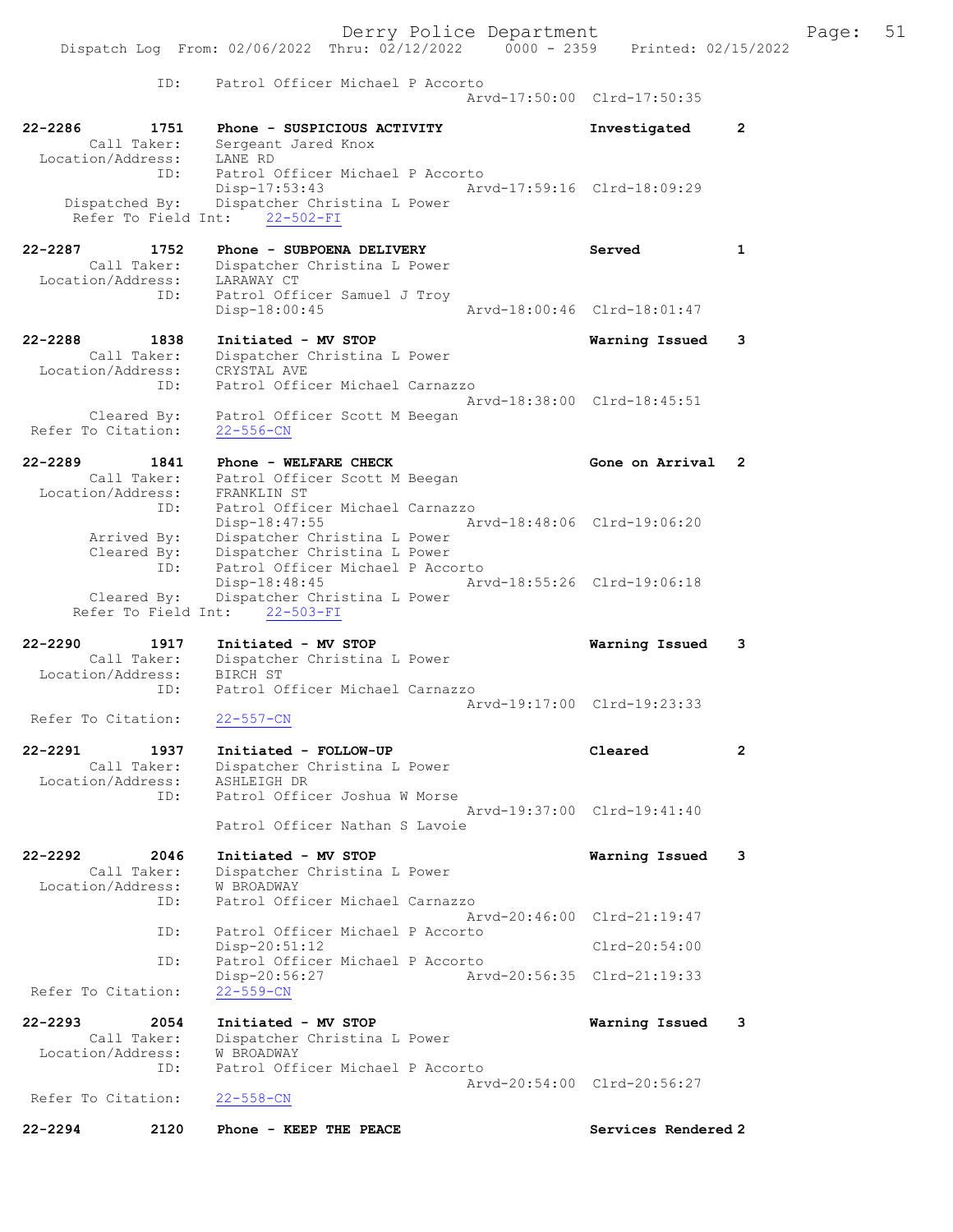ID: Patrol Officer Michael P Accorto
Arvd-17:50:00 Clrd-17:50:35

22-2286 1751 Phone - SUSPICIOUS ACTIVITY Investigated 2
Call Taker: Sergeant Jared Knox
Location/Address: LANE RD
ID: Patrol Officer Michael P Accorto
Disp-17:53:43 Arvd-17:59:16 Clrd-18:09:29
Dispatched By: Dispatcher Christina L Power
Refer To Field Int: 22-502-FI

22-2287 1752 Phone - SUBPOENA DELIVERY Served 1
Call Taker: Dispatcher Christina L Power
Location/Address: LARAWAY CT
ID: Patrol Officer Samuel J Troy
Disp-18:00:45 Arvd-18:00:46 Clrd-18:01:47

22-2288 1838 Initiated - MV STOP Warning Issued 3
Call Taker: Dispatcher Christina L Power
Location/Address: CRYSTAL AVE
ID: Patrol Officer Michael Carnazzo
Arvd-18:38:00 Clrd-18:45:51
Cleared By: Patrol Officer Scott M Beegan
Refer To Citation: 22-556-CN

22-2289 1841 Phone - WELFARE CHECK Gone on Arrival 2
Call Taker: Patrol Officer Scott M Beegan
Location/Address: FRANKLIN ST
ID: Patrol Officer Michael Carnazzo
Disp-18:47:55 Arvd-18:48:06 Clrd-19:06:20
Arrived By: Dispatcher Christina L Power
Cleared By: Dispatcher Christina L Power
ID: Patrol Officer Michael P Accorto
Disp-18:48:45 Arvd-18:55:26 Clrd-19:06:18
Cleared By: Dispatcher Christina L Power
Refer To Field Int: 22-503-FI

22-2290 1917 Initiated - MV STOP Warning Issued 3
Call Taker: Dispatcher Christina L Power
Location/Address: BIRCH ST
ID: Patrol Officer Michael Carnazzo
Arvd-19:17:00 Clrd-19:23:33
Refer To Citation: 22-557-CN

22-2291 1937 Initiated - FOLLOW-UP Cleared 2
Call Taker: Dispatcher Christina L Power
Location/Address: ASHLEIGH DR
ID: Patrol Officer Joshua W Morse
Arvd-19:37:00 Clrd-19:41:40
Patrol Officer Nathan S Lavoie

22-2292 2046 Initiated - MV STOP Warning Issued 3
Call Taker: Dispatcher Christina L Power
Location/Address: W BROADWAY
ID: Patrol Officer Michael Carnazzo
Arvd-20:46:00 Clrd-21:19:47
ID: Patrol Officer Michael P Accorto
Disp-20:51:12 Clrd-20:54:00
ID: Patrol Officer Michael P Accorto
Disp-20:56:27 Arvd-20:56:35 Clrd-21:19:33
Refer To Citation: 22-559-CN

22-2293 2054 Initiated - MV STOP Warning Issued 3
Call Taker: Dispatcher Christina L Power
Location/Address: W BROADWAY
ID: Patrol Officer Michael P Accorto
Arvd-20:54:00 Clrd-20:56:27
Refer To Citation: 22-558-CN

22-2294 2120 Phone - KEEP THE PEACE Services Rendered 2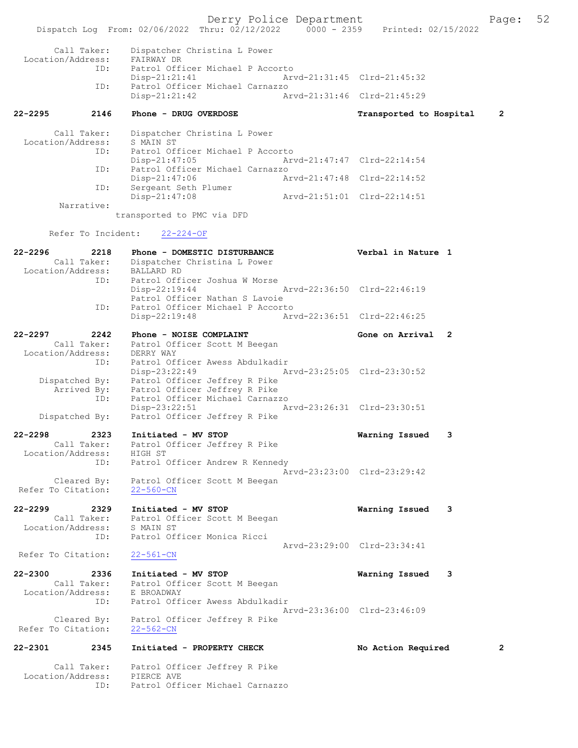Call Taker: Dispatcher Christina L Power
Location/Address: FAIRWAY DR
ID: Patrol Officer Michael P Accorto
Disp-21:21:41 Arvd-21:31:45 Clrd-21:45:32
ID: Patrol Officer Michael Carnazzo
Disp-21:21:42 Arvd-21:31:46 Clrd-21:45:29

22-2295 2146 Phone - DRUG OVERDOSE Transported to Hospital 2

Call Taker: Dispatcher Christina L Power
Location/Address: S MAIN ST
ID: Patrol Officer Michael P Accorto
Disp-21:47:05 Arvd-21:47:47 Clrd-22:14:54
ID: Patrol Officer Michael Carnazzo
Disp-21:47:06 Arvd-21:47:48 Clrd-22:14:52
ID: Sergeant Seth Plumer
Disp-21:47:08 Arvd-21:51:01 Clrd-22:14:51
Narrative:
transported to PMC via DFD

Refer To Incident: 22-224-OF

22-2296 2218 Phone - DOMESTIC DISTURBANCE Verbal in Nature 1
Call Taker: Dispatcher Christina L Power
Location/Address: BALLARD RD
ID: Patrol Officer Joshua W Morse
Disp-22:19:44 Arvd-22:36:50 Clrd-22:46:19
Patrol Officer Nathan S Lavoie
ID: Patrol Officer Michael P Accorto
Disp-22:19:48 Arvd-22:36:51 Clrd-22:46:25

22-2297 2242 Phone - NOISE COMPLAINT Gone on Arrival 2
Call Taker: Patrol Officer Scott M Beegan
Location/Address: DERRY WAY
ID: Patrol Officer Awess Abdulkadir
Disp-23:22:49 Arvd-23:25:05 Clrd-23:30:52
Dispatched By: Patrol Officer Jeffrey R Pike
Arrived By: Patrol Officer Jeffrey R Pike
ID: Patrol Officer Michael Carnazzo
Disp-23:22:51 Arvd-23:26:31 Clrd-23:30:51
Dispatched By: Patrol Officer Jeffrey R Pike

22-2298 2323 Initiated - MV STOP Warning Issued 3
Call Taker: Patrol Officer Jeffrey R Pike
Location/Address: HIGH ST
ID: Patrol Officer Andrew R Kennedy
Arvd-23:23:00 Clrd-23:29:42
Cleared By: Patrol Officer Scott M Beegan
Refer To Citation: 22-560-CN

22-2299 2329 Initiated - MV STOP Warning Issued 3
Call Taker: Patrol Officer Scott M Beegan
Location/Address: S MAIN ST
ID: Patrol Officer Monica Ricci
Arvd-23:29:00 Clrd-23:34:41
Refer To Citation: 22-561-CN

22-2300 2336 Initiated - MV STOP Warning Issued 3
Call Taker: Patrol Officer Scott M Beegan
Location/Address: E BROADWAY
ID: Patrol Officer Awess Abdulkadir
Arvd-23:36:00 Clrd-23:46:09
Cleared By: Patrol Officer Jeffrey R Pike
Refer To Citation: 22-562-CN

22-2301 2345 Initiated - PROPERTY CHECK No Action Required 2

Call Taker: Patrol Officer Jeffrey R Pike
Location/Address: PIERCE AVE
ID: Patrol Officer Michael Carnazzo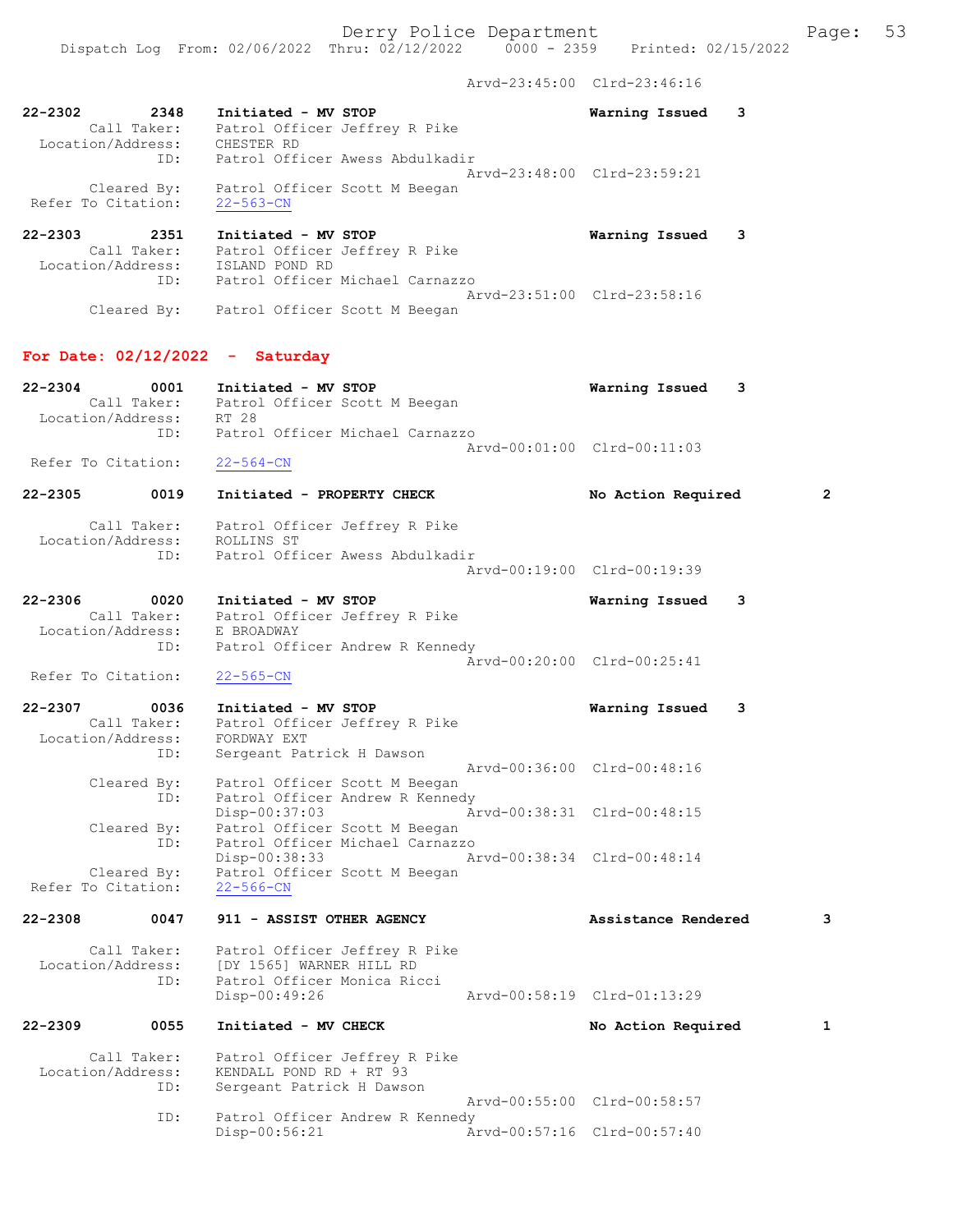Arvd-23:45:00 Clrd-23:46:16

```
22-2302        2348    Initiated - MV STOP                      Warning Issued    3
        Call Taker:    Patrol Officer Jeffrey R Pike
  Location/Address:    CHESTER RD
                ID:    Patrol Officer Awess Abdulkadir
                                               Arvd-23:48:00  Clrd-23:59:21
        Cleared By:    Patrol Officer Scott M Beegan
 Refer To Citation:    22-563-CN

22-2303        2351    Initiated - MV STOP                      Warning Issued    3
        Call Taker:    Patrol Officer Jeffrey R Pike
  Location/Address:    ISLAND POND RD
                ID:    Patrol Officer Michael Carnazzo
                                               Arvd-23:51:00  Clrd-23:58:16
        Cleared By:    Patrol Officer Scott M Beegan
```

## For Date: 02/12/2022 - Saturday

```
22-2304        0001    Initiated - MV STOP                      Warning Issued    3
        Call Taker:    Patrol Officer Scott M Beegan
  Location/Address:    RT 28
                ID:    Patrol Officer Michael Carnazzo
                                               Arvd-00:01:00  Clrd-00:11:03
 Refer To Citation:    22-564-CN

22-2305        0019    Initiated - PROPERTY CHECK               No Action Required       2

        Call Taker:    Patrol Officer Jeffrey R Pike
  Location/Address:    ROLLINS ST
                ID:    Patrol Officer Awess Abdulkadir
                                               Arvd-00:19:00  Clrd-00:19:39

22-2306        0020    Initiated - MV STOP                      Warning Issued    3
        Call Taker:    Patrol Officer Jeffrey R Pike
  Location/Address:    E BROADWAY
                ID:    Patrol Officer Andrew R Kennedy
                                               Arvd-00:20:00  Clrd-00:25:41
 Refer To Citation:    22-565-CN

22-2307        0036    Initiated - MV STOP                      Warning Issued    3
        Call Taker:    Patrol Officer Jeffrey R Pike
  Location/Address:    FORDWAY EXT
                ID:    Sergeant Patrick H Dawson
                                               Arvd-00:36:00  Clrd-00:48:16
        Cleared By:    Patrol Officer Scott M Beegan
                ID:    Patrol Officer Andrew R Kennedy
                       Disp-00:37:03           Arvd-00:38:31  Clrd-00:48:15
        Cleared By:    Patrol Officer Scott M Beegan
                ID:    Patrol Officer Michael Carnazzo
                       Disp-00:38:33           Arvd-00:38:34  Clrd-00:48:14
        Cleared By:    Patrol Officer Scott M Beegan
 Refer To Citation:    22-566-CN

22-2308        0047    911 - ASSIST OTHER AGENCY                Assistance Rendered      3

        Call Taker:    Patrol Officer Jeffrey R Pike
  Location/Address:    [DY 1565] WARNER HILL RD
                ID:    Patrol Officer Monica Ricci
                       Disp-00:49:26           Arvd-00:58:19  Clrd-01:13:29

22-2309        0055    Initiated - MV CHECK                     No Action Required       1

        Call Taker:    Patrol Officer Jeffrey R Pike
  Location/Address:    KENDALL POND RD + RT 93
                ID:    Sergeant Patrick H Dawson
                                               Arvd-00:55:00  Clrd-00:58:57
                ID:    Patrol Officer Andrew R Kennedy
                       Disp-00:56:21           Arvd-00:57:16  Clrd-00:57:40
```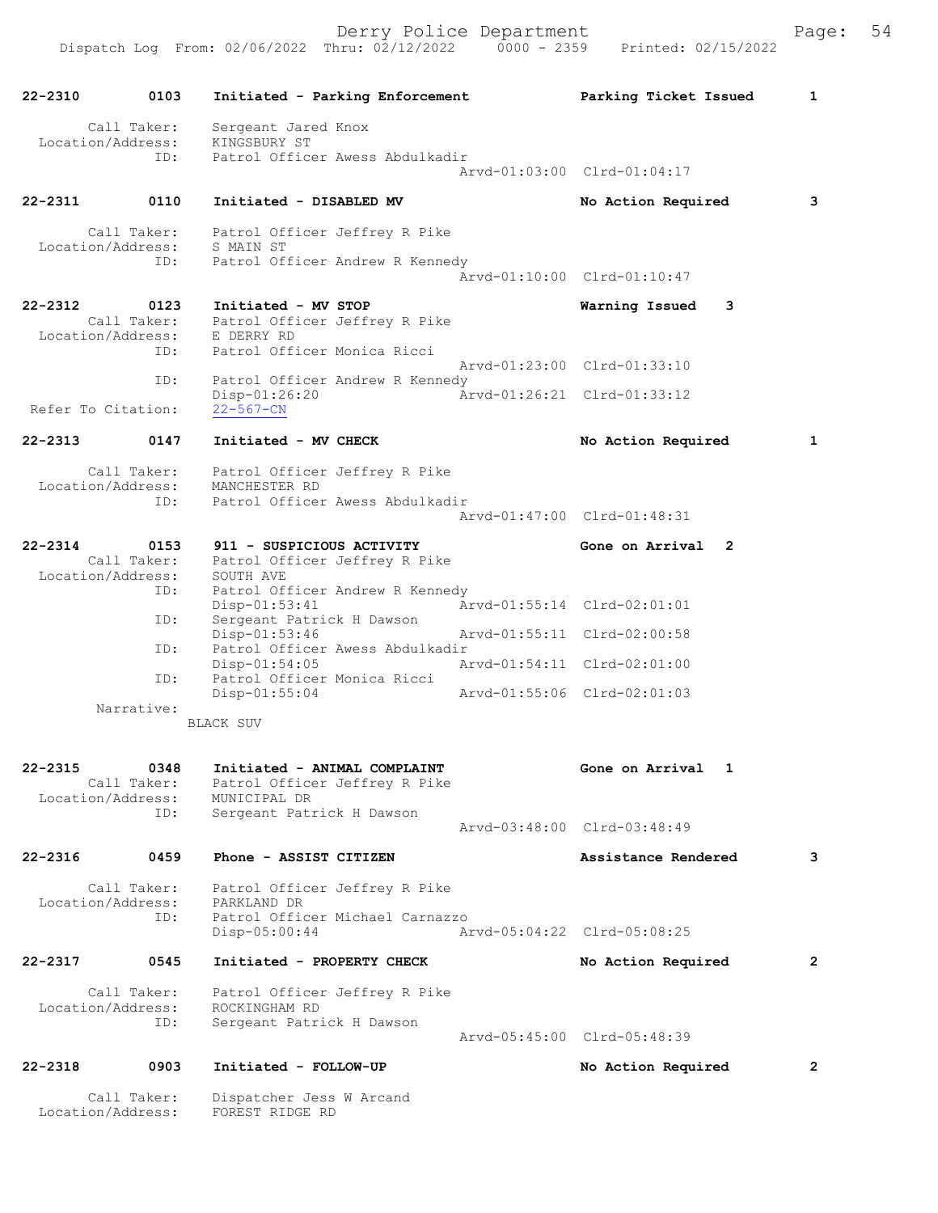Dispatch Log From: 02/06/2022 Thru: 02/12/2022 0000 - 2359 Printed: 02/15/2022

```
22-2310        0103    Initiated - Parking Enforcement          Parking Ticket Issued      1

        Call Taker:    Sergeant Jared Knox
  Location/Address:    KINGSBURY ST
               ID:    Patrol Officer Awess Abdulkadir
                                                Arvd-01:03:00  Clrd-01:04:17

22-2311        0110    Initiated - DISABLED MV                  No Action Required         3

        Call Taker:    Patrol Officer Jeffrey R Pike
  Location/Address:    S MAIN ST
               ID:    Patrol Officer Andrew R Kennedy
                                                Arvd-01:10:00  Clrd-01:10:47

22-2312        0123    Initiated - MV STOP                      Warning Issued    3
        Call Taker:    Patrol Officer Jeffrey R Pike
  Location/Address:    E DERRY RD
               ID:    Patrol Officer Monica Ricci
                                                Arvd-01:23:00  Clrd-01:33:10
               ID:    Patrol Officer Andrew R Kennedy
                      Disp-01:26:20             Arvd-01:26:21  Clrd-01:33:12
 Refer To Citation:    22-567-CN

22-2313        0147    Initiated - MV CHECK                     No Action Required         1

        Call Taker:    Patrol Officer Jeffrey R Pike
  Location/Address:    MANCHESTER RD
               ID:    Patrol Officer Awess Abdulkadir
                                                Arvd-01:47:00  Clrd-01:48:31

22-2314        0153    911 - SUSPICIOUS ACTIVITY                Gone on Arrival   2
        Call Taker:    Patrol Officer Jeffrey R Pike
  Location/Address:    SOUTH AVE
               ID:    Patrol Officer Andrew R Kennedy
                      Disp-01:53:41             Arvd-01:55:14  Clrd-02:01:01
               ID:    Sergeant Patrick H Dawson
                      Disp-01:53:46             Arvd-01:55:11  Clrd-02:00:58
               ID:    Patrol Officer Awess Abdulkadir
                      Disp-01:54:05             Arvd-01:54:11  Clrd-02:01:00
               ID:    Patrol Officer Monica Ricci
                      Disp-01:55:04             Arvd-01:55:06  Clrd-02:01:03
         Narrative:
                   BLACK SUV

22-2315        0348    Initiated - ANIMAL COMPLAINT             Gone on Arrival   1
        Call Taker:    Patrol Officer Jeffrey R Pike
  Location/Address:    MUNICIPAL DR
               ID:    Sergeant Patrick H Dawson
                                                Arvd-03:48:00  Clrd-03:48:49

22-2316        0459    Phone - ASSIST CITIZEN                   Assistance Rendered        3

        Call Taker:    Patrol Officer Jeffrey R Pike
  Location/Address:    PARKLAND DR
               ID:    Patrol Officer Michael Carnazzo
                      Disp-05:00:44             Arvd-05:04:22  Clrd-05:08:25

22-2317        0545    Initiated - PROPERTY CHECK               No Action Required         2

        Call Taker:    Patrol Officer Jeffrey R Pike
  Location/Address:    ROCKINGHAM RD
               ID:    Sergeant Patrick H Dawson
                                                Arvd-05:45:00  Clrd-05:48:39

22-2318        0903    Initiated - FOLLOW-UP                    No Action Required         2

        Call Taker:    Dispatcher Jess W Arcand
  Location/Address:    FOREST RIDGE RD
```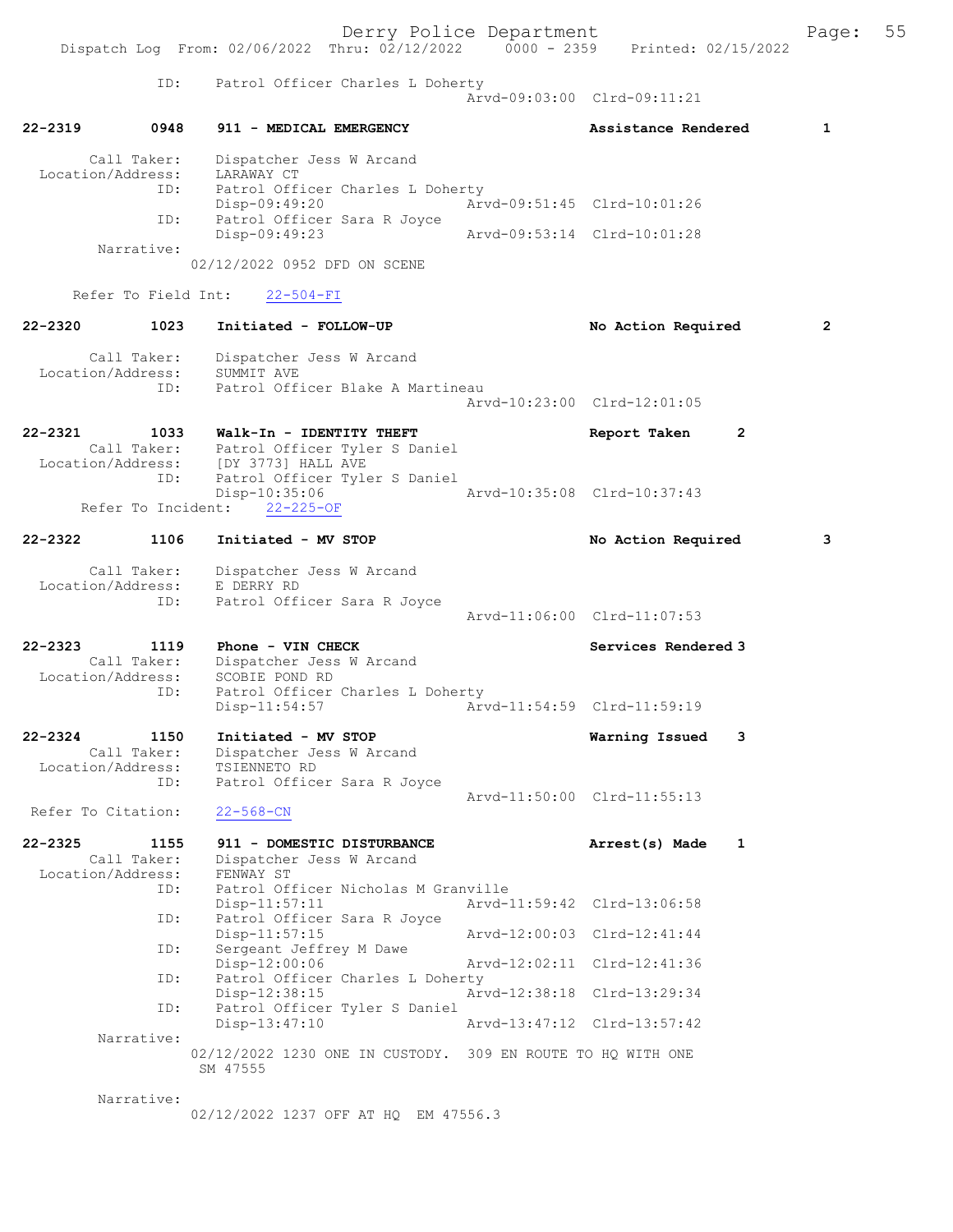ID: Patrol Officer Charles L Doherty
Arvd-09:03:00 Clrd-09:11:21

**22-2319 0948 911 - MEDICAL EMERGENCY Assistance Rendered 1**

Call Taker: Dispatcher Jess W Arcand
Location/Address: LARAWAY CT
ID: Patrol Officer Charles L Doherty
Disp-09:49:20 Arvd-09:51:45 Clrd-10:01:26
ID: Patrol Officer Sara R Joyce
Disp-09:49:23 Arvd-09:53:14 Clrd-10:01:28
Narrative:
02/12/2022 0952 DFD ON SCENE

Refer To Field Int: 22-504-FI

**22-2320 1023 Initiated - FOLLOW-UP No Action Required 2**

Call Taker: Dispatcher Jess W Arcand
Location/Address: SUMMIT AVE
ID: Patrol Officer Blake A Martineau
Arvd-10:23:00 Clrd-12:01:05

**22-2321 1033 Walk-In - IDENTITY THEFT Report Taken 2**
Call Taker: Patrol Officer Tyler S Daniel
Location/Address: [DY 3773] HALL AVE
ID: Patrol Officer Tyler S Daniel
Disp-10:35:06 Arvd-10:35:08 Clrd-10:37:43
Refer To Incident: 22-225-OF

**22-2322 1106 Initiated - MV STOP No Action Required 3**

Call Taker: Dispatcher Jess W Arcand
Location/Address: E DERRY RD
ID: Patrol Officer Sara R Joyce
Arvd-11:06:00 Clrd-11:07:53

**22-2323 1119 Phone - VIN CHECK Services Rendered 3**
Call Taker: Dispatcher Jess W Arcand
Location/Address: SCOBIE POND RD
ID: Patrol Officer Charles L Doherty
Disp-11:54:57 Arvd-11:54:59 Clrd-11:59:19

**22-2324 1150 Initiated - MV STOP Warning Issued 3**
Call Taker: Dispatcher Jess W Arcand
Location/Address: TSIENNETO RD
ID: Patrol Officer Sara R Joyce
Arvd-11:50:00 Clrd-11:55:13
Refer To Citation: 22-568-CN

**22-2325 1155 911 - DOMESTIC DISTURBANCE Arrest(s) Made 1**
Call Taker: Dispatcher Jess W Arcand
Location/Address: FENWAY ST
ID: Patrol Officer Nicholas M Granville
Disp-11:57:11 Arvd-11:59:42 Clrd-13:06:58
ID: Patrol Officer Sara R Joyce
Disp-11:57:15 Arvd-12:00:03 Clrd-12:41:44
ID: Sergeant Jeffrey M Dawe
Disp-12:00:06 Arvd-12:02:11 Clrd-12:41:36
ID: Patrol Officer Charles L Doherty
Disp-12:38:15 Arvd-12:38:18 Clrd-13:29:34
ID: Patrol Officer Tyler S Daniel
Disp-13:47:10 Arvd-13:47:12 Clrd-13:57:42
Narrative:
02/12/2022 1230 ONE IN CUSTODY. 309 EN ROUTE TO HQ WITH ONE SM 47555

Narrative:
02/12/2022 1237 OFF AT HQ EM 47556.3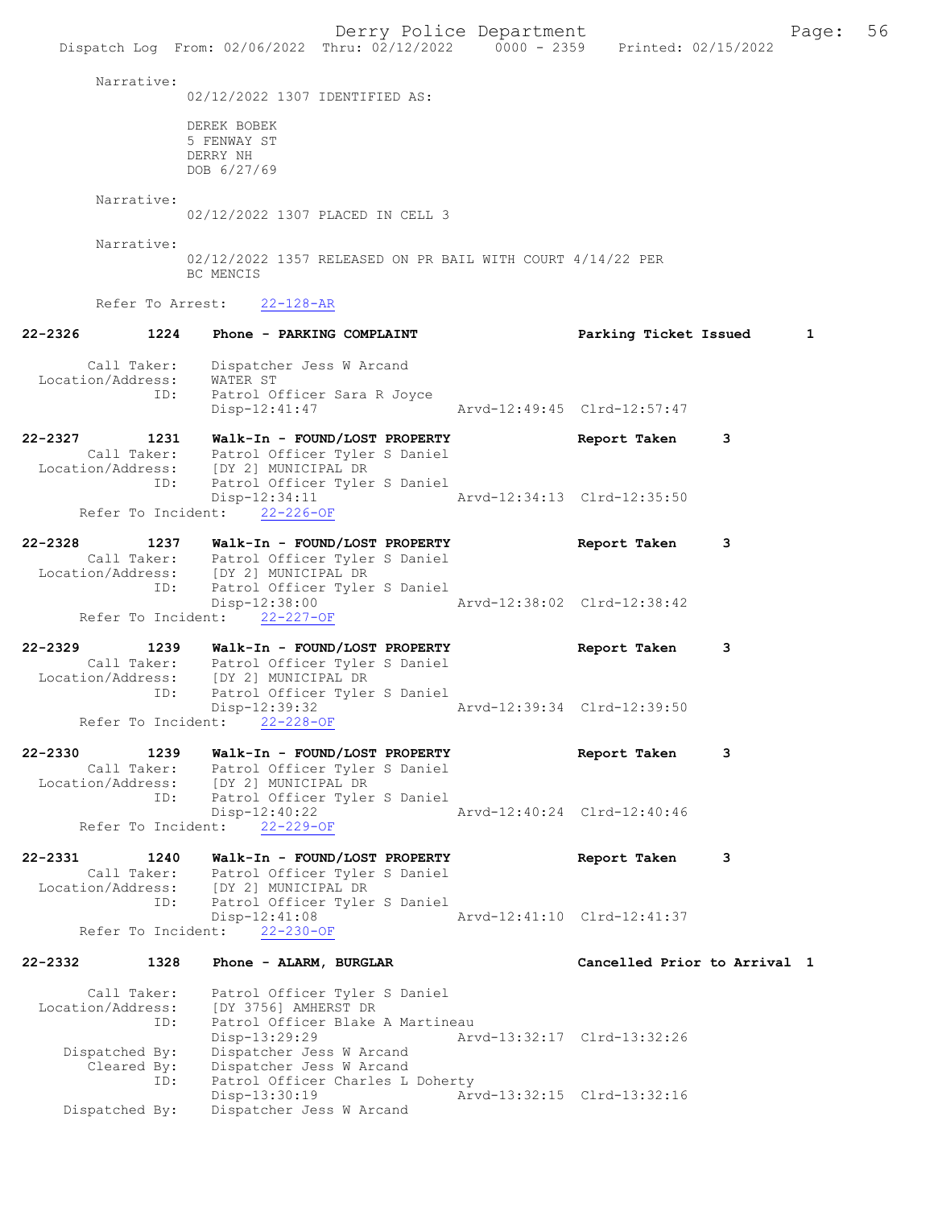Narrative:
02/12/2022 1307 IDENTIFIED AS:

DEREK BOBEK
5 FENWAY ST
DERRY NH
DOB 6/27/69

Narrative:
02/12/2022 1307 PLACED IN CELL 3

Narrative:
02/12/2022 1357 RELEASED ON PR BAIL WITH COURT 4/14/22 PER BC MENCIS

Refer To Arrest: 22-128-AR

**22-2326 1224 Phone - PARKING COMPLAINT — Parking Ticket Issued 1**

Call Taker: Dispatcher Jess W Arcand
Location/Address: WATER ST
ID: Patrol Officer Sara R Joyce
Disp-12:41:47 Arvd-12:49:45 Clrd-12:57:47

**22-2327 1231 Walk-In - FOUND/LOST PROPERTY — Report Taken 3**

Call Taker: Patrol Officer Tyler S Daniel
Location/Address: [DY 2] MUNICIPAL DR
ID: Patrol Officer Tyler S Daniel
Disp-12:34:11 Arvd-12:34:13 Clrd-12:35:50
Refer To Incident: 22-226-OF

**22-2328 1237 Walk-In - FOUND/LOST PROPERTY — Report Taken 3**

Call Taker: Patrol Officer Tyler S Daniel
Location/Address: [DY 2] MUNICIPAL DR
ID: Patrol Officer Tyler S Daniel
Disp-12:38:00 Arvd-12:38:02 Clrd-12:38:42
Refer To Incident: 22-227-OF

**22-2329 1239 Walk-In - FOUND/LOST PROPERTY — Report Taken 3**

Call Taker: Patrol Officer Tyler S Daniel
Location/Address: [DY 2] MUNICIPAL DR
ID: Patrol Officer Tyler S Daniel
Disp-12:39:32 Arvd-12:39:34 Clrd-12:39:50
Refer To Incident: 22-228-OF

**22-2330 1239 Walk-In - FOUND/LOST PROPERTY — Report Taken 3**

Call Taker: Patrol Officer Tyler S Daniel
Location/Address: [DY 2] MUNICIPAL DR
ID: Patrol Officer Tyler S Daniel
Disp-12:40:22 Arvd-12:40:24 Clrd-12:40:46
Refer To Incident: 22-229-OF

**22-2331 1240 Walk-In - FOUND/LOST PROPERTY — Report Taken 3**

Call Taker: Patrol Officer Tyler S Daniel
Location/Address: [DY 2] MUNICIPAL DR
ID: Patrol Officer Tyler S Daniel
Disp-12:41:08 Arvd-12:41:10 Clrd-12:41:37
Refer To Incident: 22-230-OF

**22-2332 1328 Phone - ALARM, BURGLAR — Cancelled Prior to Arrival 1**

Call Taker: Patrol Officer Tyler S Daniel
Location/Address: [DY 3756] AMHERST DR
ID: Patrol Officer Blake A Martineau
Disp-13:29:29 Arvd-13:32:17 Clrd-13:32:26
Dispatched By: Dispatcher Jess W Arcand
Cleared By: Dispatcher Jess W Arcand
ID: Patrol Officer Charles L Doherty
Disp-13:30:19 Arvd-13:32:15 Clrd-13:32:16
Dispatched By: Dispatcher Jess W Arcand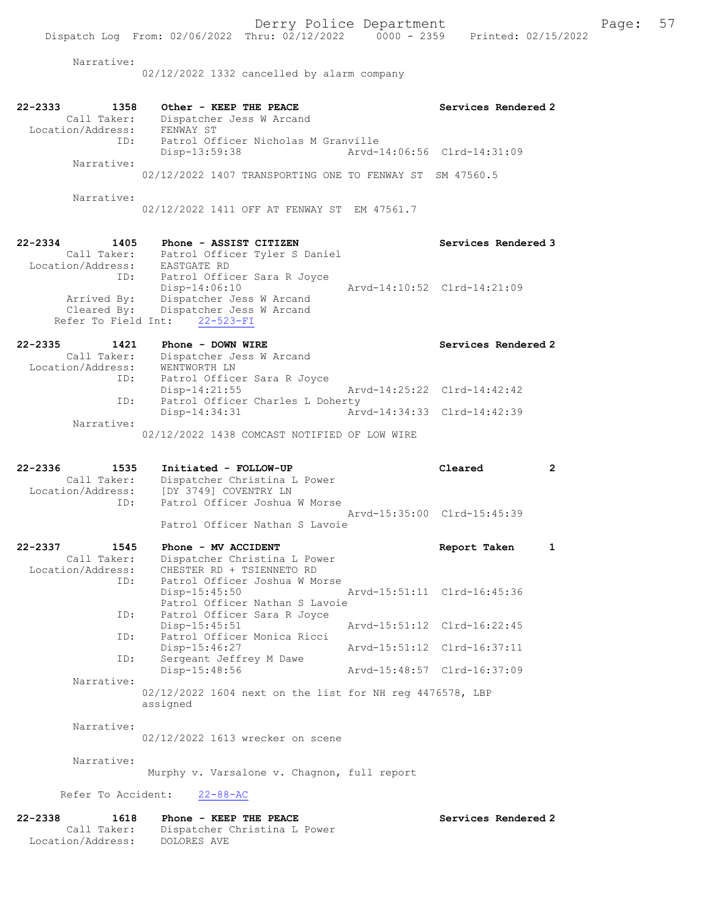Narrative:
02/12/2022 1332 cancelled by alarm company

```
22-2333        1358    Other - KEEP THE PEACE                    Services Rendered 2
        Call Taker:    Dispatcher Jess W Arcand
  Location/Address:    FENWAY ST
               ID:     Patrol Officer Nicholas M Granville
                       Disp-13:59:38               Arvd-14:06:56  Clrd-14:31:09
        Narrative:
                       02/12/2022 1407 TRANSPORTING ONE TO FENWAY ST  SM 47560.5

        Narrative:
                       02/12/2022 1411 OFF AT FENWAY ST  EM 47561.7

22-2334        1405    Phone - ASSIST CITIZEN                    Services Rendered 3
        Call Taker:    Patrol Officer Tyler S Daniel
  Location/Address:    EASTGATE RD
               ID:     Patrol Officer Sara R Joyce
                       Disp-14:06:10               Arvd-14:10:52  Clrd-14:21:09
       Arrived By:     Dispatcher Jess W Arcand
       Cleared By:     Dispatcher Jess W Arcand
   Refer To Field Int:    22-523-FI

22-2335        1421    Phone - DOWN WIRE                         Services Rendered 2
        Call Taker:    Dispatcher Jess W Arcand
  Location/Address:    WENTWORTH LN
               ID:     Patrol Officer Sara R Joyce
                       Disp-14:21:55               Arvd-14:25:22  Clrd-14:42:42
               ID:     Patrol Officer Charles L Doherty
                       Disp-14:34:31               Arvd-14:34:33  Clrd-14:42:39
        Narrative:
                       02/12/2022 1438 COMCAST NOTIFIED OF LOW WIRE

22-2336        1535    Initiated - FOLLOW-UP                     Cleared         2
        Call Taker:    Dispatcher Christina L Power
  Location/Address:    [DY 3749] COVENTRY LN
               ID:     Patrol Officer Joshua W Morse
                                                   Arvd-15:35:00  Clrd-15:45:39
                       Patrol Officer Nathan S Lavoie

22-2337        1545    Phone - MV ACCIDENT                       Report Taken    1
        Call Taker:    Dispatcher Christina L Power
  Location/Address:    CHESTER RD + TSIENNETO RD
               ID:     Patrol Officer Joshua W Morse
                       Disp-15:45:50               Arvd-15:51:11  Clrd-16:45:36
                       Patrol Officer Nathan S Lavoie
               ID:     Patrol Officer Sara R Joyce
                       Disp-15:45:51               Arvd-15:51:12  Clrd-16:22:45
               ID:     Patrol Officer Monica Ricci
                       Disp-15:46:27               Arvd-15:51:12  Clrd-16:37:11
               ID:     Sergeant Jeffrey M Dawe
                       Disp-15:48:56               Arvd-15:48:57  Clrd-16:37:09
        Narrative:
                       02/12/2022 1604 next on the list for NH reg 4476578, LBP
                       assigned

        Narrative:
                       02/12/2022 1613 wrecker on scene

        Narrative:
                        Murphy v. Varsalone v. Chagnon, full report

      Refer To Accident:    22-88-AC

22-2338        1618    Phone - KEEP THE PEACE                    Services Rendered 2
        Call Taker:    Dispatcher Christina L Power
  Location/Address:    DOLORES AVE
```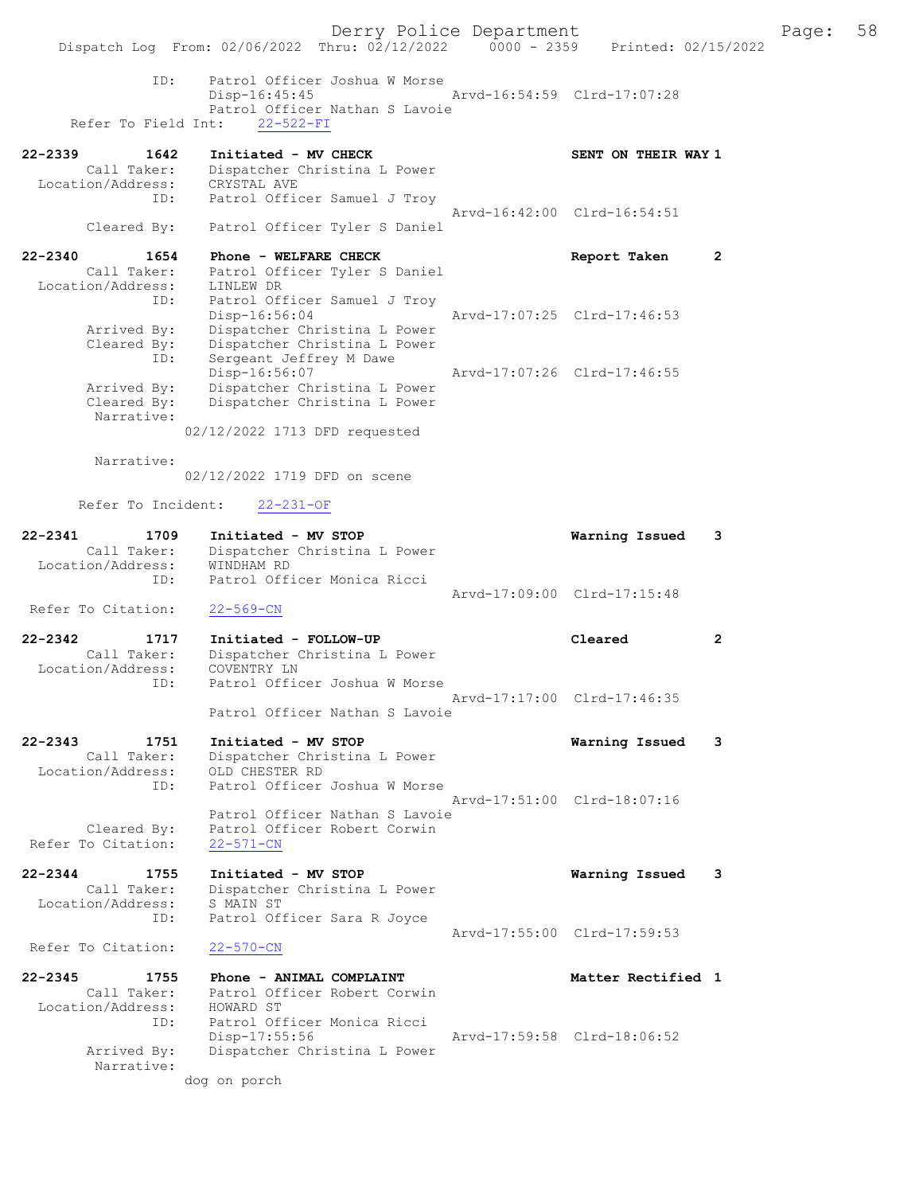```
            ID:     Patrol Officer Joshua W Morse
                    Disp-16:45:45                Arvd-16:54:59  Clrd-17:07:28
                    Patrol Officer Nathan S Lavoie
    Refer To Field Int:    22-522-FI

22-2339        1642    Initiated - MV CHECK                        SENT ON THEIR WAY 1
         Call Taker:    Dispatcher Christina L Power
   Location/Address:    CRYSTAL AVE
                ID:     Patrol Officer Samuel J Troy
                                                 Arvd-16:42:00  Clrd-16:54:51
         Cleared By:    Patrol Officer Tyler S Daniel

22-2340        1654    Phone - WELFARE CHECK                       Report Taken      2
         Call Taker:    Patrol Officer Tyler S Daniel
   Location/Address:    LINLEW DR
                ID:     Patrol Officer Samuel J Troy
                        Disp-16:56:04            Arvd-17:07:25  Clrd-17:46:53
         Arrived By:    Dispatcher Christina L Power
         Cleared By:    Dispatcher Christina L Power
                ID:     Sergeant Jeffrey M Dawe
                        Disp-16:56:07            Arvd-17:07:26  Clrd-17:46:55
         Arrived By:    Dispatcher Christina L Power
         Cleared By:    Dispatcher Christina L Power
          Narrative:
                    02/12/2022 1713 DFD requested

          Narrative:
                    02/12/2022 1719 DFD on scene

      Refer To Incident:    22-231-OF

22-2341        1709    Initiated - MV STOP                         Warning Issued    3
         Call Taker:    Dispatcher Christina L Power
   Location/Address:    WINDHAM RD
                ID:     Patrol Officer Monica Ricci
                                                 Arvd-17:09:00  Clrd-17:15:48
  Refer To Citation:    22-569-CN

22-2342        1717    Initiated - FOLLOW-UP                       Cleared           2
         Call Taker:    Dispatcher Christina L Power
   Location/Address:    COVENTRY LN
                ID:     Patrol Officer Joshua W Morse
                                                 Arvd-17:17:00  Clrd-17:46:35
                        Patrol Officer Nathan S Lavoie

22-2343        1751    Initiated - MV STOP                         Warning Issued    3
         Call Taker:    Dispatcher Christina L Power
   Location/Address:    OLD CHESTER RD
                ID:     Patrol Officer Joshua W Morse
                                                 Arvd-17:51:00  Clrd-18:07:16
                        Patrol Officer Nathan S Lavoie
         Cleared By:    Patrol Officer Robert Corwin
  Refer To Citation:    22-571-CN

22-2344        1755    Initiated - MV STOP                         Warning Issued    3
         Call Taker:    Dispatcher Christina L Power
   Location/Address:    S MAIN ST
                ID:     Patrol Officer Sara R Joyce
                                                 Arvd-17:55:00  Clrd-17:59:53
  Refer To Citation:    22-570-CN

22-2345        1755    Phone - ANIMAL COMPLAINT                    Matter Rectified 1
         Call Taker:    Patrol Officer Robert Corwin
   Location/Address:    HOWARD ST
                ID:     Patrol Officer Monica Ricci
                        Disp-17:55:56            Arvd-17:59:58  Clrd-18:06:52
         Arrived By:    Dispatcher Christina L Power
          Narrative:
                    dog on porch
```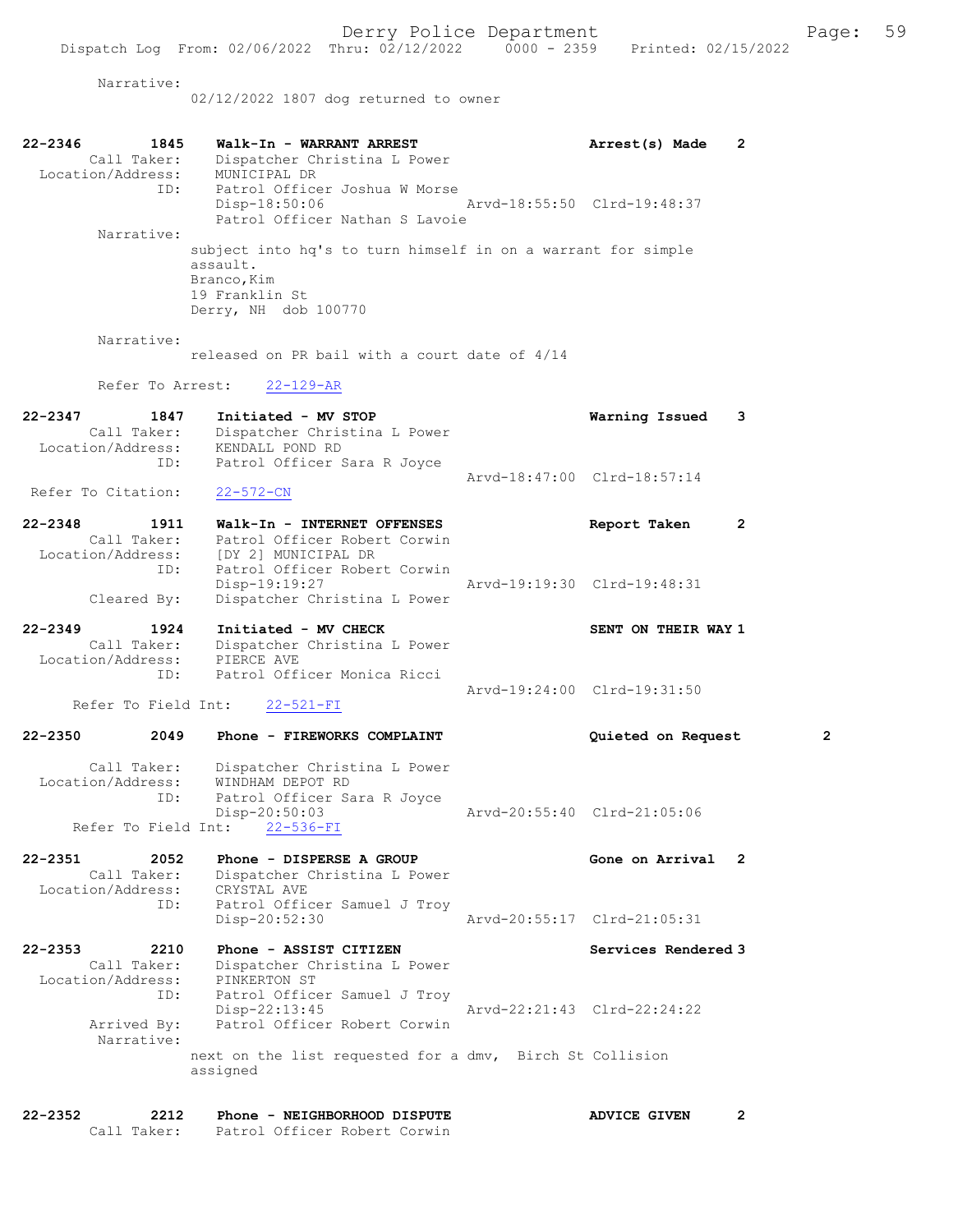Narrative:
02/12/2022 1807 dog returned to owner

**22-2346 1845 Walk-In - WARRANT ARREST** — **Arrest(s) Made 2**

Call Taker: Dispatcher Christina L Power
Location/Address: MUNICIPAL DR
ID: Patrol Officer Joshua W Morse
Disp-18:50:06 Arvd-18:55:50 Clrd-19:48:37
Patrol Officer Nathan S Lavoie

Narrative:
subject into hq's to turn himself in on a warrant for simple assault.
Branco,Kim
19 Franklin St
Derry, NH dob 100770

Narrative:
released on PR bail with a court date of 4/14

Refer To Arrest: 22-129-AR

**22-2347 1847 Initiated - MV STOP** — **Warning Issued 3**

Call Taker: Dispatcher Christina L Power
Location/Address: KENDALL POND RD
ID: Patrol Officer Sara R Joyce
Arvd-18:47:00 Clrd-18:57:14
Refer To Citation: 22-572-CN

**22-2348 1911 Walk-In - INTERNET OFFENSES** — **Report Taken 2**

Call Taker: Patrol Officer Robert Corwin
Location/Address: [DY 2] MUNICIPAL DR
ID: Patrol Officer Robert Corwin
Disp-19:19:27 Arvd-19:19:30 Clrd-19:48:31
Cleared By: Dispatcher Christina L Power

**22-2349 1924 Initiated - MV CHECK** — **SENT ON THEIR WAY 1**

Call Taker: Dispatcher Christina L Power
Location/Address: PIERCE AVE
ID: Patrol Officer Monica Ricci
Arvd-19:24:00 Clrd-19:31:50
Refer To Field Int: 22-521-FI

**22-2350 2049 Phone - FIREWORKS COMPLAINT** — **Quieted on Request 2**

Call Taker: Dispatcher Christina L Power
Location/Address: WINDHAM DEPOT RD
ID: Patrol Officer Sara R Joyce
Disp-20:50:03 Arvd-20:55:40 Clrd-21:05:06
Refer To Field Int: 22-536-FI

**22-2351 2052 Phone - DISPERSE A GROUP** — **Gone on Arrival 2**

Call Taker: Dispatcher Christina L Power
Location/Address: CRYSTAL AVE
ID: Patrol Officer Samuel J Troy
Disp-20:52:30 Arvd-20:55:17 Clrd-21:05:31

**22-2353 2210 Phone - ASSIST CITIZEN** — **Services Rendered 3**

Call Taker: Dispatcher Christina L Power
Location/Address: PINKERTON ST
ID: Patrol Officer Samuel J Troy
Disp-22:13:45 Arvd-22:21:43 Clrd-22:24:22
Arrived By: Patrol Officer Robert Corwin

Narrative:
next on the list requested for a dmv, Birch St Collision assigned

**22-2352 2212 Phone - NEIGHBORHOOD DISPUTE** — **ADVICE GIVEN 2**

Call Taker: Patrol Officer Robert Corwin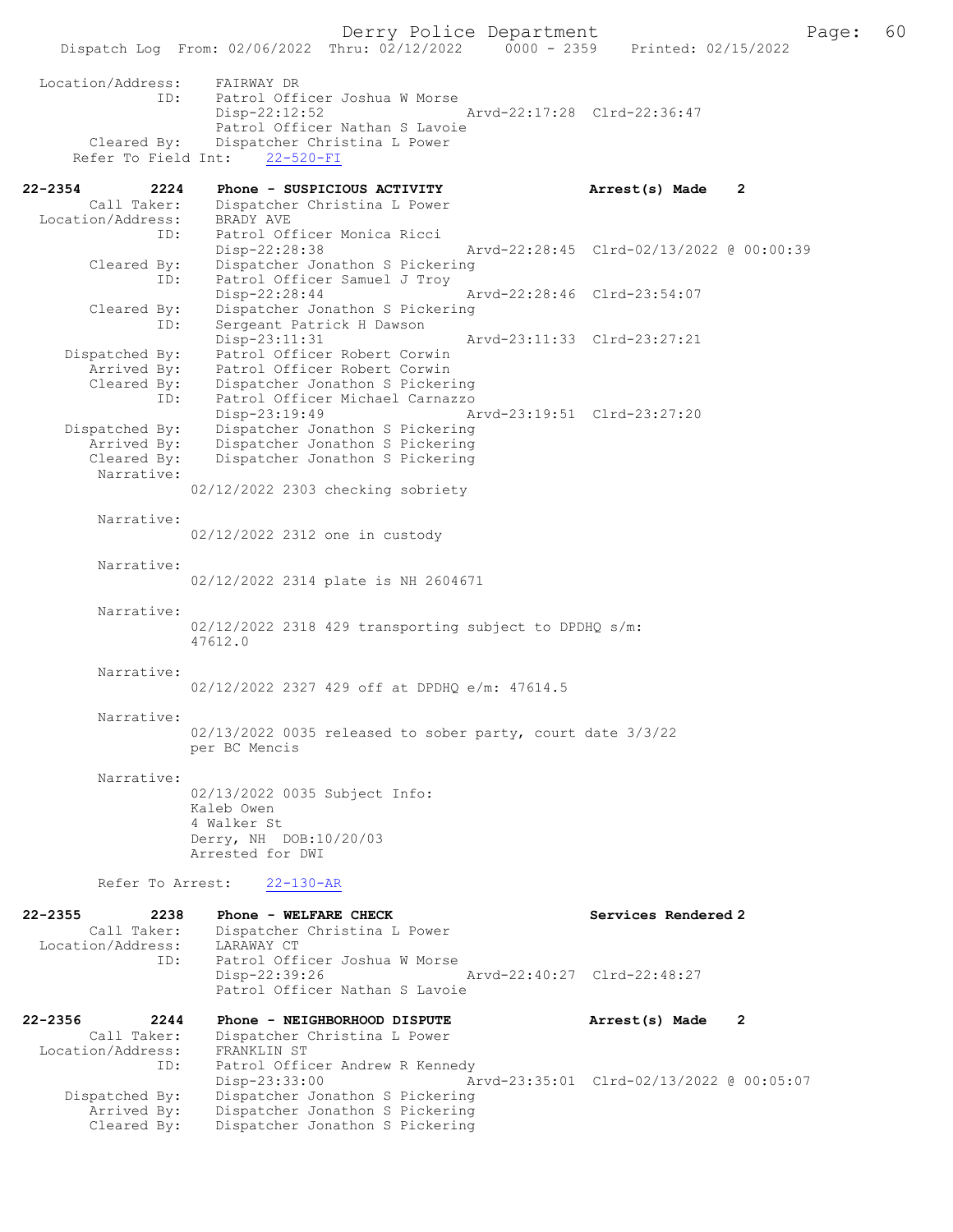```
 Location/Address:     FAIRWAY DR
               ID:     Patrol Officer Joshua W Morse
                       Disp-22:12:52                 Arvd-22:17:28  Clrd-22:36:47
                       Patrol Officer Nathan S Lavoie
      Cleared By:      Dispatcher Christina L Power
   Refer To Field Int:    22-520-FI

22-2354        2224    Phone - SUSPICIOUS ACTIVITY                Arrest(s) Made    2
       Call Taker:     Dispatcher Christina L Power
 Location/Address:     BRADY AVE
               ID:     Patrol Officer Monica Ricci
                       Disp-22:28:38                 Arvd-22:28:45  Clrd-02/13/2022 @ 00:00:39
      Cleared By:      Dispatcher Jonathon S Pickering
               ID:     Patrol Officer Samuel J Troy
                       Disp-22:28:44                 Arvd-22:28:46  Clrd-23:54:07
      Cleared By:      Dispatcher Jonathon S Pickering
               ID:     Sergeant Patrick H Dawson
                       Disp-23:11:31                 Arvd-23:11:33  Clrd-23:27:21
    Dispatched By:     Patrol Officer Robert Corwin
       Arrived By:     Patrol Officer Robert Corwin
      Cleared By:      Dispatcher Jonathon S Pickering
               ID:     Patrol Officer Michael Carnazzo
                       Disp-23:19:49                 Arvd-23:19:51  Clrd-23:27:20
    Dispatched By:     Dispatcher Jonathon S Pickering
       Arrived By:     Dispatcher Jonathon S Pickering
      Cleared By:      Dispatcher Jonathon S Pickering
        Narrative:
                   02/12/2022 2303 checking sobriety

        Narrative:
                   02/12/2022 2312 one in custody

        Narrative:
                   02/12/2022 2314 plate is NH 2604671

        Narrative:
                   02/12/2022 2318 429 transporting subject to DPDHQ s/m:
                   47612.0

        Narrative:
                   02/12/2022 2327 429 off at DPDHQ e/m: 47614.5

        Narrative:
                   02/13/2022 0035 released to sober party, court date 3/3/22
                   per BC Mencis

        Narrative:
                   02/13/2022 0035 Subject Info:
                   Kaleb Owen
                   4 Walker St
                   Derry, NH  DOB:10/20/03
                   Arrested for DWI

        Refer To Arrest:    22-130-AR

22-2355        2238    Phone - WELFARE CHECK                      Services Rendered 2
       Call Taker:     Dispatcher Christina L Power
 Location/Address:     LARAWAY CT
               ID:     Patrol Officer Joshua W Morse
                       Disp-22:39:26                 Arvd-22:40:27  Clrd-22:48:27
                       Patrol Officer Nathan S Lavoie

22-2356        2244    Phone - NEIGHBORHOOD DISPUTE               Arrest(s) Made    2
       Call Taker:     Dispatcher Christina L Power
 Location/Address:     FRANKLIN ST
               ID:     Patrol Officer Andrew R Kennedy
                       Disp-23:33:00                 Arvd-23:35:01  Clrd-02/13/2022 @ 00:05:07
    Dispatched By:     Dispatcher Jonathon S Pickering
       Arrived By:     Dispatcher Jonathon S Pickering
      Cleared By:      Dispatcher Jonathon S Pickering
```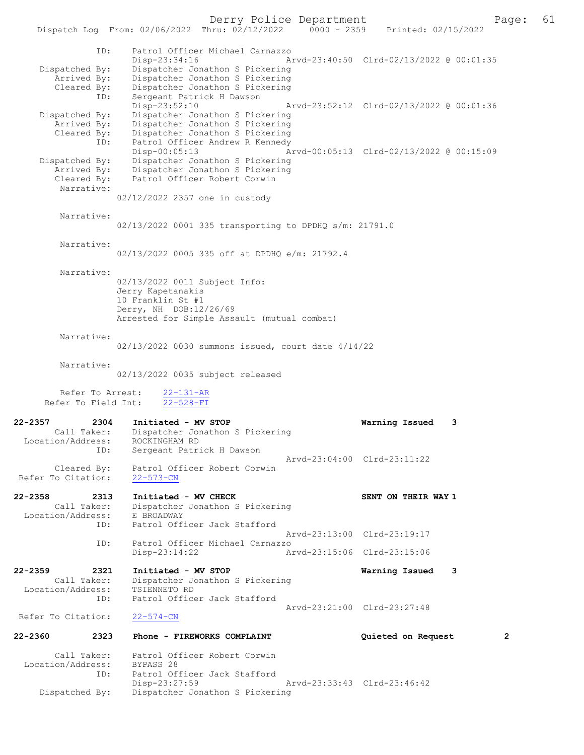ID: Patrol Officer Michael Carnazzo
Disp-23:34:16 Arvd-23:40:50 Clrd-02/13/2022 @ 00:01:35
Dispatched By: Dispatcher Jonathon S Pickering
Arrived By: Dispatcher Jonathon S Pickering
Cleared By: Dispatcher Jonathon S Pickering
ID: Sergeant Patrick H Dawson
Disp-23:52:10 Arvd-23:52:12 Clrd-02/13/2022 @ 00:01:36
Dispatched By: Dispatcher Jonathon S Pickering
Arrived By: Dispatcher Jonathon S Pickering
Cleared By: Dispatcher Jonathon S Pickering
ID: Patrol Officer Andrew R Kennedy
Disp-00:05:13 Arvd-00:05:13 Clrd-02/13/2022 @ 00:15:09
Dispatched By: Dispatcher Jonathon S Pickering
Arrived By: Dispatcher Jonathon S Pickering
Cleared By: Patrol Officer Robert Corwin
Narrative:
02/12/2022 2357 one in custody

Narrative:
02/13/2022 0001 335 transporting to DPDHQ s/m: 21791.0

Narrative:
02/13/2022 0005 335 off at DPDHQ e/m: 21792.4

Narrative:
02/13/2022 0011 Subject Info:
Jerry Kapetanakis
10 Franklin St #1
Derry, NH DOB:12/26/69
Arrested for Simple Assault (mutual combat)

Narrative:
02/13/2022 0030 summons issued, court date 4/14/22

Narrative:
02/13/2022 0035 subject released

Refer To Arrest: 22-131-AR
Refer To Field Int: 22-528-FI

**22-2357 2304 Initiated - MV STOP Warning Issued 3**
Call Taker: Dispatcher Jonathon S Pickering
Location/Address: ROCKINGHAM RD
ID: Sergeant Patrick H Dawson
Arvd-23:04:00 Clrd-23:11:22
Cleared By: Patrol Officer Robert Corwin
Refer To Citation: 22-573-CN

**22-2358 2313 Initiated - MV CHECK SENT ON THEIR WAY 1**
Call Taker: Dispatcher Jonathon S Pickering
Location/Address: E BROADWAY
ID: Patrol Officer Jack Stafford
Arvd-23:13:00 Clrd-23:19:17
ID: Patrol Officer Michael Carnazzo
Disp-23:14:22 Arvd-23:15:06 Clrd-23:15:06

**22-2359 2321 Initiated - MV STOP Warning Issued 3**
Call Taker: Dispatcher Jonathon S Pickering
Location/Address: TSIENNETO RD
ID: Patrol Officer Jack Stafford
Arvd-23:21:00 Clrd-23:27:48
Refer To Citation: 22-574-CN

**22-2360 2323 Phone - FIREWORKS COMPLAINT Quieted on Request 2**
Call Taker: Patrol Officer Robert Corwin
Location/Address: BYPASS 28
ID: Patrol Officer Jack Stafford
Disp-23:27:59 Arvd-23:33:43 Clrd-23:46:42
Dispatched By: Dispatcher Jonathon S Pickering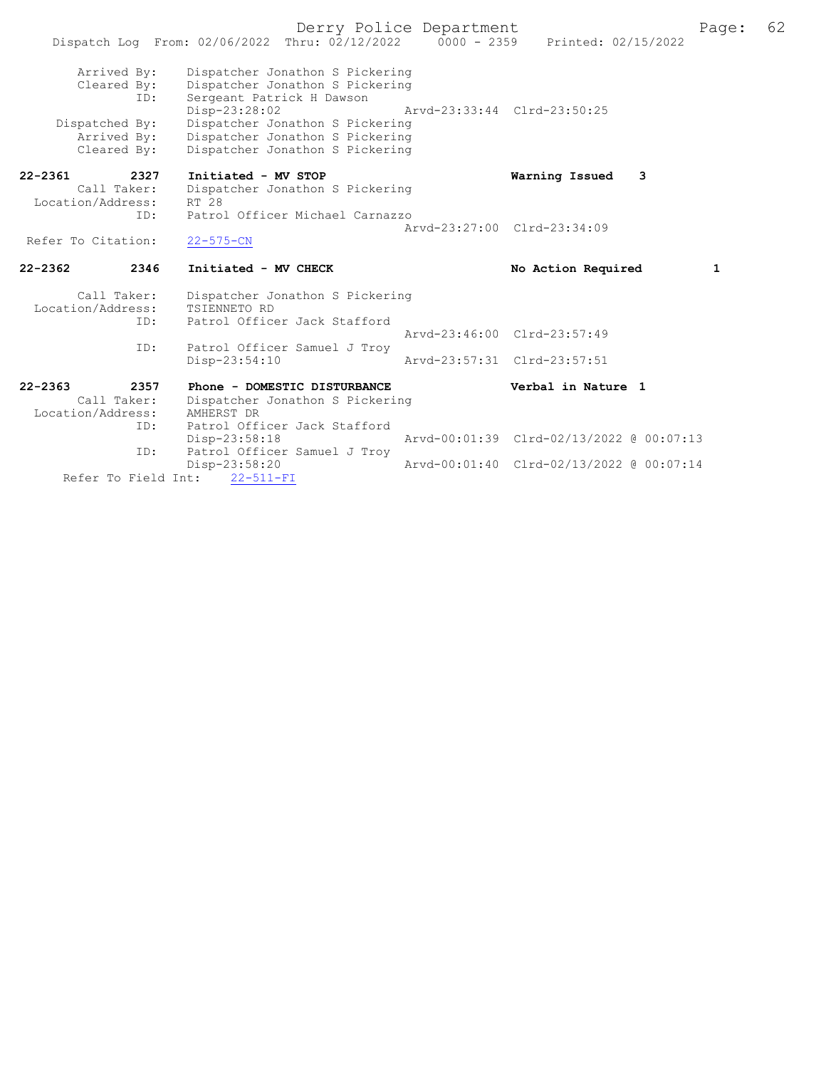Arrived By: Dispatcher Jonathon S Pickering
Cleared By: Dispatcher Jonathon S Pickering
ID: Sergeant Patrick H Dawson
Disp-23:28:02 Arvd-23:33:44 Clrd-23:50:25
Dispatched By: Dispatcher Jonathon S Pickering
Arrived By: Dispatcher Jonathon S Pickering
Cleared By: Dispatcher Jonathon S Pickering

**22-2361 2327 Initiated - MV STOP Warning Issued 3**
Call Taker: Dispatcher Jonathon S Pickering
Location/Address: RT 28
ID: Patrol Officer Michael Carnazzo
Arvd-23:27:00 Clrd-23:34:09
Refer To Citation: 22-575-CN

**22-2362 2346 Initiated - MV CHECK No Action Required 1**
Call Taker: Dispatcher Jonathon S Pickering
Location/Address: TSIENNETO RD
ID: Patrol Officer Jack Stafford
Arvd-23:46:00 Clrd-23:57:49
ID: Patrol Officer Samuel J Troy
Disp-23:54:10 Arvd-23:57:31 Clrd-23:57:51

**22-2363 2357 Phone - DOMESTIC DISTURBANCE Verbal in Nature 1**
Call Taker: Dispatcher Jonathon S Pickering
Location/Address: AMHERST DR
ID: Patrol Officer Jack Stafford
Disp-23:58:18 Arvd-00:01:39 Clrd-02/13/2022 @ 00:07:13
ID: Patrol Officer Samuel J Troy
Disp-23:58:20 Arvd-00:01:40 Clrd-02/13/2022 @ 00:07:14
Refer To Field Int: 22-511-FI